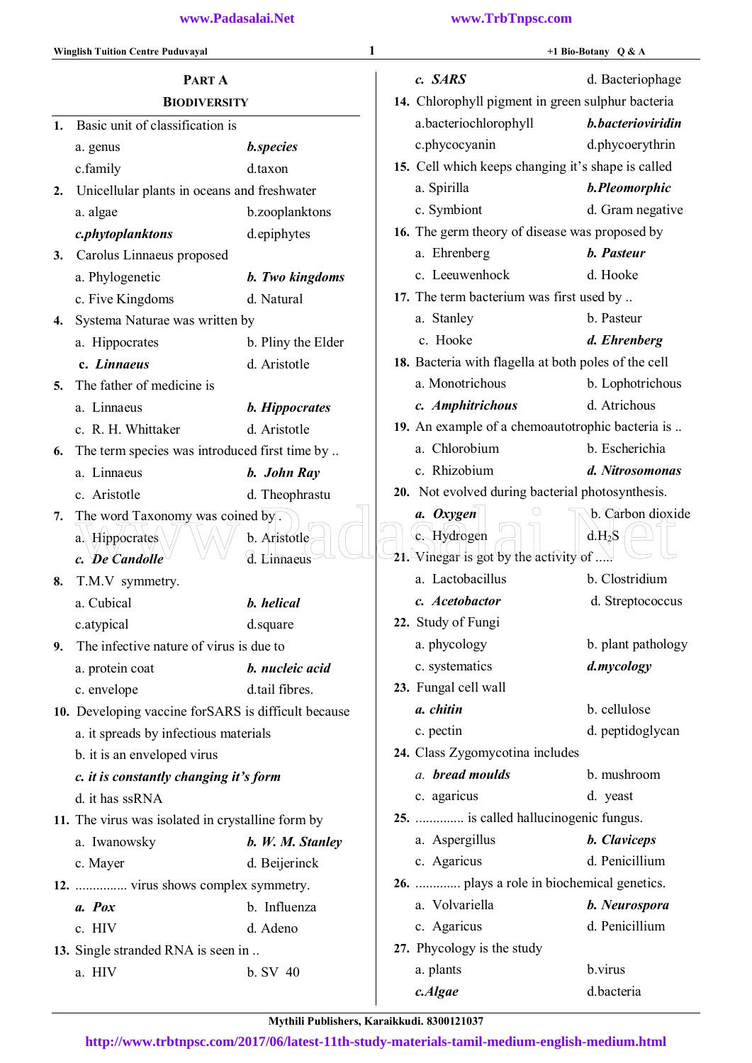# PART A

## BIODIVERSITY

1. Basic unit of classification is
   a. genus **b.species**
   c.family d.taxon

2. Unicellular plants in oceans and freshwater
   a. algae b.zooplanktons
   ***c.phytoplanktons*** d.epiphytes

3. Carolus Linnaeus proposed
   a. Phylogenetic ***b. Two kingdoms***
   c. Five Kingdoms d. Natural

4. Systema Naturae was written by
   a. Hippocrates b. Pliny the Elder
   ***c. Linnaeus*** d. Aristotle

5. The father of medicine is
   a. Linnaeus ***b. Hippocrates***
   c. R. H. Whittaker d. Aristotle

6. The term species was introduced first time by ..
   a. Linnaeus ***b. John Ray***
   c. Aristotle d. Theophrastu

7. The word Taxonomy was coined by .
   a. Hippocrates b. Aristotle
   ***c. De Candolle*** d. Linnaeus

8. T.M.V symmetry.
   a. Cubical ***b. helical***
   c.atypical d.square

9. The infective nature of virus is due to
   a. protein coat ***b. nucleic acid***
   c. envelope d.tail fibres.

10. Developing vaccine forSARS is difficult because
    a. it spreads by infectious materials
    b. it is an enveloped virus
    ***c. it is constantly changing it's form***
    d. it has ssRNA

11. The virus was isolated in crystalline form by
    a. Iwanowsky ***b. W. M. Stanley***
    c. Mayer d. Beijerinck

12. ............... virus shows complex symmetry.
    ***a. Pox*** b. Influenza
    c. HIV d. Adeno

13. Single stranded RNA is seen in ..
    a. HIV b. SV 40
    ***c. SARS*** d. Bacteriophage

14. Chlorophyll pigment in green sulphur bacteria
    a.bacteriochlorophyll ***b.bacterioviridin***
    c.phycocyanin d.phycoerythrin

15. Cell which keeps changing it's shape is called
    a. Spirilla ***b.Pleomorphic***
    c. Symbiont d. Gram negative

16. The germ theory of disease was proposed by
    a. Ehrenberg ***b. Pasteur***
    c. Leeuwenhock d. Hooke

17. The term bacterium was first used by ..
    a. Stanley b. Pasteur
    c. Hooke ***d. Ehrenberg***

18. Bacteria with flagella at both poles of the cell
    a. Monotrichous b. Lophotrichous
    ***c. Amphitrichous*** d. Atrichous

19. An example of a chemoautotrophic bacteria is ..
    a. Chlorobium b. Escherichia
    c. Rhizobium ***d. Nitrosomonas***

20. Not evolved during bacterial photosynthesis.
    ***a. Oxygen*** b. Carbon dioxide
    c. Hydrogen d.$H_2S$

21. Vinegar is got by the activity of .....
    a. Lactobacillus b. Clostridium
    ***c. Acetobactor*** d. Streptococcus

22. Study of Fungi
    a. phycology b. plant pathology
    c. systematics ***d.mycology***

23. Fungal cell wall
    ***a. chitin*** b. cellulose
    c. pectin d. peptidoglycan

24. Class Zygomycotina includes
    ***a. bread moulds*** b. mushroom
    c. agaricus d. yeast

25. .............. is called hallucinogenic fungus.
    a. Aspergillus ***b. Claviceps***
    c. Agaricus d. Penicillium

26. ............ plays a role in biochemical genetics.
    a. Volvariella ***b. Neurospora***
    c. Agaricus d. Penicillium

27. Phycology is the study
    a. plants b.virus
    ***c.Algae*** d.bacteria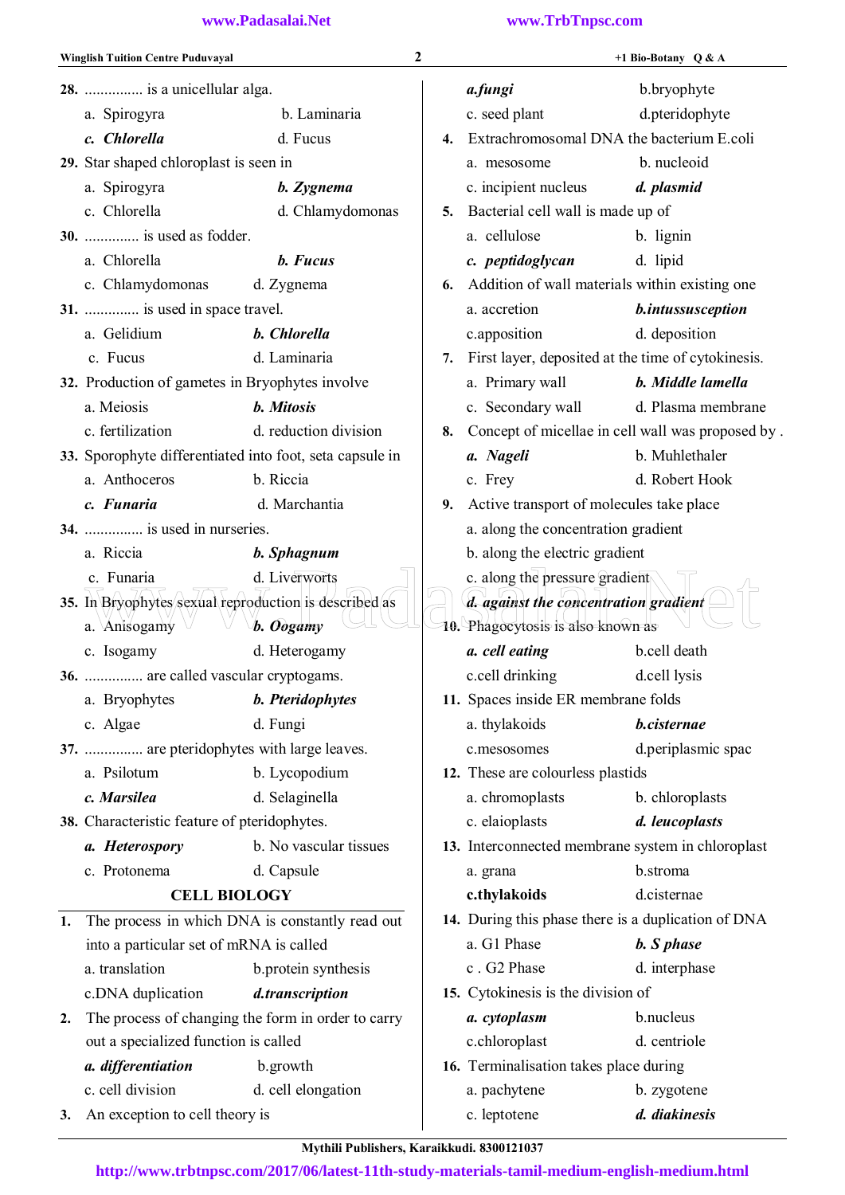**28.** ............... is a unicellular alga.

a. Spirogyra b. Laminaria

***c. Chlorella*** d. Fucus

**29.** Star shaped chloroplast is seen in

a. Spirogyra ***b. Zygnema***

c. Chlorella d. Chlamydomonas

**30.** ............. is used as fodder.

a. Chlorella ***b. Fucus***

c. Chlamydomonas d. Zygnema

**31.** ............. is used in space travel.

a. Gelidium ***b. Chlorella***

c. Fucus d. Laminaria

**32.** Production of gametes in Bryophytes involve

a. Meiosis ***b. Mitosis***

c. fertilization d. reduction division

**33.** Sporophyte differentiated into foot, seta capsule in

a. Anthoceros b. Riccia

***c. Funaria*** d. Marchantia

**34.** ............... is used in nurseries.

a. Riccia ***b. Sphagnum***

c. Funaria d. Liverworts

**35.** In Bryophytes sexual reproduction is described as

a. Anisogamy ***b. Oogamy***

c. Isogamy d. Heterogamy

**36.** ............... are called vascular cryptogams.

a. Bryophytes ***b. Pteridophytes***

c. Algae d. Fungi

**37.** ............... are pteridophytes with large leaves.

a. Psilotum b. Lycopodium

***c. Marsilea*** d. Selaginella

**38.** Characteristic feature of pteridophytes.

***a. Heterospory*** b. No vascular tissues

c. Protonema d. Capsule

## CELL BIOLOGY

**1.** The process in which DNA is constantly read out into a particular set of mRNA is called

a. translation b.protein synthesis

c.DNA duplication ***d.transcription***

**2.** The process of changing the form in order to carry out a specialized function is called

***a. differentiation*** b.growth

c. cell division d. cell elongation

**3.** An exception to cell theory is

***a.fungi*** b.bryophyte

c. seed plant d.pteridophyte

**4.** Extrachromosomal DNA the bacterium E.coli

a. mesosome b. nucleoid

c. incipient nucleus ***d. plasmid***

**5.** Bacterial cell wall is made up of

a. cellulose b. lignin

***c. peptidoglycan*** d. lipid

**6.** Addition of wall materials within existing one

a. accretion ***b.intussusception***

c.apposition d. deposition

**7.** First layer, deposited at the time of cytokinesis.

a. Primary wall ***b. Middle lamella***

c. Secondary wall d. Plasma membrane

**8.** Concept of micellae in cell wall was proposed by .

***a. Nageli*** b. Muhlethaler

c. Frey d. Robert Hook

**9.** Active transport of molecules take place

a. along the concentration gradient

b. along the electric gradient

c. along the pressure gradient

***d. against the concentration gradient***

**10.** Phagocytosis is also known as

***a. cell eating*** b.cell death

c.cell drinking d.cell lysis

**11.** Spaces inside ER membrane folds

a. thylakoids ***b.cisternae***

c.mesosomes d.periplasmic spac

**12.** These are colourless plastids

a. chromoplasts b. chloroplasts

c. elaioplasts ***d. leucoplasts***

**13.** Interconnected membrane system in chloroplast

a. grana b.stroma

**c.thylakoids** d.cisternae

**14.** During this phase there is a duplication of DNA

a. G1 Phase ***b. S phase***

c . G2 Phase d. interphase

**15.** Cytokinesis is the division of

***a. cytoplasm*** b.nucleus

c.chloroplast d. centriole

**16.** Terminalisation takes place during

a. pachytene b. zygotene

c. leptotene ***d. diakinesis***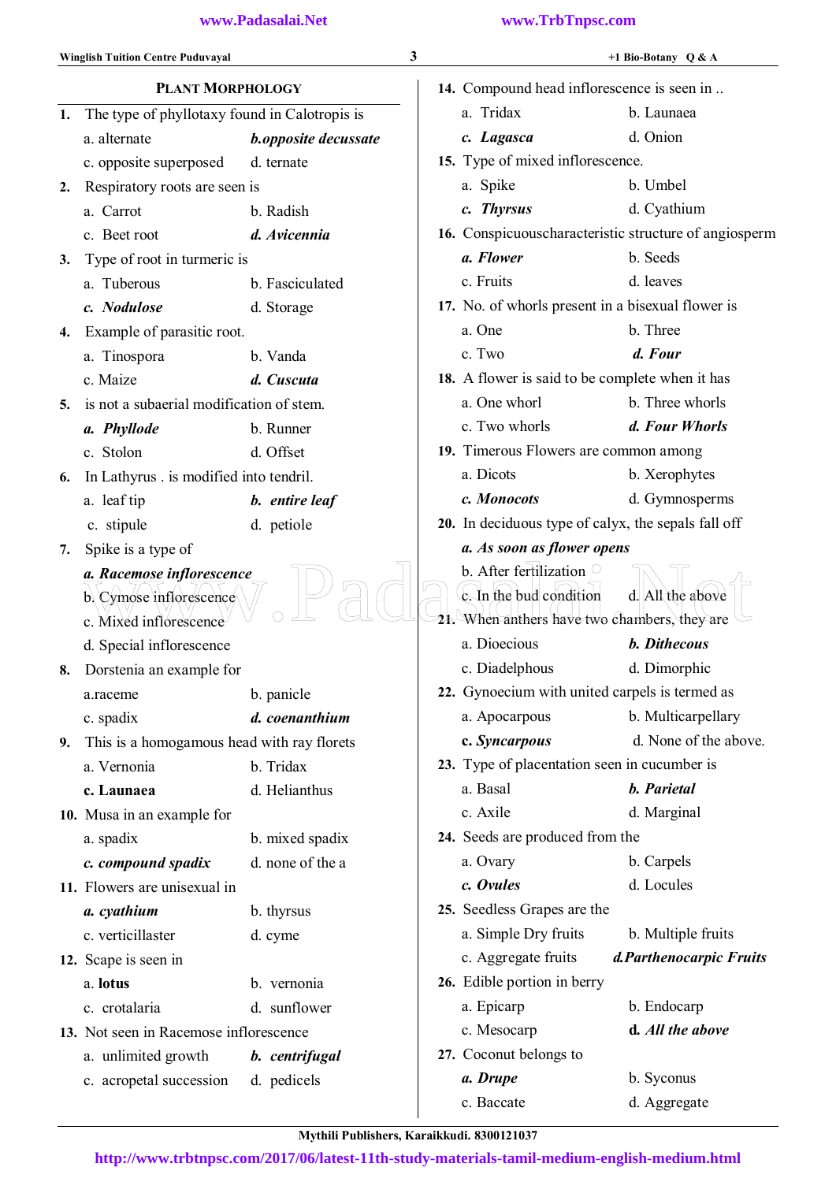## PLANT MORPHOLOGY

1. The type of phyllotaxy found in Calotropis is
   a. alternate  ***b.opposite decussate***
   c. opposite superposed  d. ternate

2. Respiratory roots are seen is
   a. Carrot  b. Radish
   c. Beet root  ***d. Avicennia***

3. Type of root in turmeric is
   a. Tuberous  b. Fasciculated
   ***c. Nodulose***  d. Storage

4. Example of parasitic root.
   a. Tinospora  b. Vanda
   c. Maize  ***d. Cuscuta***

5. is not a subaerial modification of stem.
   ***a. Phyllode***  b. Runner
   c. Stolon  d. Offset

6. In Lathyrus . is modified into tendril.
   a. leaf tip  ***b. entire leaf***
   c. stipule  d. petiole

7. Spike is a type of
   ***a. Racemose inflorescence***
   b. Cymose inflorescence
   c. Mixed inflorescence
   d. Special inflorescence

8. Dorstenia an example for
   a.raceme  b. panicle
   c. spadix  ***d. coenanthium***

9. This is a homogamous head with ray florets
   a. Vernonia  b. Tridax
   **c. Launaea**  d. Helianthus

10. Musa in an example for
    a. spadix  b. mixed spadix
    ***c. compound spadix***  d. none of the a

11. Flowers are unisexual in
    ***a. cyathium***  b. thyrsus
    c. verticillaster  d. cyme

12. Scape is seen in
    a. **lotus**  b. vernonia
    c. crotalaria  d. sunflower

13. Not seen in Racemose inflorescence
    a. unlimited growth  ***b. centrifugal***
    c. acropetal succession  d. pedicels

14. Compound head inflorescence is seen in ..
    a. Tridax  b. Launaea
    ***c. Lagasca***  d. Onion

15. Type of mixed inflorescence.
    a. Spike  b. Umbel
    ***c. Thyrsus***  d. Cyathium

16. Conspicuouscharacteristic structure of angiosperm
    ***a. Flower***  b. Seeds
    c. Fruits  d. leaves

17. No. of whorls present in a bisexual flower is
    a. One  b. Three
    c. Two  ***d. Four***

18. A flower is said to be complete when it has
    a. One whorl  b. Three whorls
    c. Two whorls  ***d. Four Whorls***

19. Timerous Flowers are common among
    a. Dicots  b. Xerophytes
    ***c. Monocots***  d. Gymnosperms

20. In deciduous type of calyx, the sepals fall off
    ***a. As soon as flower opens***
    b. After fertilization
    c. In the bud condition  d. All the above

21. When anthers have two chambers, they are
    a. Dioecious  ***b. Dithecous***
    c. Diadelphous  d. Dimorphic

22. Gynoecium with united carpels is termed as
    a. Apocarpous  b. Multicarpellary
    ***c. Syncarpous***  d. None of the above.

23. Type of placentation seen in cucumber is
    a. Basal  ***b. Parietal***
    c. Axile  d. Marginal

24. Seeds are produced from the
    a. Ovary  b. Carpels
    ***c. Ovules***  d. Locules

25. Seedless Grapes are the
    a. Simple Dry fruits  b. Multiple fruits
    c. Aggregate fruits  ***d.Parthenocarpic Fruits***

26. Edible portion in berry
    a. Epicarp  b. Endocarp
    c. Mesocarp  ***d. All the above***

27. Coconut belongs to
    ***a. Drupe***  b. Syconus
    c. Baccate  d. Aggregate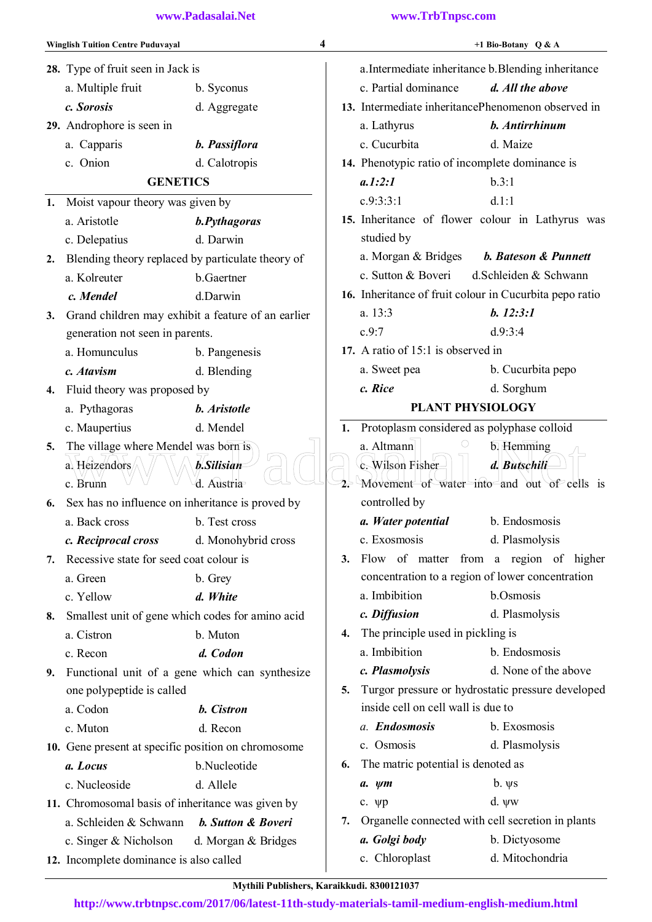28. Type of fruit seen in Jack is

a. Multiple fruit  b. Syconus

***c. Sorosis***  d. Aggregate

29. Androphore is seen in

a. Capparis  ***b. Passiflora***

c. Onion  d. Calotropis

## GENETICS

1. Moist vapour theory was given by

a. Aristotle  ***b.Pythagoras***

c. Delepatius  d. Darwin

2. Blending theory replaced by particulate theory of

a. Kolreuter  b.Gaertner

***c. Mendel***  d.Darwin

3. Grand children may exhibit a feature of an earlier generation not seen in parents.

a. Homunculus  b. Pangenesis

***c. Atavism***  d. Blending

4. Fluid theory was proposed by

a. Pythagoras  ***b. Aristotle***

c. Maupertius  d. Mendel

5. The village where Mendel was born is

a. Heizendors  ***b.Silisian***

c. Brunn  d. Austria

6. Sex has no influence on inheritance is proved by

a. Back cross  b. Test cross

***c. Reciprocal cross***  d. Monohybrid cross

7. Recessive state for seed coat colour is

a. Green  b. Grey

c. Yellow  ***d. White***

8. Smallest unit of gene which codes for amino acid

a. Cistron  b. Muton

c. Recon  ***d. Codon***

9. Functional unit of a gene which can synthesize one polypeptide is called

a. Codon  ***b. Cistron***

c. Muton  d. Recon

10. Gene present at specific position on chromosome

***a. Locus***  b.Nucleotide

c. Nucleoside  d. Allele

11. Chromosomal basis of inheritance was given by

a. Schleiden & Schwann  ***b. Sutton & Boveri***

c. Singer & Nicholson  d. Morgan & Bridges

12. Incomplete dominance is also called

a.Intermediate inheritance  b.Blending inheritance

c. Partial dominance  ***d. All the above***

13. Intermediate inheritancePhenomenon observed in

a. Lathyrus  ***b. Antirrhinum***

c. Cucurbita  d. Maize

14. Phenotypic ratio of incomplete dominance is

***a.1:2:1***  b.3:1

c.9:3:3:1  d.1:1

15. Inheritance of flower colour in Lathyrus was studied by

a. Morgan & Bridges  ***b. Bateson & Punnett***

c. Sutton & Boveri  d.Schleiden & Schwann

16. Inheritance of fruit colour in Cucurbita pepo ratio

a. 13:3  ***b. 12:3:1***

c.9:7  d.9:3:4

17. A ratio of 15:1 is observed in

a. Sweet pea  b. Cucurbita pepo

***c. Rice***  d. Sorghum

## PLANT PHYSIOLOGY

1. Protoplasm considered as polyphase colloid

a. Altmann  b. Hemming

c. Wilson Fisher  ***d. Butschili***

2. Movement of water into and out of cells is controlled by

***a. Water potential***  b. Endosmosis

c. Exosmosis  d. Plasmolysis

3. Flow of matter from a region of higher concentration to a region of lower concentration

a. Imbibition  b.Osmosis

***c. Diffusion***  d. Plasmolysis

4. The principle used in pickling is

a. Imbibition  b. Endosmosis

***c. Plasmolysis***  d. None of the above

5. Turgor pressure or hydrostatic pressure developed inside cell on cell wall is due to

***a. Endosmosis***  b. Exosmosis

c. Osmosis  d. Plasmolysis

6. The matric potential is denoted as

***a. $\psi m$***  b. $\psi s$

c. $\psi p$  d. $\psi w$

7. Organelle connected with cell secretion in plants

***a. Golgi body***  b. Dictyosome

c. Chloroplast  d. Mitochondria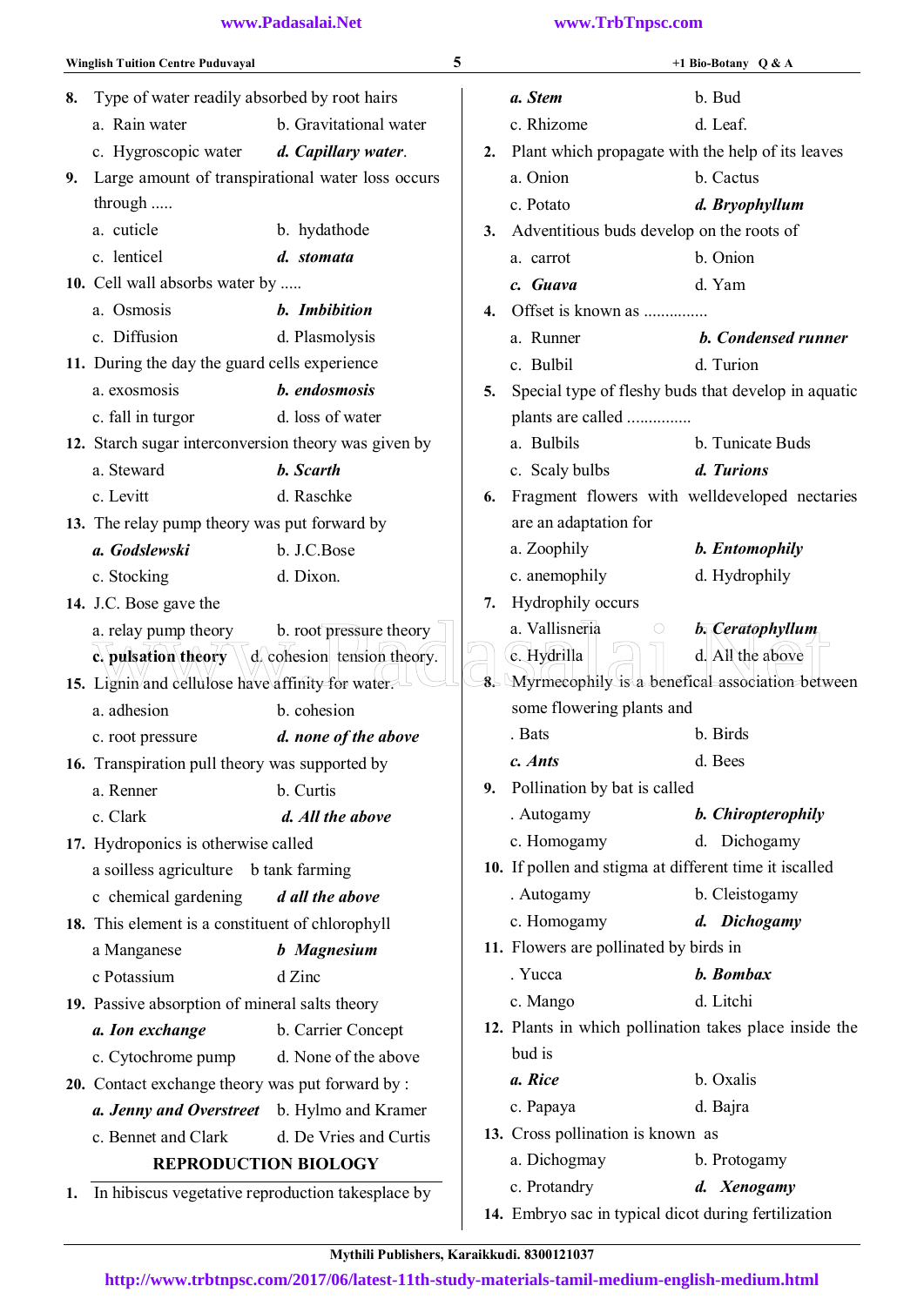8. Type of water readily absorbed by root hairs
   a. Rain water b. Gravitational water
   c. Hygroscopic water ***d. Capillary water.***

9. Large amount of transpirational water loss occurs through .....
   a. cuticle b. hydathode
   c. lenticel ***d. stomata***

10. Cell wall absorbs water by .....
    a. Osmosis ***b. Imbibition***
    c. Diffusion d. Plasmolysis

11. During the day the guard cells experience
    a. exosmosis ***b. endosmosis***
    c. fall in turgor d. loss of water

12. Starch sugar interconversion theory was given by
    a. Steward ***b. Scarth***
    c. Levitt d. Raschke

13. The relay pump theory was put forward by
    ***a. Godslewski*** b. J.C.Bose
    c. Stocking d. Dixon.

14. J.C. Bose gave the
    a. relay pump theory b. root pressure theory
    **c. pulsation theory** d. cohesion tension theory.

15. Lignin and cellulose have affinity for water.
    a. adhesion b. cohesion
    c. root pressure ***d. none of the above***

16. Transpiration pull theory was supported by
    a. Renner b. Curtis
    c. Clark ***d. All the above***

17. Hydroponics is otherwise called
    a soilless agriculture b tank farming
    c chemical gardening ***d all the above***

18. This element is a constituent of chlorophyll
    a Manganese ***b Magnesium***
    c Potassium d Zinc

19. Passive absorption of mineral salts theory
    ***a. Ion exchange*** b. Carrier Concept
    c. Cytochrome pump d. None of the above

20. Contact exchange theory was put forward by :
    ***a. Jenny and Overstreet*** b. Hylmo and Kramer
    c. Bennet and Clark d. De Vries and Curtis

## REPRODUCTION BIOLOGY

1. In hibiscus vegetative reproduction takesplace by
   ***a. Stem*** b. Bud
   c. Rhizome d. Leaf.

2. Plant which propagate with the help of its leaves
   a. Onion b. Cactus
   c. Potato ***d. Bryophyllum***

3. Adventitious buds develop on the roots of
   a. carrot b. Onion
   ***c. Guava*** d. Yam

4. Offset is known as ...............
   a. Runner ***b. Condensed runner***
   c. Bulbil d. Turion

5. Special type of fleshy buds that develop in aquatic plants are called ...............
   a. Bulbils b. Tunicate Buds
   c. Scaly bulbs ***d. Turions***

6. Fragment flowers with welldeveloped nectaries are an adaptation for
   a. Zoophily ***b. Entomophily***
   c. anemophily d. Hydrophily

7. Hydrophily occurs
   a. Vallisneria ***b. Ceratophyllum***
   c. Hydrilla d. All the above

8. Myrmecophily is a benefical association between some flowering plants and
   . Bats b. Birds
   ***c. Ants*** d. Bees

9. Pollination by bat is called
   . Autogamy ***b. Chiropterophily***
   c. Homogamy d. Dichogamy

10. If pollen and stigma at different time it iscalled
    . Autogamy b. Cleistogamy
    c. Homogamy ***d. Dichogamy***

11. Flowers are pollinated by birds in
    . Yucca ***b. Bombax***
    c. Mango d. Litchi

12. Plants in which pollination takes place inside the bud is
    ***a. Rice*** b. Oxalis
    c. Papaya d. Bajra

13. Cross pollination is known as
    a. Dichogmay b. Protogamy
    c. Protandry ***d. Xenogamy***

14. Embryo sac in typical dicot during fertilization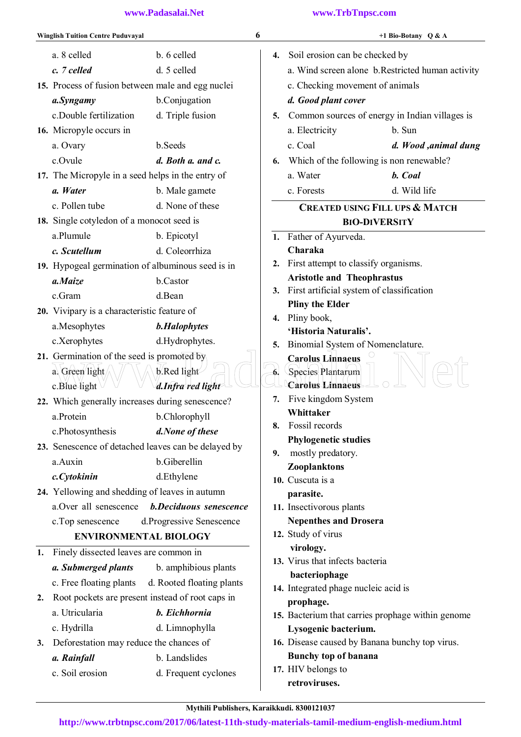a. 8 celled b. 6 celled

***c. 7 celled*** d. 5 celled

15. Process of fusion between male and egg nuclei

***a.Syngamy*** b.Conjugation

c.Double fertilization d. Triple fusion

16. Micropyle occurs in

a. Ovary b.Seeds

c.Ovule ***d. Both a. and c.***

17. The Micropyle in a seed helps in the entry of

***a. Water*** b. Male gamete

c. Pollen tube d. None of these

18. Single cotyledon of a monocot seed is

a.Plumule b. Epicotyl

***c. Scutellum*** d. Coleorrhiza

19. Hypogeal germination of albuminous seed is in

***a.Maize*** b.Castor

c.Gram d.Bean

20. Vivipary is a characteristic feature of

a.Mesophytes ***b.Halophytes***

c.Xerophytes d.Hydrophytes.

21. Germination of the seed is promoted by

a. Green light b.Red light

c.Blue light ***d.Infra red light***

22. Which generally increases during senescence?

a.Protein b.Chlorophyll

c.Photosynthesis ***d.None of these***

23. Senescence of detached leaves can be delayed by

a.Auxin b.Giberellin

***c.Cytokinin*** d.Ethylene

24. Yellowing and shedding of leaves in autumn

a.Over all senescence ***b.Deciduous senescence***

c.Top senescence d.Progressive Senescence

## ENVIRONMENTAL BIOLOGY

1. Finely dissected leaves are common in

***a. Submerged plants*** b. amphibious plants

c. Free floating plants d. Rooted floating plants

2. Root pockets are present instead of root caps in

a. Utricularia ***b. Eichhornia***

c. Hydrilla d. Limnophylla

3. Deforestation may reduce the chances of

***a. Rainfall*** b. Landslides

c. Soil erosion d. Frequent cyclones

4. Soil erosion can be checked by

a. Wind screen alone b.Restricted human activity

c. Checking movement of animals

***d. Good plant cover***

5. Common sources of energy in Indian villages is

a. Electricity b. Sun

c. Coal ***d. Wood ,animal dung***

6. Which of the following is non renewable?

a. Water ***b. Coal***

c. Forests d. Wild life

## CREATED USING FILL UPS & MATCH

## BIO-DIVERSITY

1. Father of Ayurveda.
**Charaka**
2. First attempt to classify organisms.
**Aristotle and Theophrastus**
3. First artificial system of classification
**Pliny the Elder**
4. Pliny book,
**'Historia Naturalis'.**
5. Binomial System of Nomenclature.
**Carolus Linnaeus**
6. Species Plantarum
**Carolus Linnaeus**
7. Five kingdom System
**Whittaker**
8. Fossil records
**Phylogenetic studies**
9. mostly predatory.
**Zooplanktons**
10. Cuscuta is a
**parasite.**
11. Insectivorous plants
**Nepenthes and Drosera**
12. Study of virus
**virology.**
13. Virus that infects bacteria
**bacteriophage**
14. Integrated phage nucleic acid is
**prophage.**
15. Bacterium that carries prophage within genome
**Lysogenic bacterium.**
16. Disease caused by Banana bunchy top virus.
**Bunchy top of banana**
17. HIV belongs to
**retroviruses.**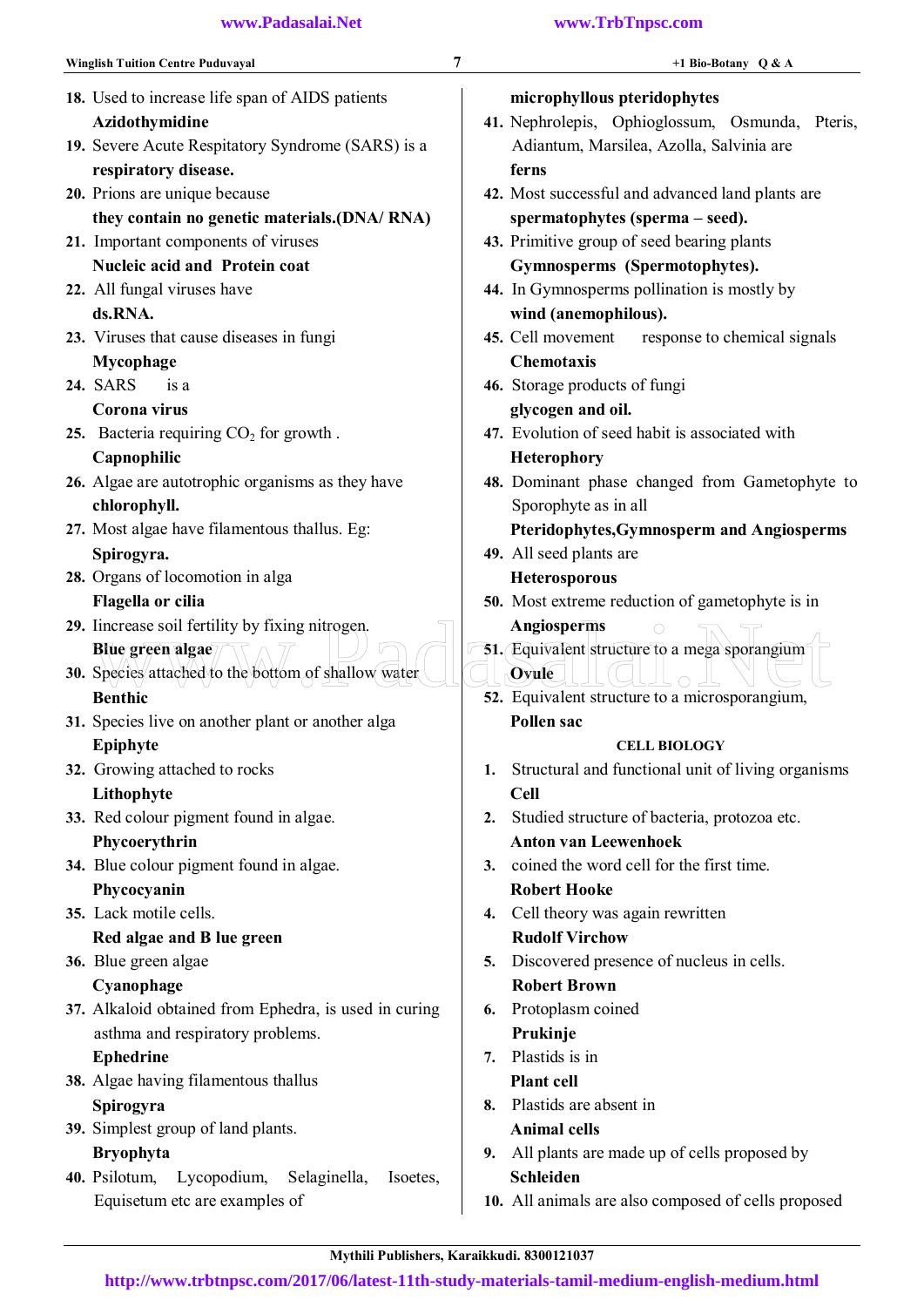18. Used to increase life span of AIDS patients
    **Azidothymidine**
19. Severe Acute Respitatory Syndrome (SARS) is a
    **respiratory disease.**
20. Prions are unique because
    **they contain no genetic materials.(DNA/ RNA)**
21. Important components of viruses
    **Nucleic acid and Protein coat**
22. All fungal viruses have
    **ds.RNA.**
23. Viruses that cause diseases in fungi
    **Mycophage**
24. SARS is a
    **Corona virus**
25. Bacteria requiring $CO_2$ for growth .
    **Capnophilic**
26. Algae are autotrophic organisms as they have
    **chlorophyll.**
27. Most algae have filamentous thallus. Eg:
    **Spirogyra.**
28. Organs of locomotion in alga
    **Flagella or cilia**
29. Iincrease soil fertility by fixing nitrogen.
    **Blue green algae**
30. Species attached to the bottom of shallow water
    **Benthic**
31. Species live on another plant or another alga
    **Epiphyte**
32. Growing attached to rocks
    **Lithophyte**
33. Red colour pigment found in algae.
    **Phycoerythrin**
34. Blue colour pigment found in algae.
    **Phycocyanin**
35. Lack motile cells.
    **Red algae and B lue green**
36. Blue green algae
    **Cyanophage**
37. Alkaloid obtained from Ephedra, is used in curing asthma and respiratory problems.
    **Ephedrine**
38. Algae having filamentous thallus
    **Spirogyra**
39. Simplest group of land plants.
    **Bryophyta**
40. Psilotum, Lycopodium, Selaginella, Isoetes, Equisetum etc are examples of
    **microphyllous pteridophytes**
41. Nephrolepis, Ophioglossum, Osmunda, Pteris, Adiantum, Marsilea, Azolla, Salvinia are
    **ferns**
42. Most successful and advanced land plants are
    **spermatophytes (sperma – seed).**
43. Primitive group of seed bearing plants
    **Gymnosperms (Spermotophytes).**
44. In Gymnosperms pollination is mostly by
    **wind (anemophilous).**
45. Cell movement response to chemical signals
    **Chemotaxis**
46. Storage products of fungi
    **glycogen and oil.**
47. Evolution of seed habit is associated with
    **Heterophory**
48. Dominant phase changed from Gametophyte to Sporophyte as in all
    **Pteridophytes,Gymnosperm and Angiosperms**
49. All seed plants are
    **Heterosporous**
50. Most extreme reduction of gametophyte is in
    **Angiosperms**
51. Equivalent structure to a mega sporangium
    **Ovule**
52. Equivalent structure to a microsporangium,
    **Pollen sac**

### CELL BIOLOGY

1. Structural and functional unit of living organisms
   **Cell**
2. Studied structure of bacteria, protozoa etc.
   **Anton van Leewenhoek**
3. coined the word cell for the first time.
   **Robert Hooke**
4. Cell theory was again rewritten
   **Rudolf Virchow**
5. Discovered presence of nucleus in cells.
   **Robert Brown**
6. Protoplasm coined
   **Prukinje**
7. Plastids is in
   **Plant cell**
8. Plastids are absent in
   **Animal cells**
9. All plants are made up of cells proposed by
   **Schleiden**
10. All animals are also composed of cells proposed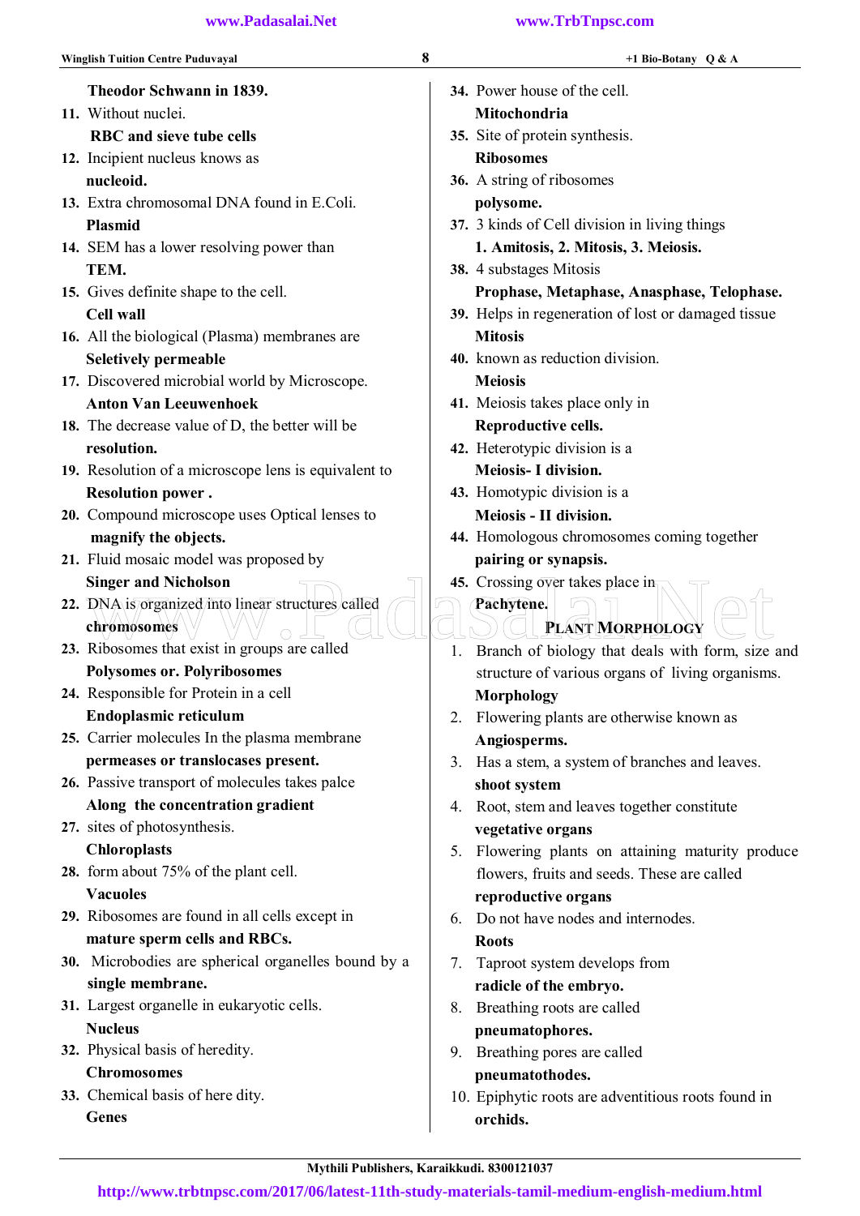**Theodor Schwann in 1839.**

11. Without nuclei.
    **RBC and sieve tube cells**
12. Incipient nucleus knows as
    **nucleoid.**
13. Extra chromosomal DNA found in E.Coli.
    **Plasmid**
14. SEM has a lower resolving power than
    **TEM.**
15. Gives definite shape to the cell.
    **Cell wall**
16. All the biological (Plasma) membranes are
    **Seletively permeable**
17. Discovered microbial world by Microscope.
    **Anton Van Leeuwenhoek**
18. The decrease value of D, the better will be
    **resolution.**
19. Resolution of a microscope lens is equivalent to
    **Resolution power .**
20. Compound microscope uses Optical lenses to
    **magnify the objects.**
21. Fluid mosaic model was proposed by
    **Singer and Nicholson**
22. DNA is organized into linear structures called
    **chromosomes**
23. Ribosomes that exist in groups are called
    **Polysomes or. Polyribosomes**
24. Responsible for Protein in a cell
    **Endoplasmic reticulum**
25. Carrier molecules In the plasma membrane
    **permeases or translocases present.**
26. Passive transport of molecules takes palce
    **Along the concentration gradient**
27. sites of photosynthesis.
    **Chloroplasts**
28. form about 75% of the plant cell.
    **Vacuoles**
29. Ribosomes are found in all cells except in
    **mature sperm cells and RBCs.**
30. Microbodies are spherical organelles bound by a
    **single membrane.**
31. Largest organelle in eukaryotic cells.
    **Nucleus**
32. Physical basis of heredity.
    **Chromosomes**
33. Chemical basis of here dity.
    **Genes**
34. Power house of the cell.
    **Mitochondria**
35. Site of protein synthesis.
    **Ribosomes**
36. A string of ribosomes
    **polysome.**
37. 3 kinds of Cell division in living things
    **1. Amitosis, 2. Mitosis, 3. Meiosis.**
38. 4 substages Mitosis
    **Prophase, Metaphase, Anasphase, Telophase.**
39. Helps in regeneration of lost or damaged tissue
    **Mitosis**
40. known as reduction division.
    **Meiosis**
41. Meiosis takes place only in
    **Reproductive cells.**
42. Heterotypic division is a
    **Meiosis- I division.**
43. Homotypic division is a
    **Meiosis - II division.**
44. Homologous chromosomes coming together
    **pairing or synapsis.**
45. Crossing over takes place in
    **Pachytene.**

## Plant Morphology

1. Branch of biology that deals with form, size and structure of various organs of living organisms.
   **Morphology**
2. Flowering plants are otherwise known as
   **Angiosperms.**
3. Has a stem, a system of branches and leaves.
   **shoot system**
4. Root, stem and leaves together constitute
   **vegetative organs**
5. Flowering plants on attaining maturity produce flowers, fruits and seeds. These are called
   **reproductive organs**
6. Do not have nodes and internodes.
   **Roots**
7. Taproot system develops from
   **radicle of the embryo.**
8. Breathing roots are called
   **pneumatophores.**
9. Breathing pores are called
   **pneumatothodes.**
10. Epiphytic roots are adventitious roots found in
    **orchids.**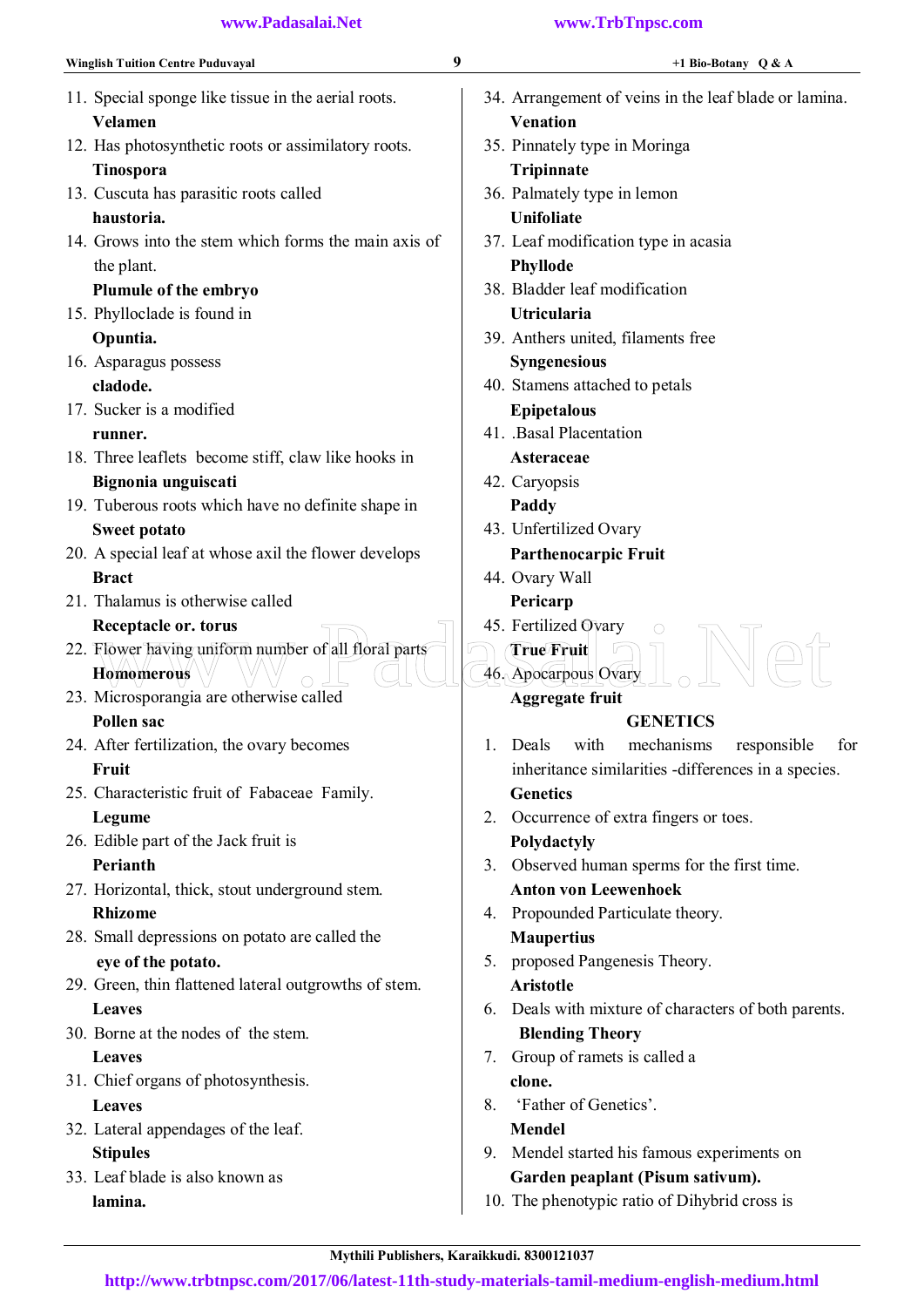11. Special sponge like tissue in the aerial roots.
    **Velamen**
12. Has photosynthetic roots or assimilatory roots.
    **Tinospora**
13. Cuscuta has parasitic roots called
    **haustoria.**
14. Grows into the stem which forms the main axis of the plant.
    **Plumule of the embryo**
15. Phylloclade is found in
    **Opuntia.**
16. Asparagus possess
    **cladode.**
17. Sucker is a modified
    **runner.**
18. Three leaflets become stiff, claw like hooks in
    **Bignonia unguiscati**
19. Tuberous roots which have no definite shape in
    **Sweet potato**
20. A special leaf at whose axil the flower develops
    **Bract**
21. Thalamus is otherwise called
    **Receptacle or. torus**
22. Flower having uniform number of all floral parts
    **Homomerous**
23. Microsporangia are otherwise called
    **Pollen sac**
24. After fertilization, the ovary becomes
    **Fruit**
25. Characteristic fruit of Fabaceae Family.
    **Legume**
26. Edible part of the Jack fruit is
    **Perianth**
27. Horizontal, thick, stout underground stem.
    **Rhizome**
28. Small depressions on potato are called the
    **eye of the potato.**
29. Green, thin flattened lateral outgrowths of stem.
    **Leaves**
30. Borne at the nodes of the stem.
    **Leaves**
31. Chief organs of photosynthesis.
    **Leaves**
32. Lateral appendages of the leaf.
    **Stipules**
33. Leaf blade is also known as
    **lamina.**
34. Arrangement of veins in the leaf blade or lamina.
    **Venation**
35. Pinnately type in Moringa
    **Tripinnate**
36. Palmately type in lemon
    **Unifoliate**
37. Leaf modification type in acasia
    **Phyllode**
38. Bladder leaf modification
    **Utricularia**
39. Anthers united, filaments free
    **Syngenesious**
40. Stamens attached to petals
    **Epipetalous**
41. .Basal Placentation
    **Asteraceae**
42. Caryopsis
    **Paddy**
43. Unfertilized Ovary
    **Parthenocarpic Fruit**
44. Ovary Wall
    **Pericarp**
45. Fertilized Ovary
    **True Fruit**
46. Apocarpous Ovary
    **Aggregate fruit**

## GENETICS

1. Deals with mechanisms responsible for inheritance similarities -differences in a species.
   **Genetics**
2. Occurrence of extra fingers or toes.
   **Polydactyly**
3. Observed human sperms for the first time.
   **Anton von Leewenhoek**
4. Propounded Particulate theory.
   **Maupertius**
5. proposed Pangenesis Theory.
   **Aristotle**
6. Deals with mixture of characters of both parents.
   **Blending Theory**
7. Group of ramets is called a
   **clone.**
8. 'Father of Genetics'.
   **Mendel**
9. Mendel started his famous experiments on
   **Garden peaplant (Pisum sativum).**
10. The phenotypic ratio of Dihybrid cross is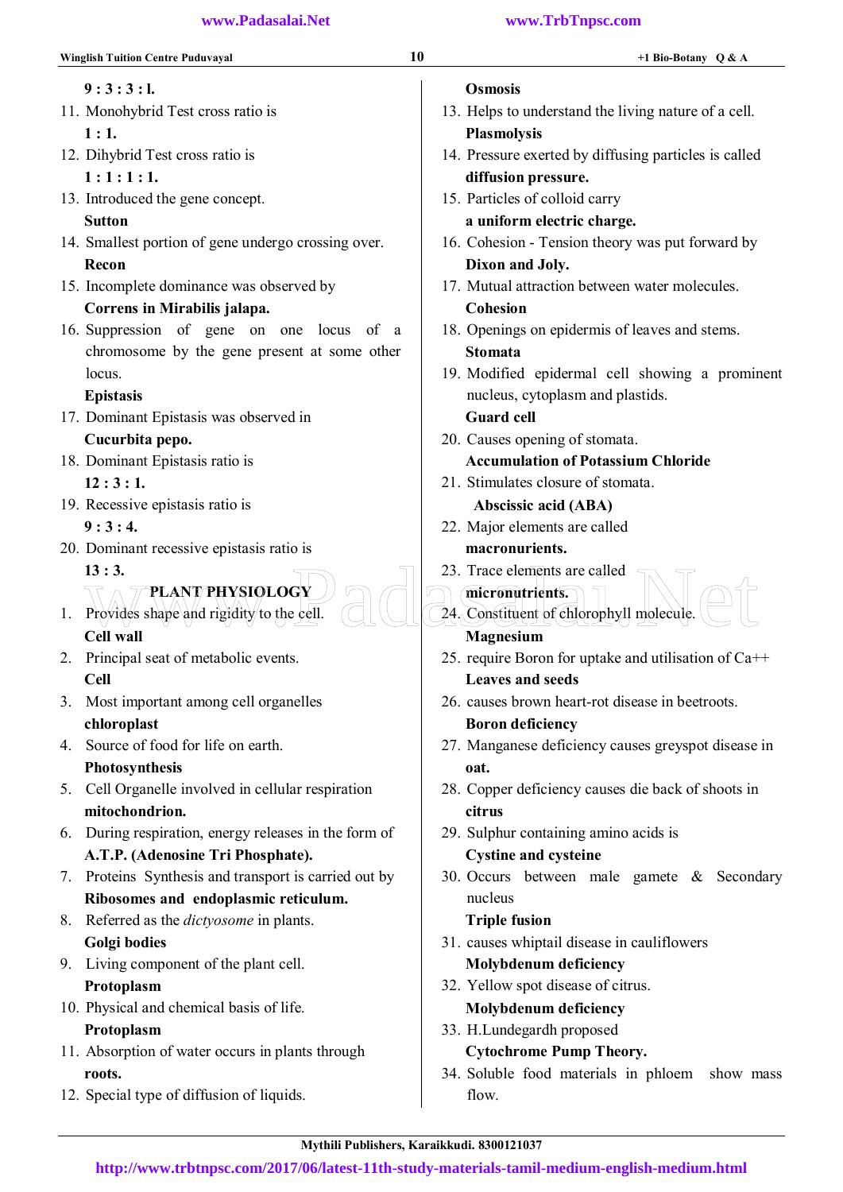**9 : 3 : 3 : l.**

11. Monohybrid Test cross ratio is
    **1 : 1.**
12. Dihybrid Test cross ratio is
    **1 : 1 : 1 : 1.**
13. Introduced the gene concept.
    **Sutton**
14. Smallest portion of gene undergo crossing over.
    **Recon**
15. Incomplete dominance was observed by
    **Correns in Mirabilis jalapa.**
16. Suppression of gene on one locus of a chromosome by the gene present at some other locus.
    **Epistasis**
17. Dominant Epistasis was observed in
    **Cucurbita pepo.**
18. Dominant Epistasis ratio is
    **12 : 3 : 1.**
19. Recessive epistasis ratio is
    **9 : 3 : 4.**
20. Dominant recessive epistasis ratio is
    **13 : 3.**

## PLANT PHYSIOLOGY

1. Provides shape and rigidity to the cell.
   **Cell wall**
2. Principal seat of metabolic events.
   **Cell**
3. Most important among cell organelles
   **chloroplast**
4. Source of food for life on earth.
   **Photosynthesis**
5. Cell Organelle involved in cellular respiration
   **mitochondrion.**
6. During respiration, energy releases in the form of
   **A.T.P. (Adenosine Tri Phosphate).**
7. Proteins Synthesis and transport is carried out by
   **Ribosomes and endoplasmic reticulum.**
8. Referred as the *dictyosome* in plants.
   **Golgi bodies**
9. Living component of the plant cell.
   **Protoplasm**
10. Physical and chemical basis of life.
    **Protoplasm**
11. Absorption of water occurs in plants through
    **roots.**
12. Special type of diffusion of liquids.
    **Osmosis**
13. Helps to understand the living nature of a cell.
    **Plasmolysis**
14. Pressure exerted by diffusing particles is called
    **diffusion pressure.**
15. Particles of colloid carry
    **a uniform electric charge.**
16. Cohesion - Tension theory was put forward by
    **Dixon and Joly.**
17. Mutual attraction between water molecules.
    **Cohesion**
18. Openings on epidermis of leaves and stems.
    **Stomata**
19. Modified epidermal cell showing a prominent nucleus, cytoplasm and plastids.
    **Guard cell**
20. Causes opening of stomata.
    **Accumulation of Potassium Chloride**
21. Stimulates closure of stomata.
    **Abscissic acid (ABA)**
22. Major elements are called
    **macronurients.**
23. Trace elements are called
    **micronutrients.**
24. Constituent of chlorophyll molecule.
    **Magnesium**
25. require Boron for uptake and utilisation of $Ca^{++}$
    **Leaves and seeds**
26. causes brown heart-rot disease in beetroots.
    **Boron deficiency**
27. Manganese deficiency causes greyspot disease in
    **oat.**
28. Copper deficiency causes die back of shoots in
    **citrus**
29. Sulphur containing amino acids is
    **Cystine and cysteine**
30. Occurs between male gamete & Secondary nucleus
    **Triple fusion**
31. causes whiptail disease in cauliflowers
    **Molybdenum deficiency**
32. Yellow spot disease of citrus.
    **Molybdenum deficiency**
33. H.Lundegardh proposed
    **Cytochrome Pump Theory.**
34. Soluble food materials in phloem show mass flow.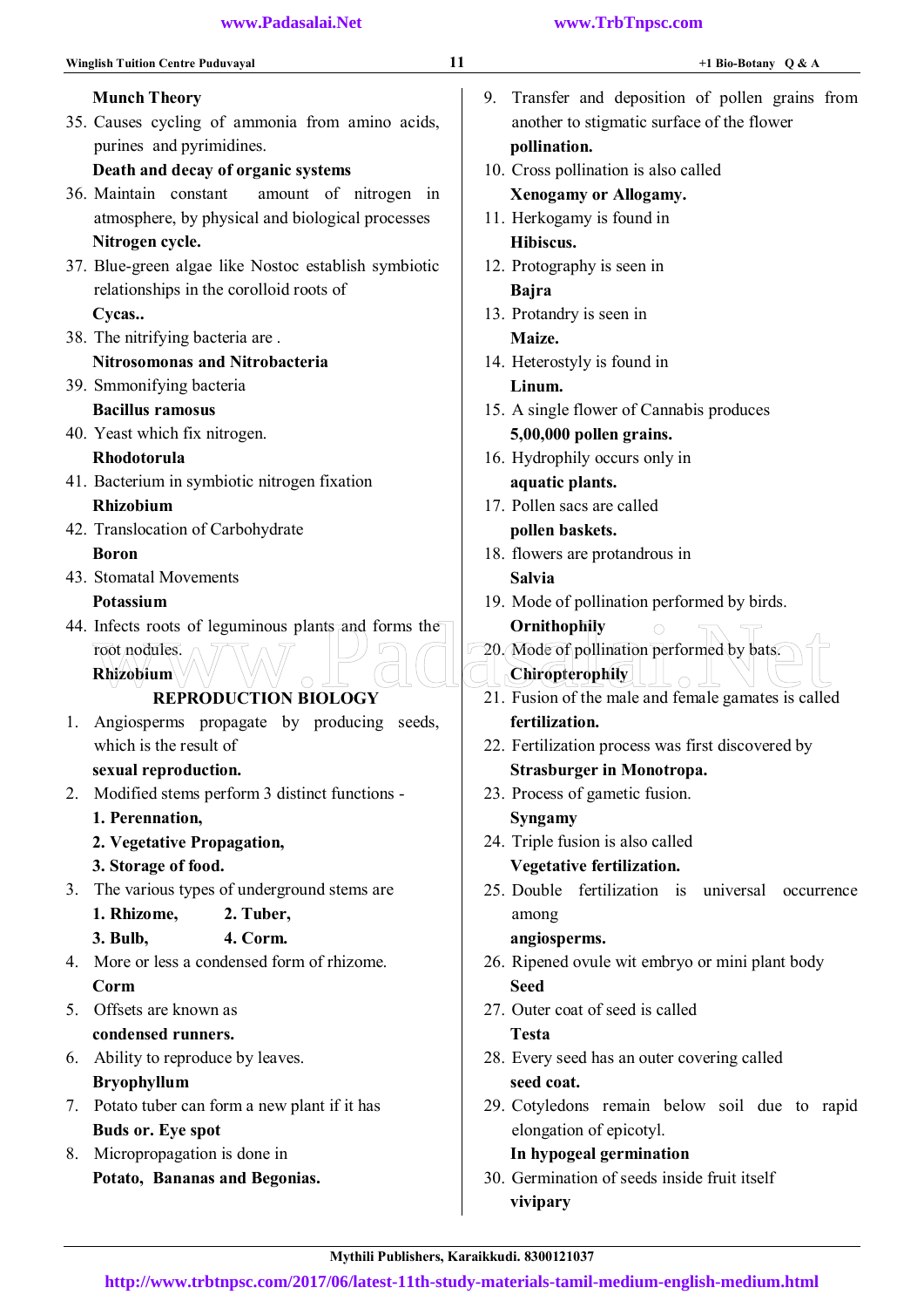**Munch Theory**

35. Causes cycling of ammonia from amino acids, purines and pyrimidines.
    **Death and decay of organic systems**
36. Maintain constant amount of nitrogen in atmosphere, by physical and biological processes
    **Nitrogen cycle.**
37. Blue-green algae like Nostoc establish symbiotic relationships in the corolloid roots of
    **Cycas..**
38. The nitrifying bacteria are .
    **Nitrosomonas and Nitrobacteria**
39. Smmonifying bacteria
    **Bacillus ramosus**
40. Yeast which fix nitrogen.
    **Rhodotorula**
41. Bacterium in symbiotic nitrogen fixation
    **Rhizobium**
42. Translocation of Carbohydrate
    **Boron**
43. Stomatal Movements
    **Potassium**
44. Infects roots of leguminous plants and forms the root nodules.
    **Rhizobium**

## REPRODUCTION BIOLOGY

1. Angiosperms propagate by producing seeds, which is the result of
   **sexual reproduction.**
2. Modified stems perform 3 distinct functions -
   **1. Perennation,**
   **2. Vegetative Propagation,**
   **3. Storage of food.**
3. The various types of underground stems are
   **1. Rhizome, 2. Tuber,**
   **3. Bulb, 4. Corm.**
4. More or less a condensed form of rhizome.
   **Corm**
5. Offsets are known as
   **condensed runners.**
6. Ability to reproduce by leaves.
   **Bryophyllum**
7. Potato tuber can form a new plant if it has
   **Buds or. Eye spot**
8. Micropropagation is done in
   **Potato, Bananas and Begonias.**
9. Transfer and deposition of pollen grains from another to stigmatic surface of the flower
   **pollination.**
10. Cross pollination is also called
    **Xenogamy or Allogamy.**
11. Herkogamy is found in
    **Hibiscus.**
12. Protography is seen in
    **Bajra**
13. Protandry is seen in
    **Maize.**
14. Heterostyly is found in
    **Linum.**
15. A single flower of Cannabis produces
    **5,00,000 pollen grains.**
16. Hydrophily occurs only in
    **aquatic plants.**
17. Pollen sacs are called
    **pollen baskets.**
18. flowers are protandrous in
    **Salvia**
19. Mode of pollination performed by birds.
    **Ornithophily**
20. Mode of pollination performed by bats.
    **Chiropterophily**
21. Fusion of the male and female gametes is called
    **fertilization.**
22. Fertilization process was first discovered by
    **Strasburger in Monotropa.**
23. Process of gametic fusion.
    **Syngamy**
24. Triple fusion is also called
    **Vegetative fertilization.**
25. Double fertilization is universal occurrence among
    **angiosperms.**
26. Ripened ovule wit embryo or mini plant body
    **Seed**
27. Outer coat of seed is called
    **Testa**
28. Every seed has an outer covering called
    **seed coat.**
29. Cotyledons remain below soil due to rapid elongation of epicotyl.
    **In hypogeal germination**
30. Germination of seeds inside fruit itself
    **vivipary**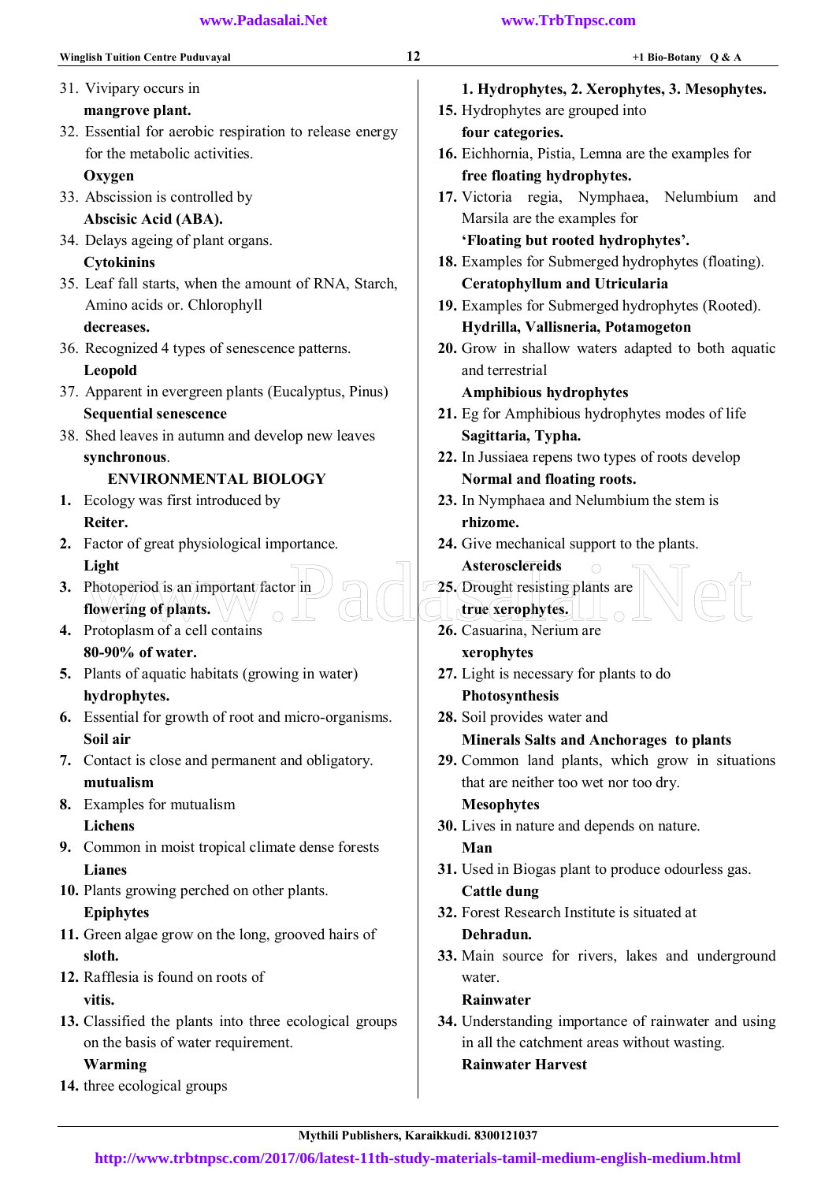31. Vivipary occurs in
    **mangrove plant.**
32. Essential for aerobic respiration to release energy for the metabolic activities.
    **Oxygen**
33. Abscission is controlled by
    **Abscisic Acid (ABA).**
34. Delays ageing of plant organs.
    **Cytokinins**
35. Leaf fall starts, when the amount of RNA, Starch, Amino acids or. Chlorophyll
    **decreases.**
36. Recognized 4 types of senescence patterns.
    **Leopold**
37. Apparent in evergreen plants (Eucalyptus, Pinus)
    **Sequential senescence**
38. Shed leaves in autumn and develop new leaves
    **synchronous**.

## ENVIRONMENTAL BIOLOGY

1. Ecology was first introduced by
   **Reiter.**
2. Factor of great physiological importance.
   **Light**
3. Photoperiod is an important factor in
   **flowering of plants.**
4. Protoplasm of a cell contains
   **80-90% of water.**
5. Plants of aquatic habitats (growing in water)
   **hydrophytes.**
6. Essential for growth of root and micro-organisms.
   **Soil air**
7. Contact is close and permanent and obligatory.
   **mutualism**
8. Examples for mutualism
   **Lichens**
9. Common in moist tropical climate dense forests
   **Lianes**
10. Plants growing perched on other plants.
    **Epiphytes**
11. Green algae grow on the long, grooved hairs of
    **sloth.**
12. Rafflesia is found on roots of
    **vitis.**
13. Classified the plants into three ecological groups on the basis of water requirement.
    **Warming**
14. three ecological groups
    **1. Hydrophytes, 2. Xerophytes, 3. Mesophytes.**
15. Hydrophytes are grouped into
    **four categories.**
16. Eichhornia, Pistia, Lemna are the examples for
    **free floating hydrophytes.**
17. Victoria regia, Nymphaea, Nelumbium and Marsila are the examples for
    **'Floating but rooted hydrophytes'.**
18. Examples for Submerged hydrophytes (floating).
    **Ceratophyllum and Utricularia**
19. Examples for Submerged hydrophytes (Rooted).
    **Hydrilla, Vallisneria, Potamogeton**
20. Grow in shallow waters adapted to both aquatic and terrestrial
    **Amphibious hydrophytes**
21. Eg for Amphibious hydrophytes modes of life
    **Sagittaria, Typha.**
22. In Jussiaea repens two types of roots develop
    **Normal and floating roots.**
23. In Nymphaea and Nelumbium the stem is
    **rhizome.**
24. Give mechanical support to the plants.
    **Asterosclereids**
25. Drought resisting plants are
    **true xerophytes.**
26. Casuarina, Nerium are
    **xerophytes**
27. Light is necessary for plants to do
    **Photosynthesis**
28. Soil provides water and
    **Minerals Salts and Anchorages to plants**
29. Common land plants, which grow in situations that are neither too wet nor too dry.
    **Mesophytes**
30. Lives in nature and depends on nature.
    **Man**
31. Used in Biogas plant to produce odourless gas.
    **Cattle dung**
32. Forest Research Institute is situated at
    **Dehradun.**
33. Main source for rivers, lakes and underground water.
    **Rainwater**
34. Understanding importance of rainwater and using in all the catchment areas without wasting.
    **Rainwater Harvest**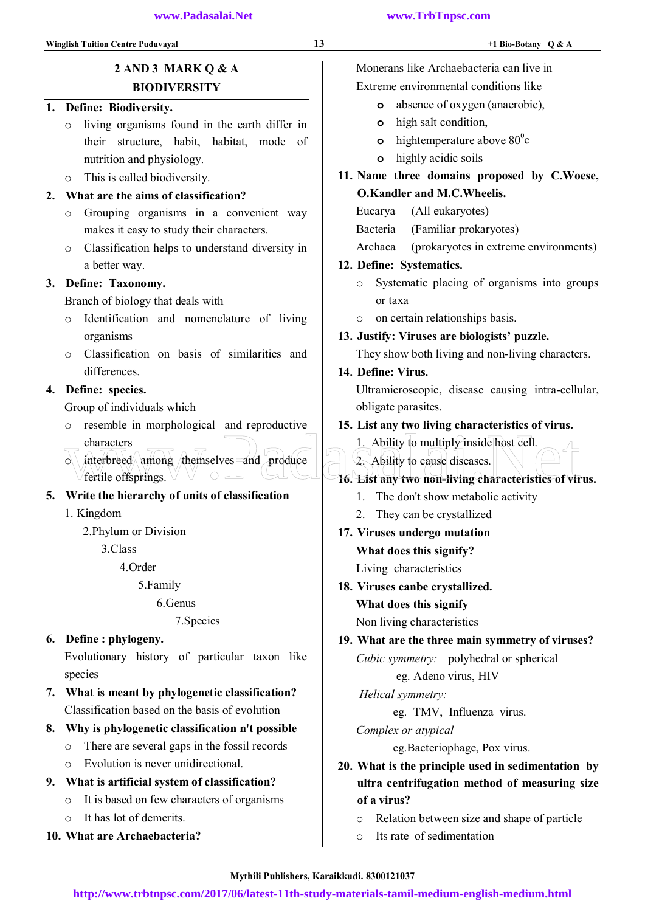## 2 AND 3 MARK Q & A

## BIODIVERSITY

**1. Define: Biodiversity.**

- living organisms found in the earth differ in their structure, habit, habitat, mode of nutrition and physiology.
- This is called biodiversity.

**2. What are the aims of classification?**

- Grouping organisms in a convenient way makes it easy to study their characters.
- Classification helps to understand diversity in a better way.

**3. Define: Taxonomy.**

Branch of biology that deals with

- Identification and nomenclature of living organisms
- Classification on basis of similarities and differences.

**4. Define: species.**

Group of individuals which

- resemble in morphological and reproductive characters
- interbreed among themselves and produce fertile offsprings.

**5. Write the hierarchy of units of classification**

1. Kingdom
2. Phylum or Division
3. Class
4. Order
5. Family
6. Genus
7. Species

**6. Define : phylogeny.**

Evolutionary history of particular taxon like species

**7. What is meant by phylogenetic classification?**

Classification based on the basis of evolution

**8. Why is phylogenetic classification n't possible**

- There are several gaps in the fossil records
- Evolution is never unidirectional.

**9. What is artificial system of classification?**

- It is based on few characters of organisms
- It has lot of demerits.

**10. What are Archaebacteria?**

Monerans like Archaebacteria can live in Extreme environmental conditions like

- absence of oxygen (anaerobic),
- high salt condition,
- hightemperature above $80^0c$
- highly acidic soils

**11. Name three domains proposed by C.Woese, O.Kandler and M.C.Wheelis.**

Eucarya (All eukaryotes)

Bacteria (Familiar prokaryotes)

Archaea (prokaryotes in extreme environments)

**12. Define: Systematics.**

- Systematic placing of organisms into groups or taxa
- on certain relationships basis.

**13. Justify: Viruses are biologists' puzzle.**

They show both living and non-living characters.

**14. Define: Virus.**

Ultramicroscopic, disease causing intra-cellular, obligate parasites.

**15. List any two living characteristics of virus.**

1. Ability to multiply inside host cell.
2. Ability to cause diseases.

**16. List any two non-living characteristics of virus.**

1. The don't show metabolic activity
2. They can be crystallized

**17. Viruses undergo mutation What does this signify?**

Living characteristics

**18. Viruses canbe crystallized. What does this signify**

Non living characteristics

**19. What are the three main symmetry of viruses?**

*Cubic symmetry:* polyhedral or spherical

eg. Adeno virus, HIV

*Helical symmetry:*

eg. TMV, Influenza virus.

*Complex or atypical*

eg.Bacteriophage, Pox virus.

**20. What is the principle used in sedimentation by ultra centrifugation method of measuring size of a virus?**

- Relation between size and shape of particle
- Its rate of sedimentation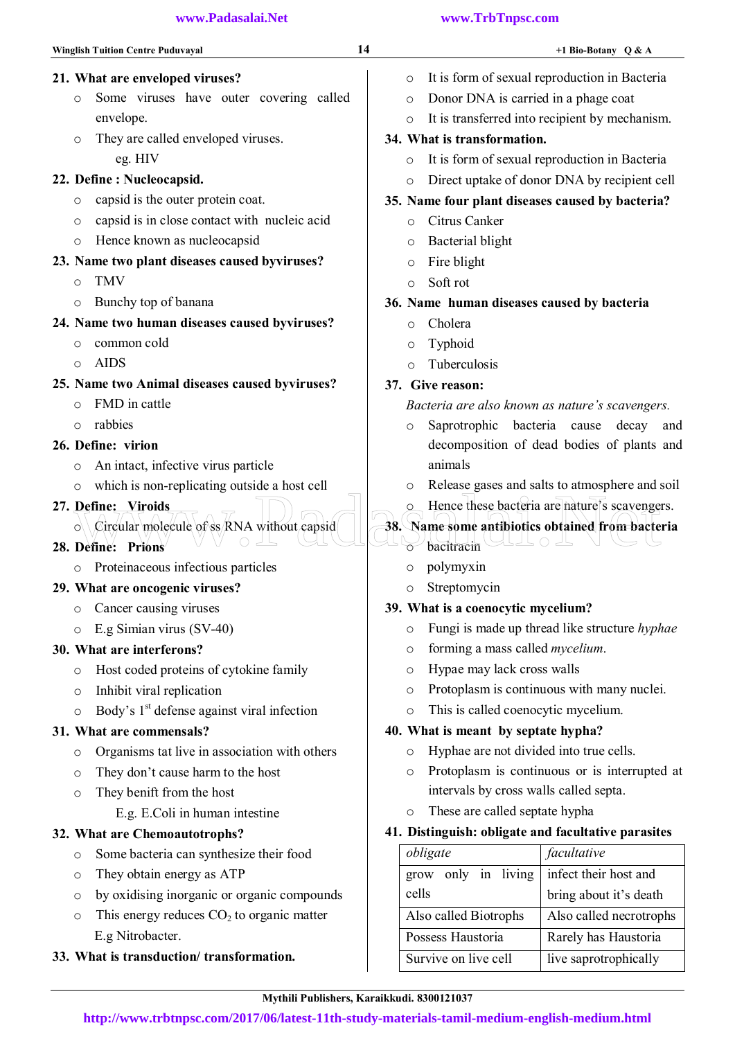**21. What are enveloped viruses?**

- Some viruses have outer covering called envelope.
- They are called enveloped viruses.
  eg. HIV

**22. Define : Nucleocapsid.**

- capsid is the outer protein coat.
- capsid is in close contact with nucleic acid
- Hence known as nucleocapsid

**23. Name two plant diseases caused byviruses?**

- TMV
- Bunchy top of banana

**24. Name two human diseases caused byviruses?**

- common cold
- AIDS

**25. Name two Animal diseases caused byviruses?**

- FMD in cattle
- rabbies

**26. Define: virion**

- An intact, infective virus particle
- which is non-replicating outside a host cell

**27. Define: Viroids**

- Circular molecule of ss RNA without capsid

**28. Define: Prions**

- Proteinaceous infectious particles

**29. What are oncogenic viruses?**

- Cancer causing viruses
- E.g Simian virus (SV-40)

**30. What are interferons?**

- Host coded proteins of cytokine family
- Inhibit viral replication
- Body's 1st defense against viral infection

**31. What are commensals?**

- Organisms tat live in association with others
- They don't cause harm to the host
- They benifit from the host
  E.g. E.Coli in human intestine

**32. What are Chemoautotrophs?**

- Some bacteria can synthesize their food
- They obtain energy as ATP
- by oxidising inorganic or organic compounds
- This energy reduces $CO_2$ to organic matter
  E.g Nitrobacter.

**33. What is transduction/ transformation.**

- It is form of sexual reproduction in Bacteria
- Donor DNA is carried in a phage coat
- It is transferred into recipient by mechanism.

**34. What is transformation.**

- It is form of sexual reproduction in Bacteria
- Direct uptake of donor DNA by recipient cell

**35. Name four plant diseases caused by bacteria?**

- Citrus Canker
- Bacterial blight
- Fire blight
- Soft rot

**36. Name human diseases caused by bacteria**

- Cholera
- Typhoid
- Tuberculosis

**37. Give reason:**

*Bacteria are also known as nature's scavengers.*

- Saprotrophic bacteria cause decay and decomposition of dead bodies of plants and animals
- Release gases and salts to atmosphere and soil
- Hence these bacteria are nature's scavengers.

**38. Name some antibiotics obtained from bacteria**

- bacitracin
- polymyxin
- Streptomycin

**39. What is a coenocytic mycelium?**

- Fungi is made up thread like structure *hyphae*
- forming a mass called *mycelium*.
- Hypae may lack cross walls
- Protoplasm is continuous with many nuclei.
- This is called coenocytic mycelium.

**40. What is meant by septate hypha?**

- Hyphae are not divided into true cells.
- Protoplasm is continuous or is interrupted at intervals by cross walls called septa.
- These are called septate hypha

**41. Distinguish: obligate and facultative parasites**

| *obligate* | *facultative* |
|---|---|
| grow only in living cells | infect their host and bring about it's death |
| Also called Biotrophs | Also called necrotrophs |
| Possess Haustoria | Rarely has Haustoria |
| Survive on live cell | live saprotrophically |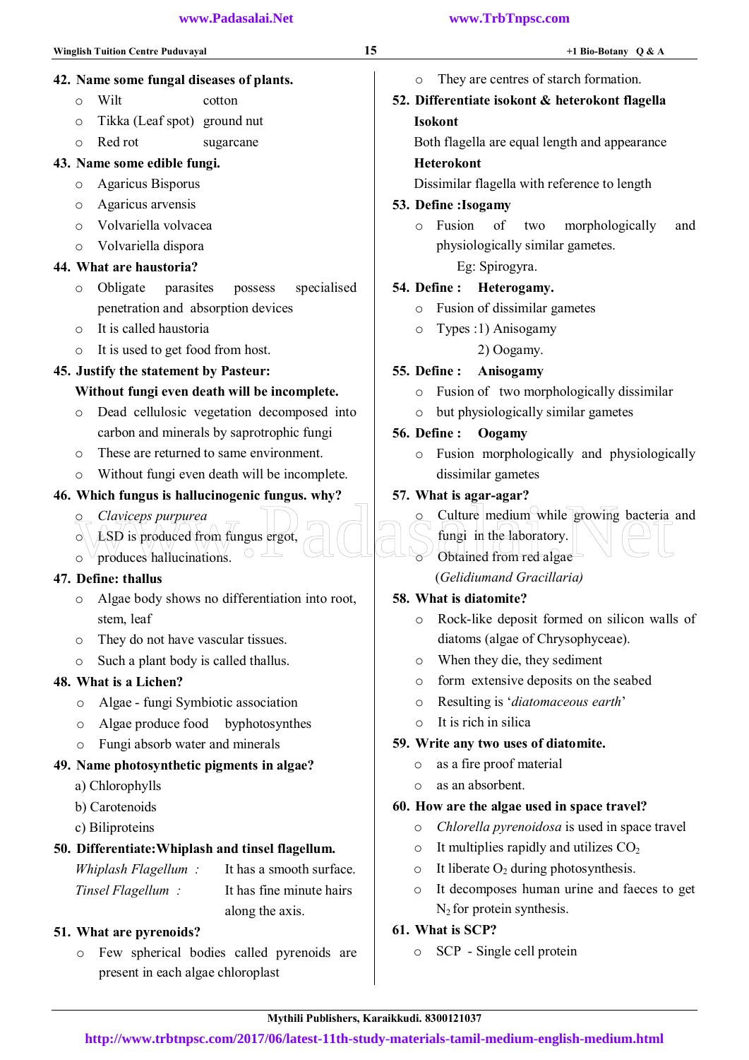**42. Name some fungal diseases of plants.**

- Wilt — cotton
- Tikka (Leaf spot) — ground nut
- Red rot — sugarcane

**43. Name some edible fungi.**

- Agaricus Bisporus
- Agaricus arvensis
- Volvariella volvacea
- Volvariella dispora

**44. What are haustoria?**

- Obligate parasites possess specialised penetration and absorption devices
- It is called haustoria
- It is used to get food from host.

**45. Justify the statement by Pasteur: Without fungi even death will be incomplete.**

- Dead cellulosic vegetation decomposed into carbon and minerals by saprotrophic fungi
- These are returned to same environment.
- Without fungi even death will be incomplete.

**46. Which fungus is hallucinogenic fungus. why?**

- *Claviceps purpurea*
- LSD is produced from fungus ergot,
- produces hallucinations.

**47. Define: thallus**

- Algae body shows no differentiation into root, stem, leaf
- They do not have vascular tissues.
- Such a plant body is called thallus.

**48. What is a Lichen?**

- Algae - fungi Symbiotic association
- Algae produce food byphotosynthes
- Fungi absorb water and minerals

**49. Name photosynthetic pigments in algae?**

a) Chlorophylls

b) Carotenoids

c) Biliproteins

**50. Differentiate:Whiplash and tinsel flagellum.**

*Whiplash Flagellum* : It has a smooth surface.

*Tinsel Flagellum* : It has fine minute hairs along the axis.

**51. What are pyrenoids?**

- Few spherical bodies called pyrenoids are present in each algae chloroplast
- They are centres of starch formation.

**52. Differentiate isokont & heterokont flagella**

**Isokont**

Both flagella are equal length and appearance

**Heterokont**

Dissimilar flagella with reference to length

**53. Define :Isogamy**

- Fusion of two morphologically and physiologically similar gametes.

  Eg: Spirogyra.

**54. Define : Heterogamy.**

- Fusion of dissimilar gametes
- Types :1) Anisogamy

  2) Oogamy.

**55. Define : Anisogamy**

- Fusion of two morphologically dissimilar
- but physiologically similar gametes

**56. Define : Oogamy**

- Fusion morphologically and physiologically dissimilar gametes

**57. What is agar-agar?**

- Culture medium while growing bacteria and fungi in the laboratory.
- Obtained from red algae

  (*Gelidiumand Gracillaria)*

**58. What is diatomite?**

- Rock-like deposit formed on silicon walls of diatoms (algae of Chrysophyceae).
- When they die, they sediment
- form extensive deposits on the seabed
- Resulting is '*diatomaceous earth*'
- It is rich in silica

**59. Write any two uses of diatomite.**

- as a fire proof material
- as an absorbent.

**60. How are the algae used in space travel?**

- *Chlorella pyrenoidosa* is used in space travel
- It multiplies rapidly and utilizes $CO_2$
- It liberate $O_2$ during photosynthesis.
- It decomposes human urine and faeces to get $N_2$ for protein synthesis.

**61. What is SCP?**

- SCP - Single cell protein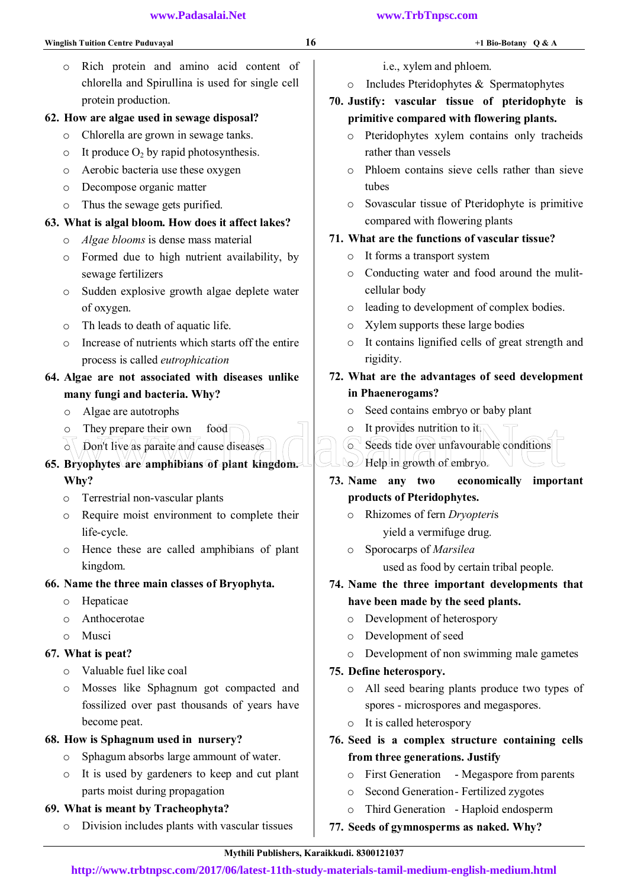- Rich protein and amino acid content of chlorella and Spirullina is used for single cell protein production.

**62. How are algae used in sewage disposal?**

- Chlorella are grown in sewage tanks.
- It produce $O_2$ by rapid photosynthesis.
- Aerobic bacteria use these oxygen
- Decompose organic matter
- Thus the sewage gets purified.

**63. What is algal bloom. How does it affect lakes?**

- *Algae blooms* is dense mass material
- Formed due to high nutrient availability, by sewage fertilizers
- Sudden explosive growth algae deplete water of oxygen.
- Th leads to death of aquatic life.
- Increase of nutrients which starts off the entire process is called *eutrophication*

**64. Algae are not associated with diseases unlike many fungi and bacteria. Why?**

- Algae are autotrophs
- They prepare their own food
- Don't live as paraite and cause diseases

**65. Bryophytes are amphibians of plant kingdom. Why?**

- Terrestrial non-vascular plants
- Require moist environment to complete their life-cycle.
- Hence these are called amphibians of plant kingdom.

**66. Name the three main classes of Bryophyta.**

- Hepaticae
- Anthocerotae
- Musci

**67. What is peat?**

- Valuable fuel like coal
- Mosses like Sphagnum got compacted and fossilized over past thousands of years have become peat.

**68. How is Sphagnum used in nursery?**

- Sphagum absorbs large ammount of water.
- It is used by gardeners to keep and cut plant parts moist during propagation

**69. What is meant by Tracheophyta?**

- Division includes plants with vascular tissues i.e., xylem and phloem.
- Includes Pteridophytes & Spermatophytes

**70. Justify: vascular tissue of pteridophyte is primitive compared with flowering plants.**

- Pteridophytes xylem contains only tracheids rather than vessels
- Phloem contains sieve cells rather than sieve tubes
- Sovascular tissue of Pteridophyte is primitive compared with flowering plants

**71. What are the functions of vascular tissue?**

- It forms a transport system
- Conducting water and food around the mulit-cellular body
- leading to development of complex bodies.
- Xylem supports these large bodies
- It contains lignified cells of great strength and rigidity.

**72. What are the advantages of seed development in Phaenerogams?**

- Seed contains embryo or baby plant
- It provides nutrition to it.
- Seeds tide over unfavourable conditions
- Help in growth of embryo.

**73. Name any two economically important products of Pteridophytes.**

- Rhizomes of fern *Dryopteris* yield a vermifuge drug.
- Sporocarps of *Marsilea* used as food by certain tribal people.

**74. Name the three important developments that have been made by the seed plants.**

- Development of heterospory
- Development of seed
- Development of non swimming male gametes

**75. Define heterospory.**

- All seed bearing plants produce two types of spores - microspores and megaspores.
- It is called heterospory

**76. Seed is a complex structure containing cells from three generations. Justify**

- First Generation - Megaspore from parents
- Second Generation - Fertilized zygotes
- Third Generation - Haploid endosperm

**77. Seeds of gymnosperms as naked. Why?**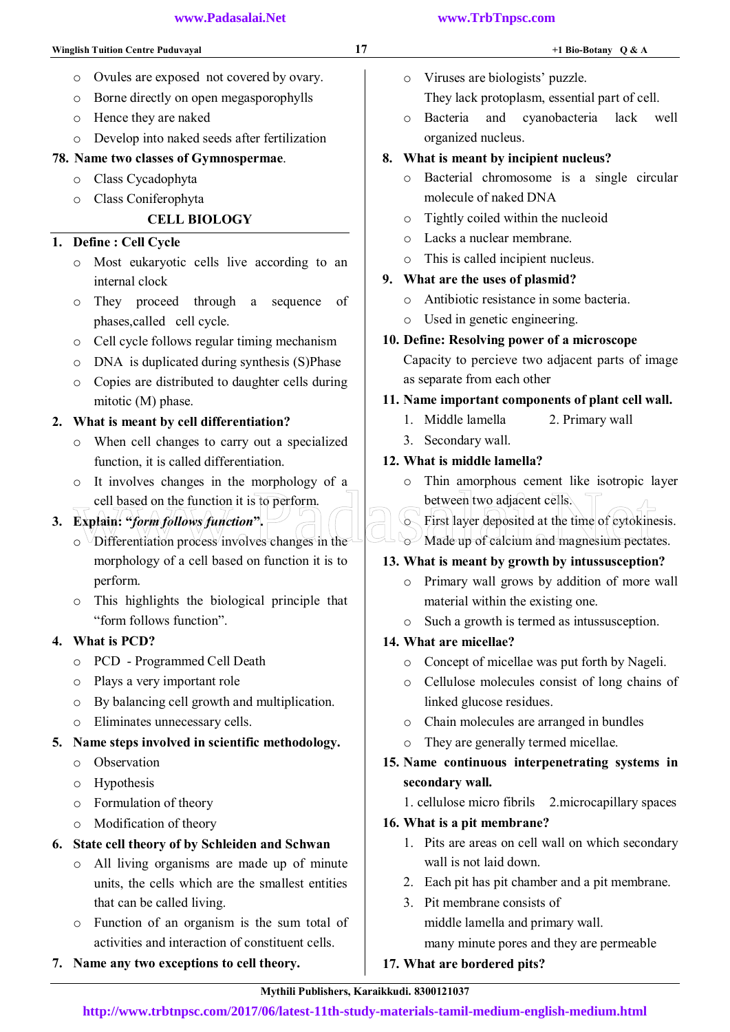- Ovules are exposed not covered by ovary.
- Borne directly on open megasporophylls
- Hence they are naked
- Develop into naked seeds after fertilization

**78. Name two classes of Gymnospermae.**

- Class Cycadophyta
- Class Coniferophyta

## CELL BIOLOGY

**1. Define : Cell Cycle**

- Most eukaryotic cells live according to an internal clock
- They proceed through a sequence of phases,called cell cycle.
- Cell cycle follows regular timing mechanism
- DNA is duplicated during synthesis (S)Phase
- Copies are distributed to daughter cells during mitotic (M) phase.

**2. What is meant by cell differentiation?**

- When cell changes to carry out a specialized function, it is called differentiation.
- It involves changes in the morphology of a cell based on the function it is to perform.

**3. Explain: "*form follows function*".**

- Differentiation process involves changes in the morphology of a cell based on function it is to perform.
- This highlights the biological principle that "form follows function".

**4. What is PCD?**

- PCD - Programmed Cell Death
- Plays a very important role
- By balancing cell growth and multiplication.
- Eliminates unnecessary cells.

**5. Name steps involved in scientific methodology.**

- Observation
- Hypothesis
- Formulation of theory
- Modification of theory

**6. State cell theory of by Schleiden and Schwan**

- All living organisms are made up of minute units, the cells which are the smallest entities that can be called living.
- Function of an organism is the sum total of activities and interaction of constituent cells.

**7. Name any two exceptions to cell theory.**

- Viruses are biologists' puzzle.
  They lack protoplasm, essential part of cell.
- Bacteria and cyanobacteria lack well organized nucleus.

**8. What is meant by incipient nucleus?**

- Bacterial chromosome is a single circular molecule of naked DNA
- Tightly coiled within the nucleoid
- Lacks a nuclear membrane.
- This is called incipient nucleus.

**9. What are the uses of plasmid?**

- Antibiotic resistance in some bacteria.
- Used in genetic engineering.

**10. Define: Resolving power of a microscope**

Capacity to percieve two adjacent parts of image as separate from each other

**11. Name important components of plant cell wall.**

1. Middle lamella
2. Primary wall
3. Secondary wall.

**12. What is middle lamella?**

- Thin amorphous cement like isotropic layer between two adjacent cells.
- First layer deposited at the time of cytokinesis.
- Made up of calcium and magnesium pectates.

**13. What is meant by growth by intussusception?**

- Primary wall grows by addition of more wall material within the existing one.
- Such a growth is termed as intussusception.

**14. What are micellae?**

- Concept of micellae was put forth by Nageli.
- Cellulose molecules consist of long chains of linked glucose residues.
- Chain molecules are arranged in bundles
- They are generally termed micellae.

**15. Name continuous interpenetrating systems in secondary wall.**

1. cellulose micro fibrils 2.microcapillary spaces

**16. What is a pit membrane?**

1. Pits are areas on cell wall on which secondary wall is not laid down.
2. Each pit has pit chamber and a pit membrane.
3. Pit membrane consists of
   middle lamella and primary wall.
   many minute pores and they are permeable

**17. What are bordered pits?**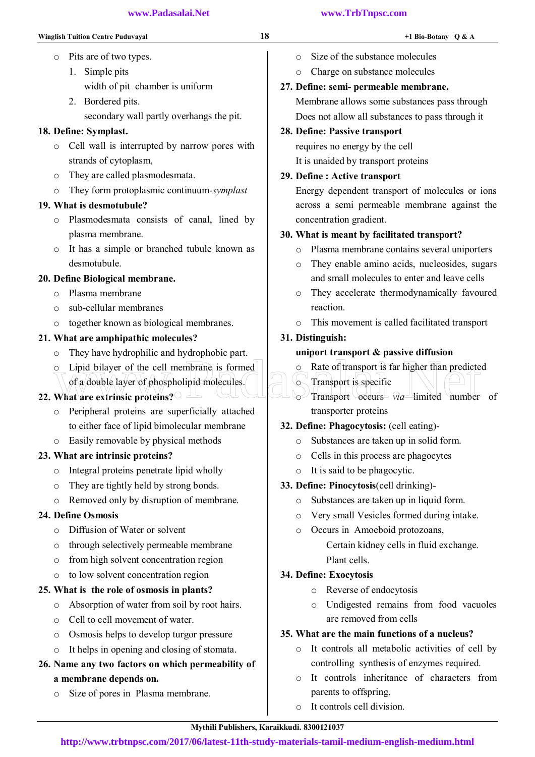- Pits are of two types.
  1. Simple pits

     width of pit chamber is uniform
  2. Bordered pits.

     secondary wall partly overhangs the pit.

**18. Define: Symplast.**

- Cell wall is interrupted by narrow pores with strands of cytoplasm,
- They are called plasmodesmata.
- They form protoplasmic continuum-*symplast*

**19. What is desmotubule?**

- Plasmodesmata consists of canal, lined by plasma membrane.
- It has a simple or branched tubule known as desmotubule.

**20. Define Biological membrane.**

- Plasma membrane
- sub-cellular membranes
- together known as biological membranes.

**21. What are amphipathic molecules?**

- They have hydrophilic and hydrophobic part.
- Lipid bilayer of the cell membrane is formed of a double layer of phospholipid molecules.

**22. What are extrinsic proteins?**

- Peripheral proteins are superficially attached to either face of lipid bimolecular membrane
- Easily removable by physical methods

**23. What are intrinsic proteins?**

- Integral proteins penetrate lipid wholly
- They are tightly held by strong bonds.
- Removed only by disruption of membrane.

**24. Define Osmosis**

- Diffusion of Water or solvent
- through selectively permeable membrane
- from high solvent concentration region
- to low solvent concentration region

**25. What is the role of osmosis in plants?**

- Absorption of water from soil by root hairs.
- Cell to cell movement of water.
- Osmosis helps to develop turgor pressure
- It helps in opening and closing of stomata.

**26. Name any two factors on which permeability of a membrane depends on.**

- Size of pores in Plasma membrane.
- Size of the substance molecules
- Charge on substance molecules

**27. Define: semi- permeable membrane.**

Membrane allows some substances pass through

Does not allow all substances to pass through it

**28. Define: Passive transport**

requires no energy by the cell

It is unaided by transport proteins

**29. Define : Active transport**

Energy dependent transport of molecules or ions across a semi permeable membrane against the concentration gradient.

**30. What is meant by facilitated transport?**

- Plasma membrane contains several uniporters
- They enable amino acids, nucleosides, sugars and small molecules to enter and leave cells
- They accelerate thermodynamically favoured reaction.
- This movement is called facilitated transport

**31. Distinguish:**

**uniport transport & passive diffusion**

- Rate of transport is far higher than predicted
- Transport is specific
- Transport occurs *via* limited number of transporter proteins

**32. Define: Phagocytosis:** (cell eating)-

- Substances are taken up in solid form.
- Cells in this process are phagocytes
- It is said to be phagocytic.

**33. Define: Pinocytosis**(cell drinking)-

- Substances are taken up in liquid form.
- Very small Vesicles formed during intake.
- Occurs in Amoeboid protozoans,

  Certain kidney cells in fluid exchange.

  Plant cells.

**34. Define: Exocytosis**

- Reverse of endocytosis
- Undigested remains from food vacuoles are removed from cells

**35. What are the main functions of a nucleus?**

- It controls all metabolic activities of cell by controlling synthesis of enzymes required.
- It controls inheritance of characters from parents to offspring.
- It controls cell division.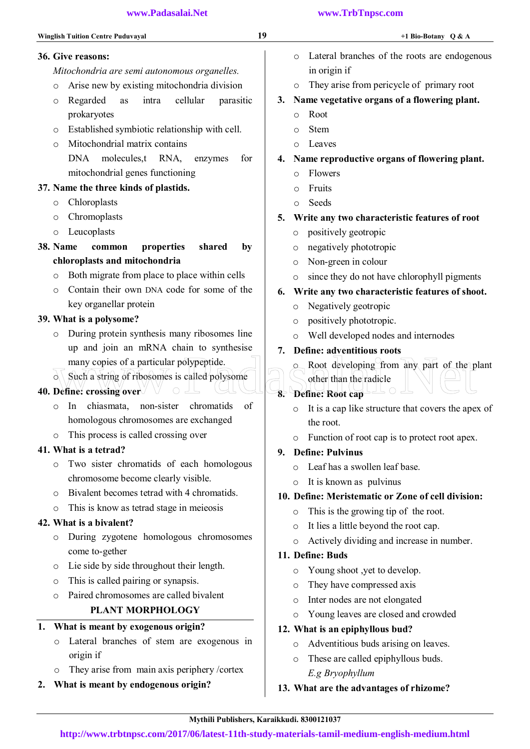**36. Give reasons:**

*Mitochondria are semi autonomous organelles.*

- Arise new by existing mitochondria division
- Regarded as intra cellular parasitic prokaryotes
- Established symbiotic relationship with cell.
- Mitochondrial matrix contains DNA molecules,t RNA, enzymes for mitochondrial genes functioning

**37. Name the three kinds of plastids.**

- Chloroplasts
- Chromoplasts
- Leucoplasts

**38. Name common properties shared by chloroplasts and mitochondria**

- Both migrate from place to place within cells
- Contain their own DNA code for some of the key organellar protein

**39. What is a polysome?**

- During protein synthesis many ribosomes line up and join an mRNA chain to synthesise many copies of a particular polypeptide.
- Such a string of ribosomes is called polysome

**40. Define: crossing over**

- In chiasmata, non-sister chromatids of homologous chromosomes are exchanged
- This process is called crossing over

**41. What is a tetrad?**

- Two sister chromatids of each homologous chromosome become clearly visible.
- Bivalent becomes tetrad with 4 chromatids.
- This is know as tetrad stage in meieosis

**42. What is a bivalent?**

- During zygotene homologous chromosomes come to-gether
- Lie side by side throughout their length.
- This is called pairing or synapsis.
- Paired chromosomes are called bivalent

## PLANT MORPHOLOGY

**1. What is meant by exogenous origin?**

- Lateral branches of stem are exogenous in origin if
- They arise from main axis periphery /cortex

**2. What is meant by endogenous origin?**

- Lateral branches of the roots are endogenous in origin if
- They arise from pericycle of primary root

**3. Name vegetative organs of a flowering plant.**

- Root
- Stem
- Leaves

**4. Name reproductive organs of flowering plant.**

- Flowers
- Fruits
- Seeds

**5. Write any two characteristic features of root**

- positively geotropic
- negatively phototropic
- Non-green in colour
- since they do not have chlorophyll pigments

**6. Write any two characteristic features of shoot.**

- Negatively geotropic
- positively phototropic.
- Well developed nodes and internodes

**7. Define: adventitious roots**

- Root developing from any part of the plant other than the radicle

**8. Define: Root cap**

- It is a cap like structure that covers the apex of the root.
- Function of root cap is to protect root apex.

**9. Define: Pulvinus**

- Leaf has a swollen leaf base.
- It is known as pulvinus

**10. Define: Meristematic or Zone of cell division:**

- This is the growing tip of the root.
- It lies a little beyond the root cap.
- Actively dividing and increase in number.

**11. Define: Buds**

- Young shoot ,yet to develop.
- They have compressed axis
- Inter nodes are not elongated
- Young leaves are closed and crowded

**12. What is an epiphyllous bud?**

- Adventitious buds arising on leaves.
- These are called epiphyllous buds.

*E.g Bryophyllum*

**13. What are the advantages of rhizome?**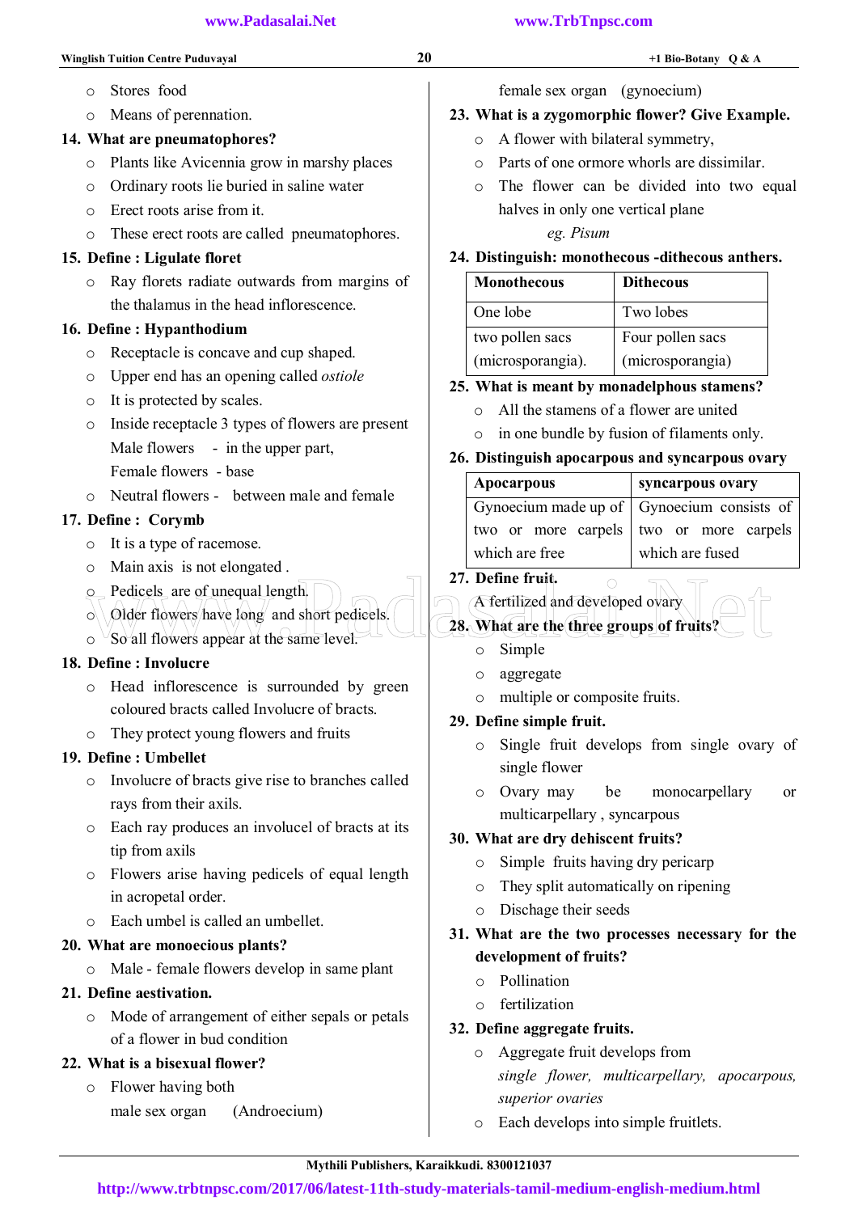- Stores food
- Means of perennation.

**14. What are pneumatophores?**

- Plants like Avicennia grow in marshy places
- Ordinary roots lie buried in saline water
- Erect roots arise from it.
- These erect roots are called pneumatophores.

**15. Define : Ligulate floret**

- Ray florets radiate outwards from margins of the thalamus in the head inflorescence.

**16. Define : Hypanthodium**

- Receptacle is concave and cup shaped.
- Upper end has an opening called *ostiole*
- It is protected by scales.
- Inside receptacle 3 types of flowers are present
  Male flowers - in the upper part,
  Female flowers - base
- Neutral flowers - between male and female

**17. Define : Corymb**

- It is a type of racemose.
- Main axis is not elongated .
- Pedicels are of unequal length.
- Older flowers have long and short pedicels.
- So all flowers appear at the same level.

**18. Define : Involucre**

- Head inflorescence is surrounded by green coloured bracts called Involucre of bracts.
- They protect young flowers and fruits

**19. Define : Umbellet**

- Involucre of bracts give rise to branches called rays from their axils.
- Each ray produces an involucel of bracts at its tip from axils
- Flowers arise having pedicels of equal length in acropetal order.
- Each umbel is called an umbellet.

**20. What are monoecious plants?**

- Male - female flowers develop in same plant

**21. Define aestivation.**

- Mode of arrangement of either sepals or petals of a flower in bud condition

**22. What is a bisexual flower?**

- Flower having both
  male sex organ (Androecium)
  female sex organ (gynoecium)

**23. What is a zygomorphic flower? Give Example.**

- A flower with bilateral symmetry,
- Parts of one ormore whorls are dissimilar.
- The flower can be divided into two equal halves in only one vertical plane
  *eg. Pisum*

**24. Distinguish: monothecous -dithecous anthers.**

| Monothecous | Dithecous |
|---|---|
| One lobe | Two lobes |
| two pollen sacs (microsporangia). | Four pollen sacs (microsporangia) |

**25. What is meant by monadelphous stamens?**

- All the stamens of a flower are united
- in one bundle by fusion of filaments only.

**26. Distinguish apocarpous and syncarpous ovary**

| Apocarpous | syncarpous ovary |
|---|---|
| Gynoecium made up of two or more carpels which are free | Gynoecium consists of two or more carpels which are fused |

**27. Define fruit.**

A fertilized and developed ovary

**28. What are the three groups of fruits?**

- Simple
- aggregate
- multiple or composite fruits.

**29. Define simple fruit.**

- Single fruit develops from single ovary of single flower
- Ovary may be monocarpellary or multicarpellary , syncarpous

**30. What are dry dehiscent fruits?**

- Simple fruits having dry pericarp
- They split automatically on ripening
- Dischage their seeds

**31. What are the two processes necessary for the development of fruits?**

- Pollination
- fertilization

**32. Define aggregate fruits.**

- Aggregate fruit develops from *single flower, multicarpellary, apocarpous, superior ovaries*
- Each develops into simple fruitlets.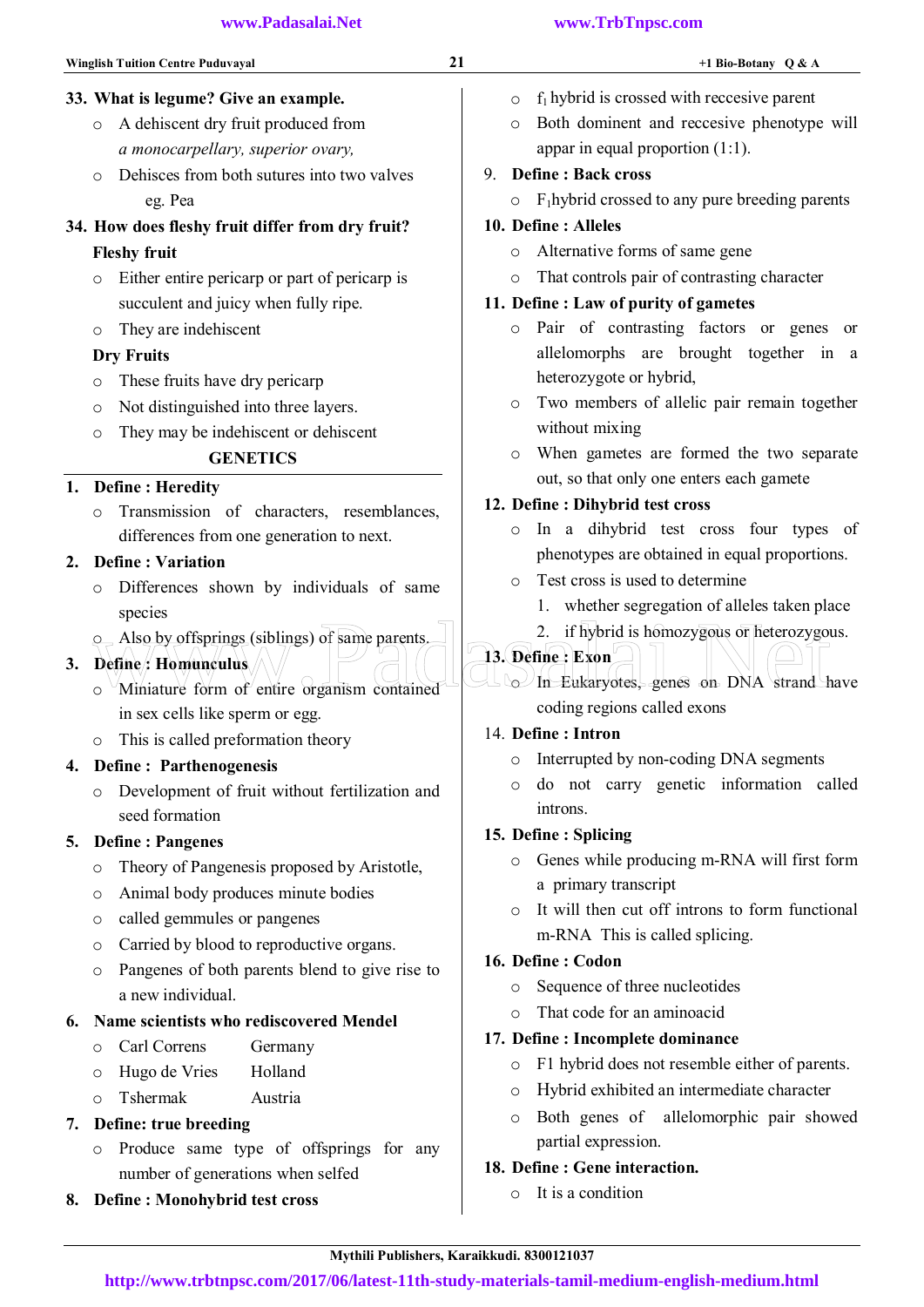**33. What is legume? Give an example.**

- A dehiscent dry fruit produced from *a monocarpellary, superior ovary,*
- Dehisces from both sutures into two valves eg. Pea

**34. How does fleshy fruit differ from dry fruit?**

**Fleshy fruit**

- Either entire pericarp or part of pericarp is succulent and juicy when fully ripe.
- They are indehiscent

**Dry Fruits**

- These fruits have dry pericarp
- Not distinguished into three layers.
- They may be indehiscent or dehiscent

## GENETICS

**1. Define : Heredity**

- Transmission of characters, resemblances, differences from one generation to next.

**2. Define : Variation**

- Differences shown by individuals of same species
- Also by offsprings (siblings) of same parents.

**3. Define : Homunculus**

- Miniature form of entire organism contained in sex cells like sperm or egg.
- This is called preformation theory

**4. Define : Parthenogenesis**

- Development of fruit without fertilization and seed formation

**5. Define : Pangenes**

- Theory of Pangenesis proposed by Aristotle,
- Animal body produces minute bodies
- called gemmules or pangenes
- Carried by blood to reproductive organs.
- Pangenes of both parents blend to give rise to a new individual.

**6. Name scientists who rediscovered Mendel**

- Carl Correns — Germany
- Hugo de Vries — Holland
- Tshermak — Austria

**7. Define: true breeding**

- Produce same type of offsprings for any number of generations when selfed

**8. Define : Monohybrid test cross**

- $f_1$ hybrid is crossed with reccesive parent
- Both dominant and reccesive phenotype will appar in equal proportion (1:1).

**9. Define : Back cross**

- $F_1$hybrid crossed to any pure breeding parents

**10. Define : Alleles**

- Alternative forms of same gene
- That controls pair of contrasting character

**11. Define : Law of purity of gametes**

- Pair of contrasting factors or genes or allelomorphs are brought together in a heterozygote or hybrid,
- Two members of allelic pair remain together without mixing
- When gametes are formed the two separate out, so that only one enters each gamete

**12. Define : Dihybrid test cross**

- In a dihybrid test cross four types of phenotypes are obtained in equal proportions.
- Test cross is used to determine
  1. whether segregation of alleles taken place
  2. if hybrid is homozygous or heterozygous.

**13. Define : Exon**

- In Eukaryotes, genes on DNA strand have coding regions called exons

**14. Define : Intron**

- Interrupted by non-coding DNA segments
- do not carry genetic information called introns.

**15. Define : Splicing**

- Genes while producing m-RNA will first form a primary transcript
- It will then cut off introns to form functional m-RNA This is called splicing.

**16. Define : Codon**

- Sequence of three nucleotides
- That code for an aminoacid

**17. Define : Incomplete dominance**

- F1 hybrid does not resemble either of parents.
- Hybrid exhibited an intermediate character
- Both genes of allelomorphic pair showed partial expression.

**18. Define : Gene interaction.**

- It is a condition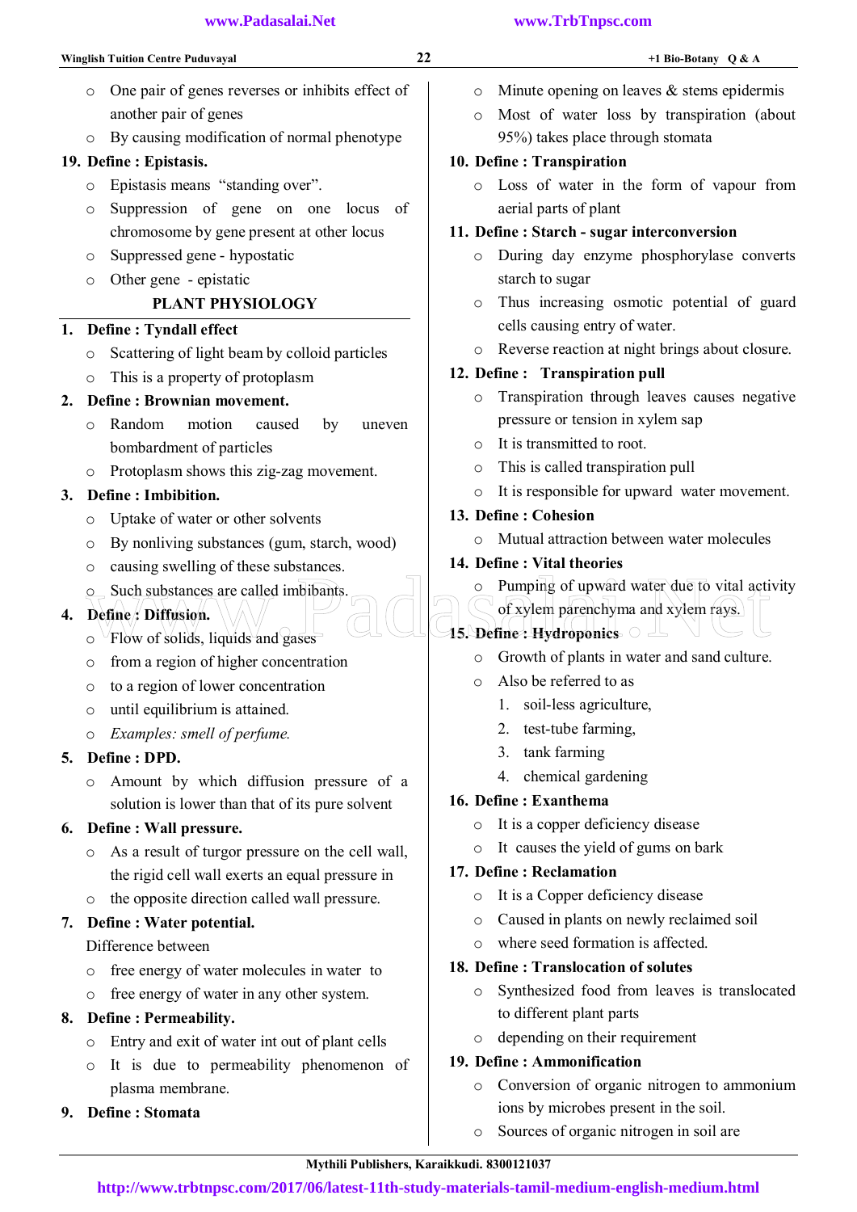- One pair of genes reverses or inhibits effect of another pair of genes
- By causing modification of normal phenotype

**19. Define : Epistasis.**
- Epistasis means "standing over".
- Suppression of gene on one locus of chromosome by gene present at other locus
- Suppressed gene - hypostatic
- Other gene - epistatic

## PLANT PHYSIOLOGY

**1. Define : Tyndall effect**
- Scattering of light beam by colloid particles
- This is a property of protoplasm

**2. Define : Brownian movement.**
- Random motion caused by uneven bombardment of particles
- Protoplasm shows this zig-zag movement.

**3. Define : Imbibition.**
- Uptake of water or other solvents
- By nonliving substances (gum, starch, wood)
- causing swelling of these substances.
- Such substances are called imbibants.

**4. Define : Diffusion.**
- Flow of solids, liquids and gases
- from a region of higher concentration
- to a region of lower concentration
- until equilibrium is attained.
- *Examples: smell of perfume.*

**5. Define : DPD.**
- Amount by which diffusion pressure of a solution is lower than that of its pure solvent

**6. Define : Wall pressure.**
- As a result of turgor pressure on the cell wall, the rigid cell wall exerts an equal pressure in
- the opposite direction called wall pressure.

**7. Define : Water potential.**

Difference between
- free energy of water molecules in water to
- free energy of water in any other system.

**8. Define : Permeability.**
- Entry and exit of water int out of plant cells
- It is due to permeability phenomenon of plasma membrane.

**9. Define : Stomata**
- Minute opening on leaves & stems epidermis
- Most of water loss by transpiration (about 95%) takes place through stomata

**10. Define : Transpiration**
- Loss of water in the form of vapour from aerial parts of plant

**11. Define : Starch - sugar interconversion**
- During day enzyme phosphorylase converts starch to sugar
- Thus increasing osmotic potential of guard cells causing entry of water.
- Reverse reaction at night brings about closure.

**12. Define : Transpiration pull**
- Transpiration through leaves causes negative pressure or tension in xylem sap
- It is transmitted to root.
- This is called transpiration pull
- It is responsible for upward water movement.

**13. Define : Cohesion**
- Mutual attraction between water molecules

**14. Define : Vital theories**
- Pumping of upward water due to vital activity of xylem parenchyma and xylem rays.

**15. Define : Hydroponics**
- Growth of plants in water and sand culture.
- Also be referred to as
  1. soil-less agriculture,
  2. test-tube farming,
  3. tank farming
  4. chemical gardening

**16. Define : Exanthema**
- It is a copper deficiency disease
- It causes the yield of gums on bark

**17. Define : Reclamation**
- It is a Copper deficiency disease
- Caused in plants on newly reclaimed soil
- where seed formation is affected.

**18. Define : Translocation of solutes**
- Synthesized food from leaves is translocated to different plant parts
- depending on their requirement

**19. Define : Ammonification**
- Conversion of organic nitrogen to ammonium ions by microbes present in the soil.
- Sources of organic nitrogen in soil are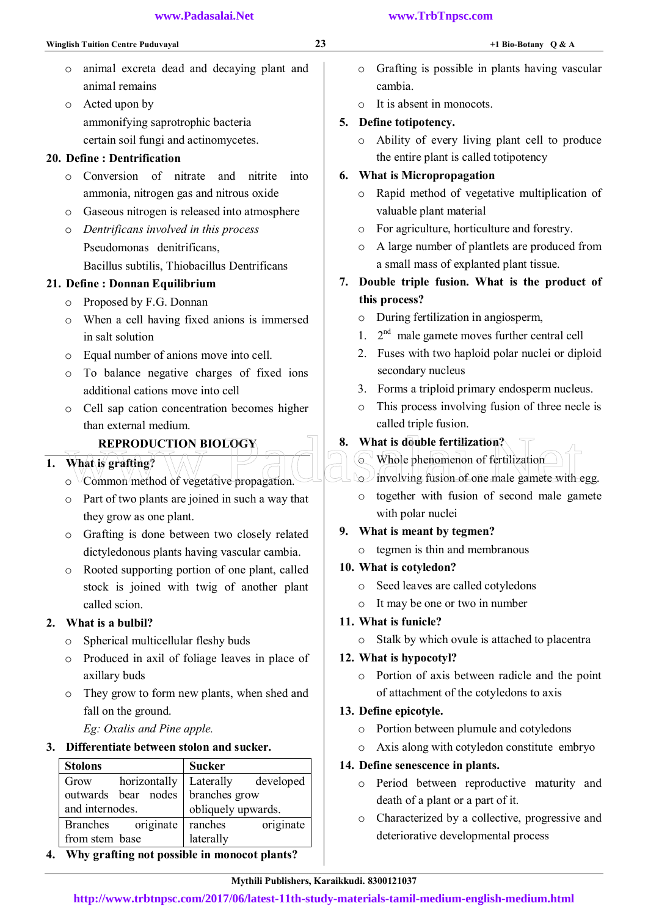- animal excreta dead and decaying plant and animal remains
- Acted upon by
  ammonifying saprotrophic bacteria
  certain soil fungi and actinomycetes.

**20. Define : Dentrification**

- Conversion of nitrate and nitrite into ammonia, nitrogen gas and nitrous oxide
- Gaseous nitrogen is released into atmosphere
- *Dentrificans involved in this process*
  Pseudomonas denitrificans,
  Bacillus subtilis, Thiobacillus Dentrificans

**21. Define : Donnan Equilibrium**

- Proposed by F.G. Donnan
- When a cell having fixed anions is immersed in salt solution
- Equal number of anions move into cell.
- To balance negative charges of fixed ions additional cations move into cell
- Cell sap cation concentration becomes higher than external medium.

## REPRODUCTION BIOLOGY

**1. What is grafting?**

- Common method of vegetative propagation.
- Part of two plants are joined in such a way that they grow as one plant.
- Grafting is done between two closely related dictyledonous plants having vascular cambia.
- Rooted supporting portion of one plant, called stock is joined with twig of another plant called scion.

**2. What is a bulbil?**

- Spherical multicellular fleshy buds
- Produced in axil of foliage leaves in place of axillary buds
- They grow to form new plants, when shed and fall on the ground.
  *Eg: Oxalis and Pine apple.*

**3. Differentiate between stolon and sucker.**

| Stolons | Sucker |
|---|---|
| Grow horizontally outwards bear nodes and internodes. | Laterally developed branches grow obliquely upwards. |
| Branches originate from stem base | ranches originate laterally |

**4. Why grafting not possible in monocot plants?**

- Grafting is possible in plants having vascular cambia.
- It is absent in monocots.

**5. Define totipotency.**

- Ability of every living plant cell to produce the entire plant is called totipotency

**6. What is Micropropagation**

- Rapid method of vegetative multiplication of valuable plant material
- For agriculture, horticulture and forestry.
- A large number of plantlets are produced from a small mass of explanted plant tissue.

**7. Double triple fusion. What is the product of this process?**

- During fertilization in angiosperm,
  1. 2nd male gamete moves further central cell
  2. Fuses with two haploid polar nuclei or diploid secondary nucleus
  3. Forms a triploid primary endosperm nucleus.
- This process involving fusion of three necle is called triple fusion.

**8. What is double fertilization?**

- Whole phenomenon of fertilization
- involving fusion of one male gamete with egg.
- together with fusion of second male gamete with polar nuclei

**9. What is meant by tegmen?**

- tegmen is thin and membranous

**10. What is cotyledon?**

- Seed leaves are called cotyledons
- It may be one or two in number

**11. What is funicle?**

- Stalk by which ovule is attached to placentra

**12. What is hypocotyl?**

- Portion of axis between radicle and the point of attachment of the cotyledons to axis

**13. Define epicotyle.**

- Portion between plumule and cotyledons
- Axis along with cotyledon constitute embryo

**14. Define senescence in plants.**

- Period between reproductive maturity and death of a plant or a part of it.
- Characterized by a collective, progressive and deteriorative developmental process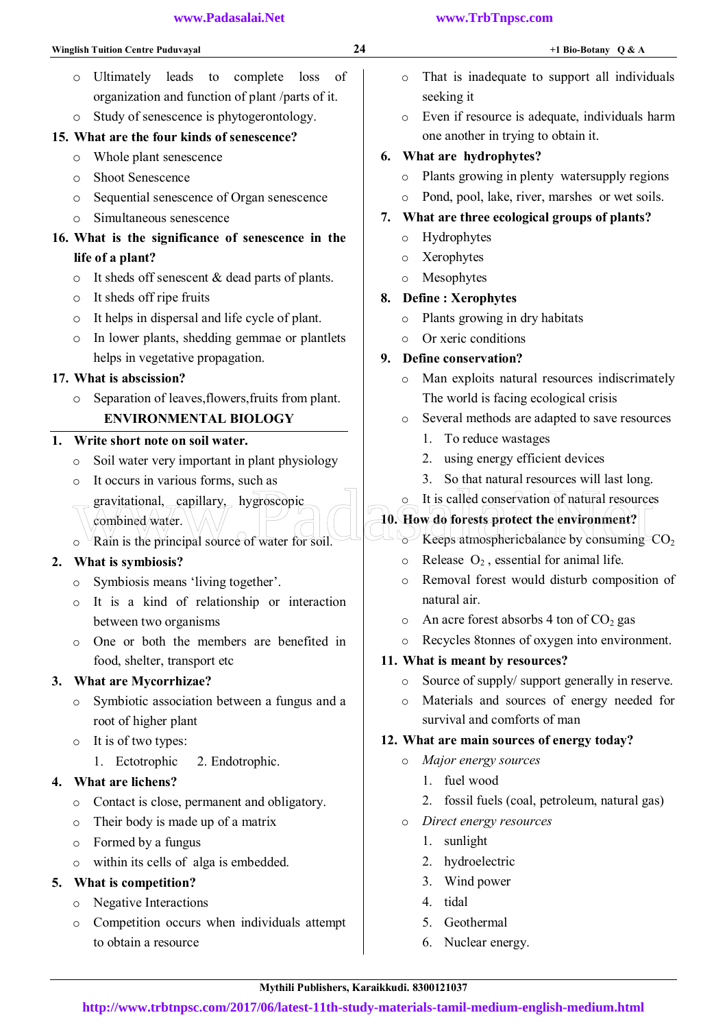- Ultimately leads to complete loss of organization and function of plant /parts of it.
- Study of senescence is phytogerontology.

**15. What are the four kinds of senescence?**

- Whole plant senescence
- Shoot Senescence
- Sequential senescence of Organ senescence
- Simultaneous senescence

**16. What is the significance of senescence in the life of a plant?**

- It sheds off senescent & dead parts of plants.
- It sheds off ripe fruits
- It helps in dispersal and life cycle of plant.
- In lower plants, shedding gemmae or plantlets helps in vegetative propagation.

**17. What is abscission?**

- Separation of leaves,flowers,fruits from plant.

## ENVIRONMENTAL BIOLOGY

**1. Write short note on soil water.**

- Soil water very important in plant physiology
- It occurs in various forms, such as gravitational, capillary, hygroscopic combined water.
- Rain is the principal source of water for soil.

**2. What is symbiosis?**

- Symbiosis means 'living together'.
- It is a kind of relationship or interaction between two organisms
- One or both the members are benefited in food, shelter, transport etc

**3. What are Mycorrhizae?**

- Symbiotic association between a fungus and a root of higher plant
- It is of two types:
  1. Ectotrophic 2. Endotrophic.

**4. What are lichens?**

- Contact is close, permanent and obligatory.
- Their body is made up of a matrix
- Formed by a fungus
- within its cells of alga is embedded.

**5. What is competition?**

- Negative Interactions
- Competition occurs when individuals attempt to obtain a resource
- That is inadequate to support all individuals seeking it
- Even if resource is adequate, individuals harm one another in trying to obtain it.

**6. What are hydrophytes?**

- Plants growing in plenty watersupply regions
- Pond, pool, lake, river, marshes or wet soils.

**7. What are three ecological groups of plants?**

- Hydrophytes
- Xerophytes
- Mesophytes

**8. Define : Xerophytes**

- Plants growing in dry habitats
- Or xeric conditions

**9. Define conservation?**

- Man exploits natural resources indiscrimately The world is facing ecological crisis
- Several methods are adapted to save resources
  1. To reduce wastages
  2. using energy efficient devices
  3. So that natural resources will last long.
- It is called conservation of natural resources

**10. How do forests protect the environment?**

- Keeps atmosphericbalance by consuming $CO_2$
- Release $O_2$, essential for animal life.
- Removal forest would disturb composition of natural air.
- An acre forest absorbs 4 ton of $CO_2$ gas
- Recycles 8tonnes of oxygen into environment.

**11. What is meant by resources?**

- Source of supply/ support generally in reserve.
- Materials and sources of energy needed for survival and comforts of man

**12. What are main sources of energy today?**

- *Major energy sources*
  1. fuel wood
  2. fossil fuels (coal, petroleum, natural gas)
- *Direct energy resources*
  1. sunlight
  2. hydroelectric
  3. Wind power
  4. tidal
  5. Geothermal
  6. Nuclear energy.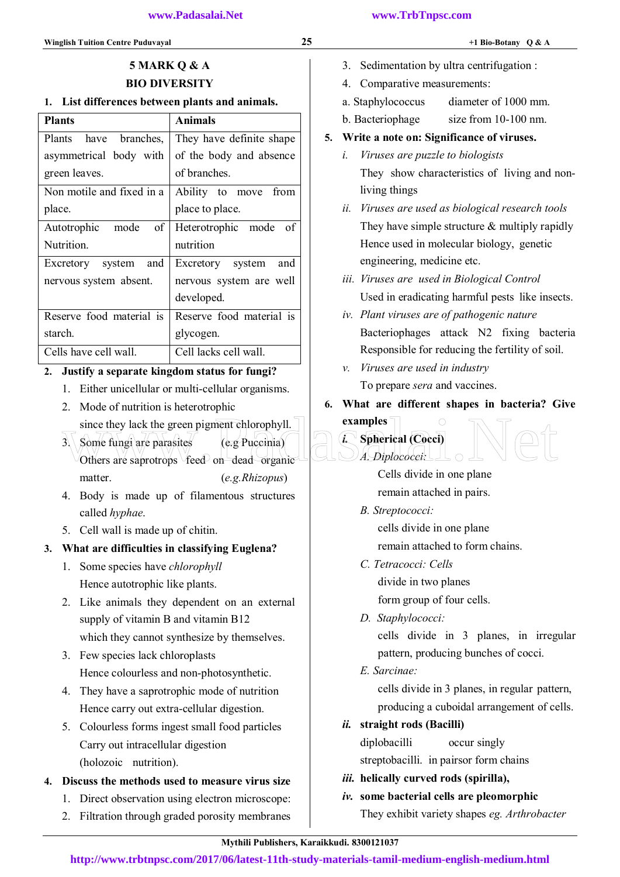## 5 MARK Q & A

## BIO DIVERSITY

**1. List differences between plants and animals.**

| Plants | Animals |
|---|---|
| Plants have branches, asymmetrical body with green leaves. | They have definite shape of the body and absence of branches. |
| Non motile and fixed in a place. | Ability to move from place to place. |
| Autotrophic mode of Nutrition. | Heterotrophic mode of nutrition |
| Excretory system and nervous system absent. | Excretory system and nervous system are well developed. |
| Reserve food material is starch. | Reserve food material is glycogen. |
| Cells have cell wall. | Cell lacks cell wall. |

**2. Justify a separate kingdom status for fungi?**

1. Either unicellular or multi-cellular organisms.
2. Mode of nutrition is heterotrophic since they lack the green pigment chlorophyll.
3. Some fungi are parasites (e.g Puccinia) Others are saprotrops feed on dead organic matter. (*e.g.Rhizopus*)
4. Body is made up of filamentous structures called *hyphae*.
5. Cell wall is made up of chitin.

**3. What are difficulties in classifying Euglena?**

1. Some species have *chlorophyll* Hence autotrophic like plants.
2. Like animals they dependent on an external supply of vitamin B and vitamin B12 which they cannot synthesize by themselves.
3. Few species lack chloroplasts Hence colourless and non-photosynthetic.
4. They have a saprotrophic mode of nutrition Hence carry out extra-cellular digestion.
5. Colourless forms ingest small food particles Carry out intracellular digestion (holozoic nutrition).

**4. Discuss the methods used to measure virus size**

1. Direct observation using electron microscope:
2. Filtration through graded porosity membranes
3. Sedimentation by ultra centrifugation :
4. Comparative measurements:

a. Staphylococcus diameter of 1000 mm.

b. Bacteriophage size from 10-100 nm.

**5. Write a note on: Significance of viruses.**

i. *Viruses are puzzle to biologists*
They show characteristics of living and non-living things

ii. *Viruses are used as biological research tools*
They have simple structure & multiply rapidly Hence used in molecular biology, genetic engineering, medicine etc.

iii. *Viruses are used in Biological Control*
Used in eradicating harmful pests like insects.

iv. *Plant viruses are of pathogenic nature*
Bacteriophages attack N2 fixing bacteria Responsible for reducing the fertility of soil.

v. *Viruses are used in industry*
To prepare *sera* and vaccines.

**6. What are different shapes in bacteria? Give examples**

***i.*** **Spherical (Cocci)**

*A. Diplococci:*
Cells divide in one plane
remain attached in pairs.

*B. Streptococci:*
cells divide in one plane
remain attached to form chains.

*C. Tetracocci: Cells*
divide in two planes
form group of four cells.

*D. Staphylococci:*
cells divide in 3 planes, in irregular pattern, producing bunches of cocci.

*E. Sarcinae:*
cells divide in 3 planes, in regular pattern, producing a cuboidal arrangement of cells.

***ii.*** **straight rods (Bacilli)**

diplobacilli occur singly

streptobacilli. in pairsor form chains

***iii.*** **helically curved rods (spirilla),**

***iv.*** **some bacterial cells are pleomorphic**

They exhibit variety shapes *eg. Arthrobacter*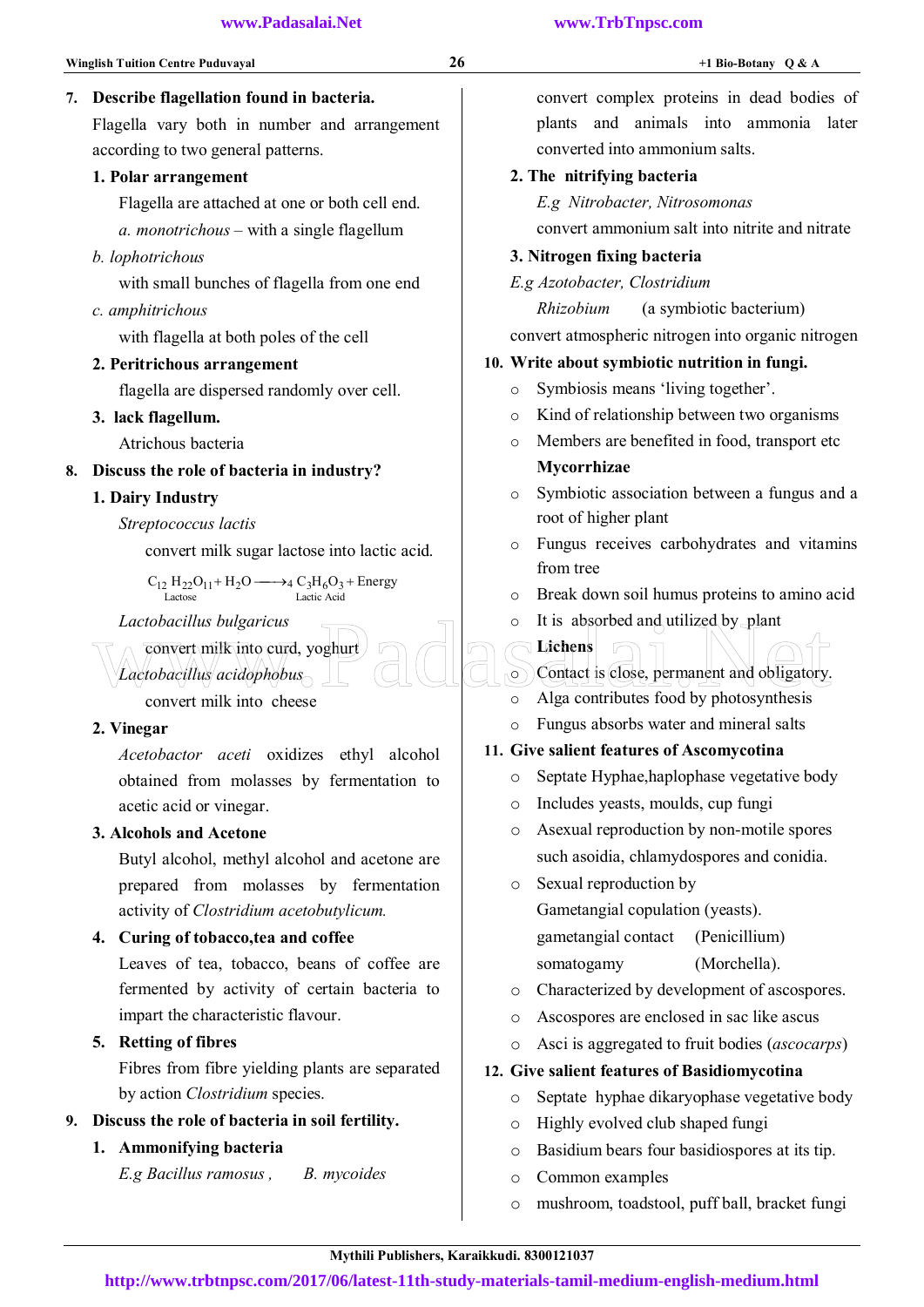**7. Describe flagellation found in bacteria.**

Flagella vary both in number and arrangement according to two general patterns.

**1. Polar arrangement**

Flagella are attached at one or both cell end.

*a. monotrichous* – with a single flagellum

*b. lophotrichous*

with small bunches of flagella from one end

*c. amphitrichous*

with flagella at both poles of the cell

**2. Peritrichous arrangement**

flagella are dispersed randomly over cell.

**3. lack flagellum.**

Atrichous bacteria

**8. Discuss the role of bacteria in industry?**

**1. Dairy Industry**

*Streptococcus lactis*

convert milk sugar lactose into lactic acid.

$$\underset{\text{Lactose}}{C_{12}H_{22}O_{11}} + H_2O \longrightarrow 4\,\underset{\text{Lactic Acid}}{C_3H_6O_3} + \text{Energy}$$

*Lactobacillus bulgaricus*

convert milk into curd, yoghurt

*Lactobacillus acidophobus*

convert milk into cheese

**2. Vinegar**

*Acetobactor aceti* oxidizes ethyl alcohol obtained from molasses by fermentation to acetic acid or vinegar.

**3. Alcohols and Acetone**

Butyl alcohol, methyl alcohol and acetone are prepared from molasses by fermentation activity of *Clostridium acetobutylicum.*

**4. Curing of tobacco,tea and coffee**

Leaves of tea, tobacco, beans of coffee are fermented by activity of certain bacteria to impart the characteristic flavour.

**5. Retting of fibres**

Fibres from fibre yielding plants are separated by action *Clostridium* species.

**9. Discuss the role of bacteria in soil fertility.**

**1. Ammonifying bacteria**

*E.g Bacillus ramosus , B. mycoides*

convert complex proteins in dead bodies of plants and animals into ammonia later converted into ammonium salts.

**2. The nitrifying bacteria**

*E.g Nitrobacter, Nitrosomonas*

convert ammonium salt into nitrite and nitrate

**3. Nitrogen fixing bacteria**

*E.g Azotobacter, Clostridium*

*Rhizobium* (a symbiotic bacterium)

convert atmospheric nitrogen into organic nitrogen

**10. Write about symbiotic nutrition in fungi.**

- Symbiosis means ‘living together’.
- Kind of relationship between two organisms
- Members are benefited in food, transport etc

**Mycorrhizae**

- Symbiotic association between a fungus and a root of higher plant
- Fungus receives carbohydrates and vitamins from tree
- Break down soil humus proteins to amino acid
- It is absorbed and utilized by plant

**Lichens**

- Contact is close, permanent and obligatory.
- Alga contributes food by photosynthesis
- Fungus absorbs water and mineral salts

**11. Give salient features of Ascomycotina**

- Septate Hyphae,haplophase vegetative body
- Includes yeasts, moulds, cup fungi
- Asexual reproduction by non-motile spores such asoidia, chlamydospores and conidia.
- Sexual reproduction by
  Gametangial copulation (yeasts).
  gametangial contact (Penicillium)
  somatogamy (Morchella).
- Characterized by development of ascospores.
- Ascospores are enclosed in sac like ascus
- Asci is aggregated to fruit bodies (*ascocarps*)

**12. Give salient features of Basidiomycotina**

- Septate hyphae dikaryophase vegetative body
- Highly evolved club shaped fungi
- Basidium bears four basidiospores at its tip.
- Common examples
- mushroom, toadstool, puff ball, bracket fungi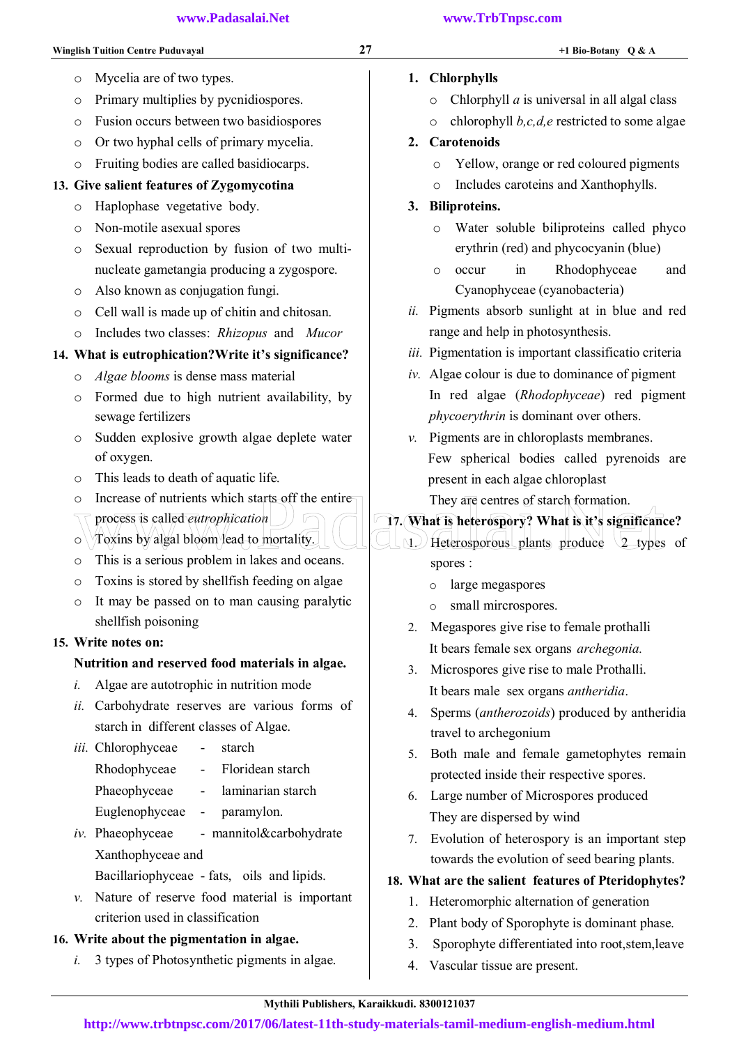- Mycelia are of two types.
- Primary multiplies by pycnidiospores.
- Fusion occurs between two basidiospores
- Or two hyphal cells of primary mycelia.
- Fruiting bodies are called basidiocarps.

**13. Give salient features of Zygomycotina**

- Haplophase vegetative body.
- Non-motile asexual spores
- Sexual reproduction by fusion of two multi-nucleate gametangia producing a zygospore.
- Also known as conjugation fungi.
- Cell wall is made up of chitin and chitosan.
- Includes two classes: *Rhizopus* and *Mucor*

**14. What is eutrophication?Write it's significance?**

- *Algae blooms* is dense mass material
- Formed due to high nutrient availability, by sewage fertilizers
- Sudden explosive growth algae deplete water of oxygen.
- This leads to death of aquatic life.
- Increase of nutrients which starts off the entire process is called *eutrophication*
- Toxins by algal bloom lead to mortality.
- This is a serious problem in lakes and oceans.
- Toxins is stored by shellfish feeding on algae
- It may be passed on to man causing paralytic shellfish poisoning

**15. Write notes on:**

**Nutrition and reserved food materials in algae.**

*i.* Algae are autotrophic in nutrition mode

*ii.* Carbohydrate reserves are various forms of starch in different classes of Algae.

*iii.* Chlorophyceae - starch
Rhodophyceae - Floridean starch
Phaeophyceae - laminarian starch
Euglenophyceae - paramylon.

*iv.* Phaeophyceae - mannitol&carbohydrate
Xanthophyceae and
Bacillariophyceae - fats, oils and lipids.

*v.* Nature of reserve food material is important criterion used in classification

**16. Write about the pigmentation in algae.**

*i.* 3 types of Photosynthetic pigments in algae.

1. **Chlorphylls**
   - Chlorphyll *a* is universal in all algal class
   - chlorophyll *b,c,d,e* restricted to some algae
2. **Carotenoids**
   - Yellow, orange or red coloured pigments
   - Includes caroteins and Xanthophylls.
3. **Biliproteins.**
   - Water soluble biliproteins called phyco erythrin (red) and phycocyanin (blue)
   - occur in Rhodophyceae and Cyanophyceae (cyanobacteria)

*ii.* Pigments absorb sunlight at in blue and red range and help in photosynthesis.

*iii.* Pigmentation is important classificatio criteria

*iv.* Algae colour is due to dominance of pigment
In red algae (*Rhodophyceae*) red pigment *phycoerythrin* is dominant over others.

*v.* Pigments are in chloroplasts membranes.
Few spherical bodies called pyrenoids are present in each algae chloroplast
They are centres of starch formation.

**17. What is heterospory? What is it's significance?**

1. Heterosporous plants produce 2 types of spores :
   - large megaspores
   - small mircrospores.
2. Megaspores give rise to female prothalli
   It bears female sex organs *archegonia.*
3. Microspores give rise to male Prothalli.
   It bears male sex organs *antheridia*.
4. Sperms (*antherozoids*) produced by antheridia travel to archegonium
5. Both male and female gametophytes remain protected inside their respective spores.
6. Large number of Microspores produced
   They are dispersed by wind
7. Evolution of heterospory is an important step towards the evolution of seed bearing plants.

**18. What are the salient features of Pteridophytes?**

1. Heteromorphic alternation of generation
2. Plant body of Sporophyte is dominant phase.
3. Sporophyte differentiated into root,stem,leave
4. Vascular tissue are present.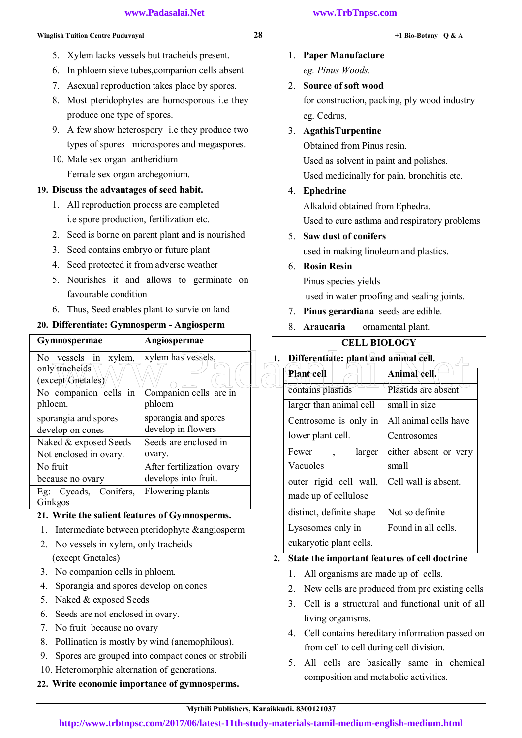5. Xylem lacks vessels but tracheids present.
6. In phloem sieve tubes,companion cells absent
7. Asexual reproduction takes place by spores.
8. Most pteridophytes are homosporous i.e they produce one type of spores.
9. A few show heterospory i.e they produce two types of spores microspores and megaspores.
10. Male sex organ antheridium
    Female sex organ archegonium.

**19. Discuss the advantages of seed habit.**

1. All reproduction process are completed i.e spore production, fertilization etc.
2. Seed is borne on parent plant and is nourished
3. Seed contains embryo or future plant
4. Seed protected it from adverse weather
5. Nourishes it and allows to germinate on favourable condition
6. Thus, Seed enables plant to survie on land

**20. Differentiate: Gymnosperm - Angiosperm**

| Gymnospermae | Angiospermae |
|---|---|
| No vessels in xylem, only tracheids (except Gnetales) | xylem has vessels, |
| No companion cells in phloem. | Companion cells are in phloem |
| sporangia and spores develop on cones | sporangia and spores develop in flowers |
| Naked & exposed Seeds Not enclosed in ovary. | Seeds are enclosed in ovary. |
| No fruit because no ovary | After fertilization ovary develops into fruit. |
| Eg: Cycads, Conifers, Ginkgos | Flowering plants |

**21. Write the salient features of Gymnosperms.**

1. Intermediate between pteridophyte &angiosperm
2. No vessels in xylem, only tracheids (except Gnetales)
3. No companion cells in phloem.
4. Sporangia and spores develop on cones
5. Naked & exposed Seeds
6. Seeds are not enclosed in ovary.
7. No fruit because no ovary
8. Pollination is mostly by wind (anemophilous).
9. Spores are grouped into compact cones or strobili
10. Heteromorphic alternation of generations.

**22. Write economic importance of gymnosperms.**

1. **Paper Manufacture**
   eg. *Pinus Woods.*
2. **Source of soft wood**
   for construction, packing, ply wood industry
   eg. Cedrus,
3. **AgathisTurpentine**
   Obtained from Pinus resin.
   Used as solvent in paint and polishes.
   Used medicinally for pain, bronchitis etc.
4. **Ephedrine**
   Alkaloid obtained from Ephedra.
   Used to cure asthma and respiratory problems
5. **Saw dust of conifers**
   used in making linoleum and plastics.
6. **Rosin Resin**
   Pinus species yields
   used in water proofing and sealing joints.
7. **Pinus gerardiana** seeds are edible.
8. **Araucaria** ornamental plant.

## CELL BIOLOGY

**1. Differentiate: plant and animal cell.**

| Plant cell | Animal cell. |
|---|---|
| contains plastids | Plastids are absent |
| larger than animal cell | small in size |
| Centrosome is only in lower plant cell. | All animal cells have Centrosomes |
| Fewer , larger Vacuoles | either absent or very small |
| outer rigid cell wall, made up of cellulose | Cell wall is absent. |
| distinct, definite shape | Not so definite |
| Lysosomes only in eukaryotic plant cells. | Found in all cells. |

**2. State the important features of cell doctrine**

1. All organisms are made up of cells.
2. New cells are produced from pre existing cells
3. Cell is a structural and functional unit of all living organisms.
4. Cell contains hereditary information passed on from cell to cell during cell division.
5. All cells are basically same in chemical composition and metabolic activities.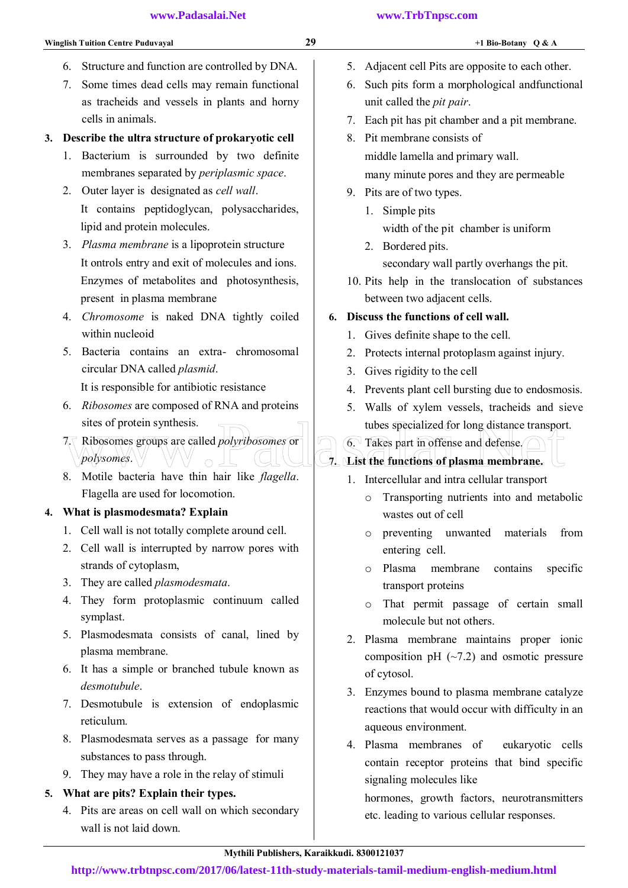6. Structure and function are controlled by DNA.
7. Some times dead cells may remain functional as tracheids and vessels in plants and horny cells in animals.

**3. Describe the ultra structure of prokaryotic cell**

1. Bacterium is surrounded by two definite membranes separated by *periplasmic space*.
2. Outer layer is designated as *cell wall*.
   It contains peptidoglycan, polysaccharides, lipid and protein molecules.
3. *Plasma membrane* is a lipoprotein structure
   It ontrols entry and exit of molecules and ions.
   Enzymes of metabolites and photosynthesis, present in plasma membrane
4. *Chromosome* is naked DNA tightly coiled within nucleoid
5. Bacteria contains an extra- chromosomal circular DNA called *plasmid*.
   It is responsible for antibiotic resistance
6. *Ribosomes* are composed of RNA and proteins sites of protein synthesis.
7. Ribosomes groups are called *polyribosomes* or *polysomes*.
8. Motile bacteria have thin hair like *flagella*. Flagella are used for locomotion.

**4. What is plasmodesmata? Explain**

1. Cell wall is not totally complete around cell.
2. Cell wall is interrupted by narrow pores with strands of cytoplasm,
3. They are called *plasmodesmata*.
4. They form protoplasmic continuum called symplast.
5. Plasmodesmata consists of canal, lined by plasma membrane.
6. It has a simple or branched tubule known as *desmotubule*.
7. Desmotubule is extension of endoplasmic reticulum.
8. Plasmodesmata serves as a passage for many substances to pass through.
9. They may have a role in the relay of stimuli

**5. What are pits? Explain their types.**

4. Pits are areas on cell wall on which secondary wall is not laid down.
5. Adjacent cell Pits are opposite to each other.
6. Such pits form a morphological andfunctional unit called the *pit pair*.
7. Each pit has pit chamber and a pit membrane.
8. Pit membrane consists of
   middle lamella and primary wall.
   many minute pores and they are permeable
9. Pits are of two types.
   1. Simple pits
      width of the pit chamber is uniform
   2. Bordered pits.
      secondary wall partly overhangs the pit.
10. Pits help in the translocation of substances between two adjacent cells.

**6. Discuss the functions of cell wall.**

1. Gives definite shape to the cell.
2. Protects internal protoplasm against injury.
3. Gives rigidity to the cell
4. Prevents plant cell bursting due to endosmosis.
5. Walls of xylem vessels, tracheids and sieve tubes specialized for long distance transport.
6. Takes part in offense and defense.

**7. List the functions of plasma membrane.**

1. Intercellular and intra cellular transport
   - Transporting nutrients into and metabolic wastes out of cell
   - preventing unwanted materials from entering cell.
   - Plasma membrane contains specific transport proteins
   - That permit passage of certain small molecule but not others.
2. Plasma membrane maintains proper ionic composition pH (~7.2) and osmotic pressure of cytosol.
3. Enzymes bound to plasma membrane catalyze reactions that would occur with difficulty in an aqueous environment.
4. Plasma membranes of eukaryotic cells contain receptor proteins that bind specific signaling molecules like
   hormones, growth factors, neurotransmitters etc. leading to various cellular responses.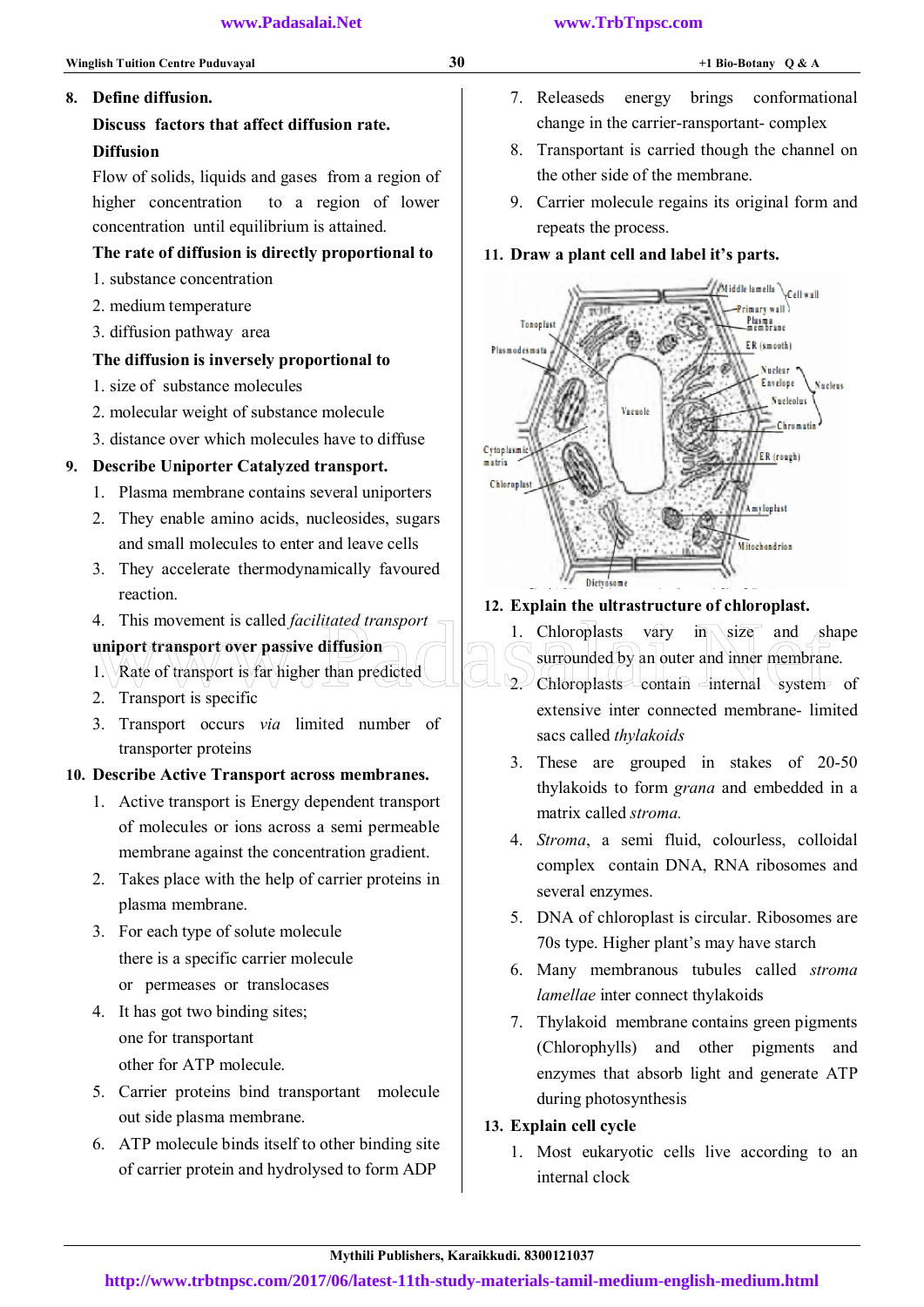**8. Define diffusion.**

**Discuss factors that affect diffusion rate.**

**Diffusion**

Flow of solids, liquids and gases from a region of higher concentration to a region of lower concentration until equilibrium is attained.

**The rate of diffusion is directly proportional to**

1. substance concentration
2. medium temperature
3. diffusion pathway area

**The diffusion is inversely proportional to**

1. size of substance molecules
2. molecular weight of substance molecule
3. distance over which molecules have to diffuse

**9. Describe Uniporter Catalyzed transport.**

1. Plasma membrane contains several uniporters
2. They enable amino acids, nucleosides, sugars and small molecules to enter and leave cells
3. They accelerate thermodynamically favoured reaction.
4. This movement is called *facilitated transport*

**uniport transport over passive diffusion**

1. Rate of transport is far higher than predicted
2. Transport is specific
3. Transport occurs *via* limited number of transporter proteins

**10. Describe Active Transport across membranes.**

1. Active transport is Energy dependent transport of molecules or ions across a semi permeable membrane against the concentration gradient.
2. Takes place with the help of carrier proteins in plasma membrane.
3. For each type of solute molecule there is a specific carrier molecule or permeases or translocases
4. It has got two binding sites; one for transportant other for ATP molecule.
5. Carrier proteins bind transportant molecule out side plasma membrane.
6. ATP molecule binds itself to other binding site of carrier protein and hydrolysed to form ADP
7. Releaseds energy brings conformational change in the carrier-ransportant- complex
8. Transportant is carried though the channel on the other side of the membrane.
9. Carrier molecule regains its original form and repeats the process.

**11. Draw a plant cell and label it's parts.**

Middle lamella, Cell wall, Primary wall, Plasma membrane, ER (smooth), Tonoplast, Plasmodesmata, Nuclear Envelope, Nucleus, Nucleolus, Chromatin, Vacuole, Cytoplasmic matrix, Chloroplast, ER (rough), Amyloplast, Mitochondrion, Dictyosome

**12. Explain the ultrastructure of chloroplast.**

1. Chloroplasts vary in size and shape surrounded by an outer and inner membrane.
2. Chloroplasts contain internal system of extensive inter connected membrane- limited sacs called *thylakoids*
3. These are grouped in stakes of 20-50 thylakoids to form *grana* and embedded in a matrix called *stroma.*
4. *Stroma*, a semi fluid, colourless, colloidal complex contain DNA, RNA ribosomes and several enzymes.
5. DNA of chloroplast is circular. Ribosomes are 70s type. Higher plant's may have starch
6. Many membranous tubules called *stroma lamellae* inter connect thylakoids
7. Thylakoid membrane contains green pigments (Chlorophylls) and other pigments and enzymes that absorb light and generate ATP during photosynthesis

**13. Explain cell cycle**

1. Most eukaryotic cells live according to an internal clock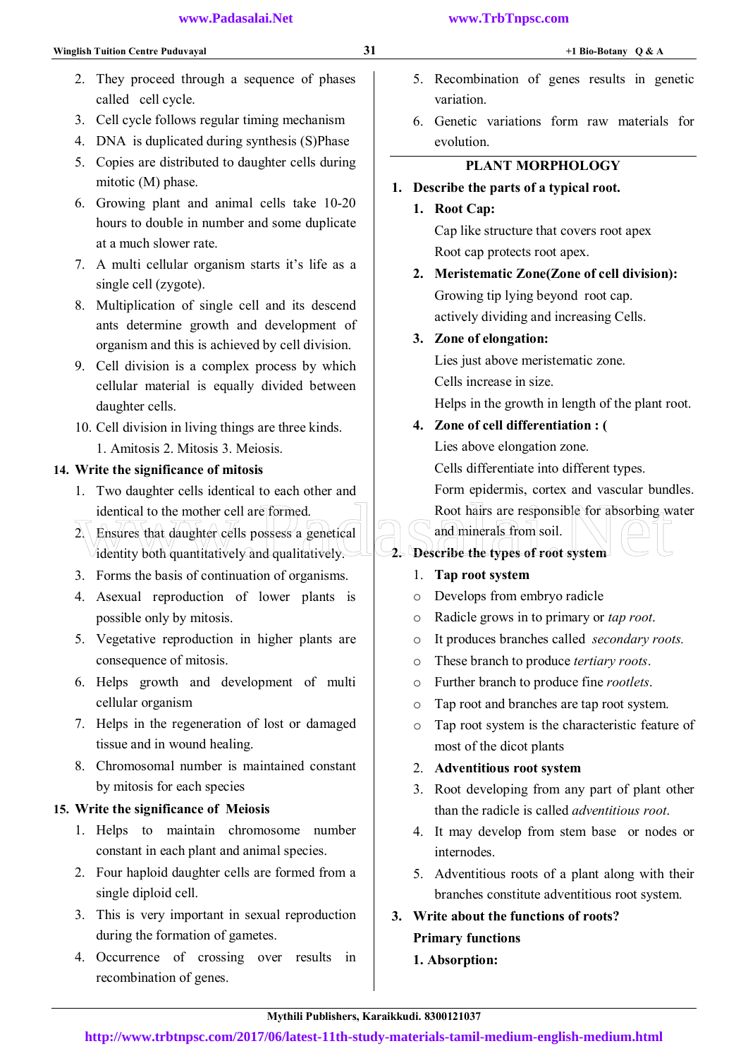2. They proceed through a sequence of phases called cell cycle.
3. Cell cycle follows regular timing mechanism
4. DNA is duplicated during synthesis (S)Phase
5. Copies are distributed to daughter cells during mitotic (M) phase.
6. Growing plant and animal cells take 10-20 hours to double in number and some duplicate at a much slower rate.
7. A multi cellular organism starts it's life as a single cell (zygote).
8. Multiplication of single cell and its descend ants determine growth and development of organism and this is achieved by cell division.
9. Cell division is a complex process by which cellular material is equally divided between daughter cells.
10. Cell division in living things are three kinds.
    1. Amitosis 2. Mitosis 3. Meiosis.

**14. Write the significance of mitosis**

1. Two daughter cells identical to each other and identical to the mother cell are formed.
2. Ensures that daughter cells possess a genetical identity both quantitatively and qualitatively.
3. Forms the basis of continuation of organisms.
4. Asexual reproduction of lower plants is possible only by mitosis.
5. Vegetative reproduction in higher plants are consequence of mitosis.
6. Helps growth and development of multi cellular organism
7. Helps in the regeneration of lost or damaged tissue and in wound healing.
8. Chromosomal number is maintained constant by mitosis for each species

**15. Write the significance of Meiosis**

1. Helps to maintain chromosome number constant in each plant and animal species.
2. Four haploid daughter cells are formed from a single diploid cell.
3. This is very important in sexual reproduction during the formation of gametes.
4. Occurrence of crossing over results in recombination of genes.
5. Recombination of genes results in genetic variation.
6. Genetic variations form raw materials for evolution.

## PLANT MORPHOLOGY

**1. Describe the parts of a typical root.**

1. **Root Cap:**
   Cap like structure that covers root apex
   Root cap protects root apex.
2. **Meristematic Zone(Zone of cell division):**
   Growing tip lying beyond root cap.
   actively dividing and increasing Cells.
3. **Zone of elongation:**
   Lies just above meristematic zone.
   Cells increase in size.
   Helps in the growth in length of the plant root.
4. **Zone of cell differentiation : (**
   Lies above elongation zone.
   Cells differentiate into different types.
   Form epidermis, cortex and vascular bundles.
   Root hairs are responsible for absorbing water and minerals from soil.

**2. Describe the types of root system**

1. **Tap root system**
   - Develops from embryo radicle
   - Radicle grows in to primary or *tap root*.
   - It produces branches called *secondary roots*.
   - These branch to produce *tertiary roots*.
   - Further branch to produce fine *rootlets*.
   - Tap root and branches are tap root system.
   - Tap root system is the characteristic feature of most of the dicot plants
2. **Adventitious root system**
3. Root developing from any part of plant other than the radicle is called *adventitious root*.
4. It may develop from stem base or nodes or internodes.
5. Adventitious roots of a plant along with their branches constitute adventitious root system.

**3. Write about the functions of roots?**

**Primary functions**

**1. Absorption:**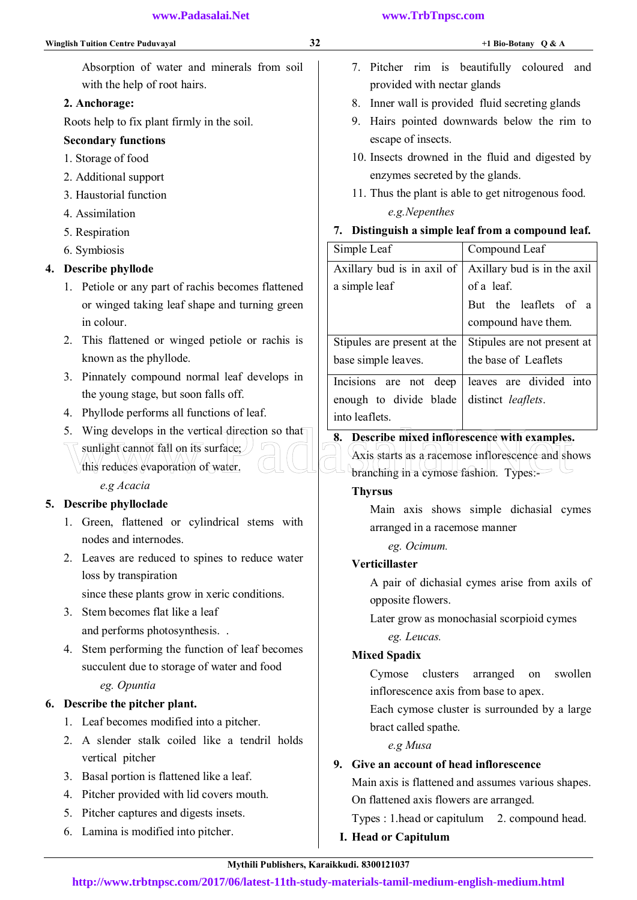Absorption of water and minerals from soil with the help of root hairs.

**2. Anchorage:**

Roots help to fix plant firmly in the soil.

**Secondary functions**

1. Storage of food
2. Additional support
3. Haustorial function
4. Assimilation
5. Respiration
6. Symbiosis

**4. Describe phyllode**

1. Petiole or any part of rachis becomes flattened or winged taking leaf shape and turning green in colour.
2. This flattened or winged petiole or rachis is known as the phyllode.
3. Pinnately compound normal leaf develops in the young stage, but soon falls off.
4. Phyllode performs all functions of leaf.
5. Wing develops in the vertical direction so that sunlight cannot fall on its surface; this reduces evaporation of water.

*e.g Acacia*

**5. Describe phylloclade**

1. Green, flattened or cylindrical stems with nodes and internodes.
2. Leaves are reduced to spines to reduce water loss by transpiration since these plants grow in xeric conditions.
3. Stem becomes flat like a leaf and performs photosynthesis. .
4. Stem performing the function of leaf becomes succulent due to storage of water and food

*eg. Opuntia*

**6. Describe the pitcher plant.**

1. Leaf becomes modified into a pitcher.
2. A slender stalk coiled like a tendril holds vertical pitcher
3. Basal portion is flattened like a leaf.
4. Pitcher provided with lid covers mouth.
5. Pitcher captures and digests insets.
6. Lamina is modified into pitcher.
7. Pitcher rim is beautifully coloured and provided with nectar glands
8. Inner wall is provided fluid secreting glands
9. Hairs pointed downwards below the rim to escape of insects.
10. Insects drowned in the fluid and digested by enzymes secreted by the glands.
11. Thus the plant is able to get nitrogenous food.

*e.g.Nepenthes*

**7. Distinguish a simple leaf from a compound leaf.**

| Simple Leaf | Compound Leaf |
|---|---|
| Axillary bud is in axil of a simple leaf | Axillary bud is in the axil of a leaf. But the leaflets of a compound have them. |
| Stipules are present at the base simple leaves. | Stipules are not present at the base of Leaflets |
| Incisions are not deep enough to divide blade into leaflets. | leaves are divided into distinct *leaflets*. |

**8. Describe mixed inflorescence with examples.**

Axis starts as a racemose inflorescence and shows branching in a cymose fashion. Types:-

**Thyrsus**

Main axis shows simple dichasial cymes arranged in a racemose manner

*eg. Ocimum.*

**Verticillaster**

A pair of dichasial cymes arise from axils of opposite flowers.

Later grow as monochasial scorpioid cymes

*eg. Leucas.*

**Mixed Spadix**

Cymose clusters arranged on swollen inflorescence axis from base to apex.

Each cymose cluster is surrounded by a large bract called spathe.

*e.g Musa*

**9. Give an account of head inflorescence**

Main axis is flattened and assumes various shapes.

On flattened axis flowers are arranged.

Types : 1.head or capitulum 2. compound head.

**I. Head or Capitulum**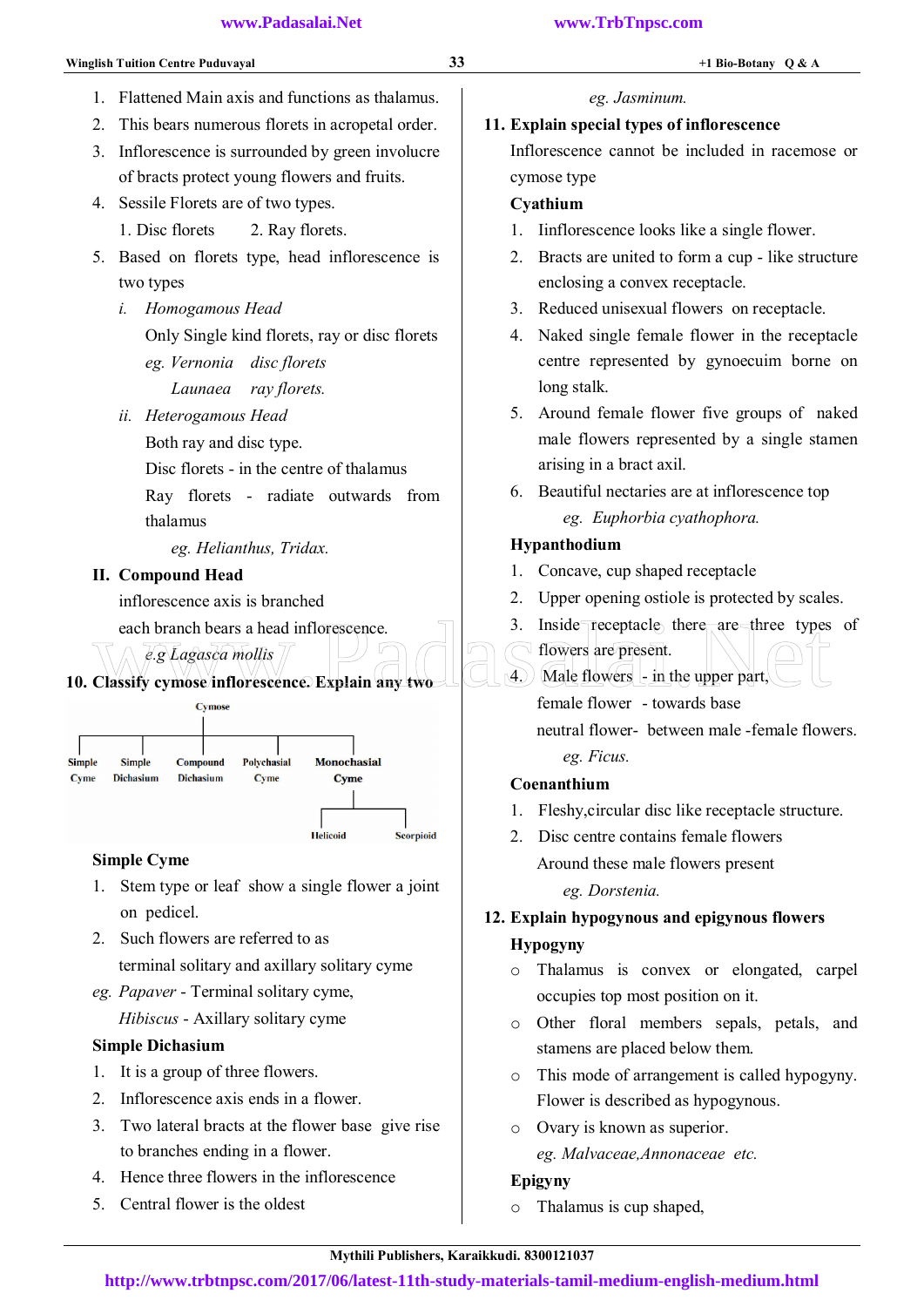1. Flattened Main axis and functions as thalamus.
2. This bears numerous florets in acropetal order.
3. Inflorescence is surrounded by green involucre of bracts protect young flowers and fruits.
4. Sessile Florets are of two types.
   1. Disc florets 2. Ray florets.
5. Based on florets type, head inflorescence is two types
   - *i. Homogamous Head*
     Only Single kind florets, ray or disc florets
     *eg. Vernonia disc florets*
     *Launaea ray florets.*
   - *ii. Heterogamous Head*
     Both ray and disc type.
     Disc florets - in the centre of thalamus
     Ray florets - radiate outwards from thalamus
     *eg. Helianthus, Tridax.*

**II. Compound Head**

inflorescence axis is branched

each branch bears a head inflorescence.

*e.g Lagasca mollis*

**10. Classify cymose inflorescence. Explain any two**

Cymose
- Simple Cyme
- Simple Dichasium
- Compound Dichasium
- Polychasial Cyme
- Monochasial Cyme
  - Helicoid
  - Scorpioid

**Simple Cyme**

1. Stem type or leaf show a single flower a joint on pedicel.
2. Such flowers are referred to as terminal solitary and axillary solitary cyme

*eg. Papaver* - Terminal solitary cyme,
*Hibiscus* - Axillary solitary cyme

**Simple Dichasium**

1. It is a group of three flowers.
2. Inflorescence axis ends in a flower.
3. Two lateral bracts at the flower base give rise to branches ending in a flower.
4. Hence three flowers in the inflorescence
5. Central flower is the oldest

*eg. Jasminum.*

**11. Explain special types of inflorescence**

Inflorescence cannot be included in racemose or cymose type

**Cyathium**

1. Iinflorescence looks like a single flower.
2. Bracts are united to form a cup - like structure enclosing a convex receptacle.
3. Reduced unisexual flowers on receptacle.
4. Naked single female flower in the receptacle centre represented by gynoecuim borne on long stalk.
5. Around female flower five groups of naked male flowers represented by a single stamen arising in a bract axil.
6. Beautiful nectaries are at inflorescence top
   *eg. Euphorbia cyathophora.*

**Hypanthodium**

1. Concave, cup shaped receptacle
2. Upper opening ostiole is protected by scales.
3. Inside receptacle there are three types of flowers are present.
4. Male flowers - in the upper part,
   female flower - towards base
   neutral flower- between male -female flowers.
   *eg. Ficus.*

**Coenanthium**

1. Fleshy,circular disc like receptacle structure.
2. Disc centre contains female flowers
   Around these male flowers present
   *eg. Dorstenia.*

**12. Explain hypogynous and epigynous flowers**

**Hypogyny**

- Thalamus is convex or elongated, carpel occupies top most position on it.
- Other floral members sepals, petals, and stamens are placed below them.
- This mode of arrangement is called hypogyny. Flower is described as hypogynous.
- Ovary is known as superior.

*eg. Malvaceae,Annonaceae etc.*

**Epigyny**

- Thalamus is cup shaped,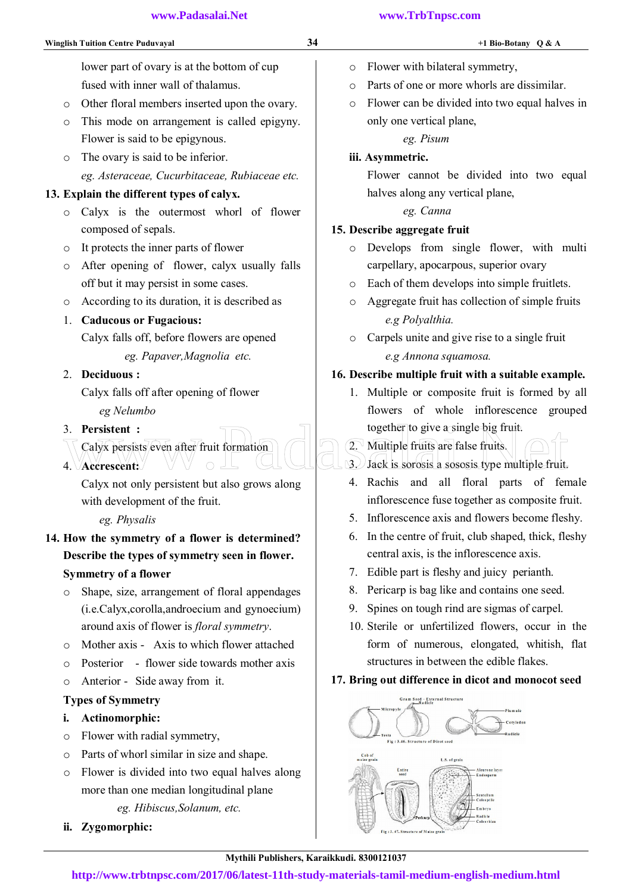lower part of ovary is at the bottom of cup fused with inner wall of thalamus.

- Other floral members inserted upon the ovary.
- This mode on arrangement is called epigyny. Flower is said to be epigynous.
- The ovary is said to be inferior.

  *eg. Asteraceae, Cucurbitaceae, Rubiaceae etc.*

**13. Explain the different types of calyx.**

- Calyx is the outermost whorl of flower composed of sepals.
- It protects the inner parts of flower
- After opening of flower, calyx usually falls off but it may persist in some cases.
- According to its duration, it is described as

1. **Caducous or Fugacious:**
   Calyx falls off, before flowers are opened
   *eg. Papaver,Magnolia etc.*
2. **Deciduous :**
   Calyx falls off after opening of flower
   *eg Nelumbo*
3. **Persistent :**
   Calyx persists even after fruit formation
4. **Accrescent:**
   Calyx not only persistent but also grows along with development of the fruit.
   *eg. Physalis*

**14. How the symmetry of a flower is determined? Describe the types of symmetry seen in flower.**

**Symmetry of a flower**

- Shape, size, arrangement of floral appendages (i.e.Calyx,corolla,androecium and gynoecium) around axis of flower is *floral symmetry*.
- Mother axis - Axis to which flower attached
- Posterior - flower side towards mother axis
- Anterior - Side away from it.

**Types of Symmetry**

**i. Actinomorphic:**

- Flower with radial symmetry,
- Parts of whorl similar in size and shape.
- Flower is divided into two equal halves along more than one median longitudinal plane

  *eg. Hibiscus,Solanum, etc.*

**ii. Zygomorphic:**

- Flower with bilateral symmetry,
- Parts of one or more whorls are dissimilar.
- Flower can be divided into two equal halves in only one vertical plane,

  *eg. Pisum*

**iii. Asymmetric.**

Flower cannot be divided into two equal halves along any vertical plane,

*eg. Canna*

**15. Describe aggregate fruit**

- Develops from single flower, with multi carpellary, apocarpous, superior ovary
- Each of them develops into simple fruitlets.
- Aggregate fruit has collection of simple fruits

  *e.g Polyalthia.*
- Carpels unite and give rise to a single fruit

  *e.g Annona squamosa.*

**16. Describe multiple fruit with a suitable example.**

1. Multiple or composite fruit is formed by all flowers of whole inflorescence grouped together to give a single big fruit.
2. Multiple fruits are false fruits.
3. Jack is sorosis a sososis type multiple fruit.
4. Rachis and all floral parts of female inflorescence fuse together as composite fruit.
5. Inflorescence axis and flowers become fleshy.
6. In the centre of fruit, club shaped, thick, fleshy central axis, is the inflorescence axis.
7. Edible part is fleshy and juicy perianth.
8. Pericarp is bag like and contains one seed.
9. Spines on tough rind are sigmas of carpel.
10. Sterile or unfertilized flowers, occur in the form of numerous, elongated, whitish, flat structures in between the edible flakes.

**17. Bring out difference in dicot and monocot seed**

Gram Seed - External Structure: Micropyle, Radicle, Testa, Plumule, Cotyledon, Radicle

Fig : 3.46. Structure of Dicot seed

Cob of maize grain, Entire seed, Pericarp, L.S. of grain: Aleurone layer, Endosperm, Scutellum, Coleoptile, Embryo, Radicle, Coleorhiza

Fig : 3.47. Structure of Maize grain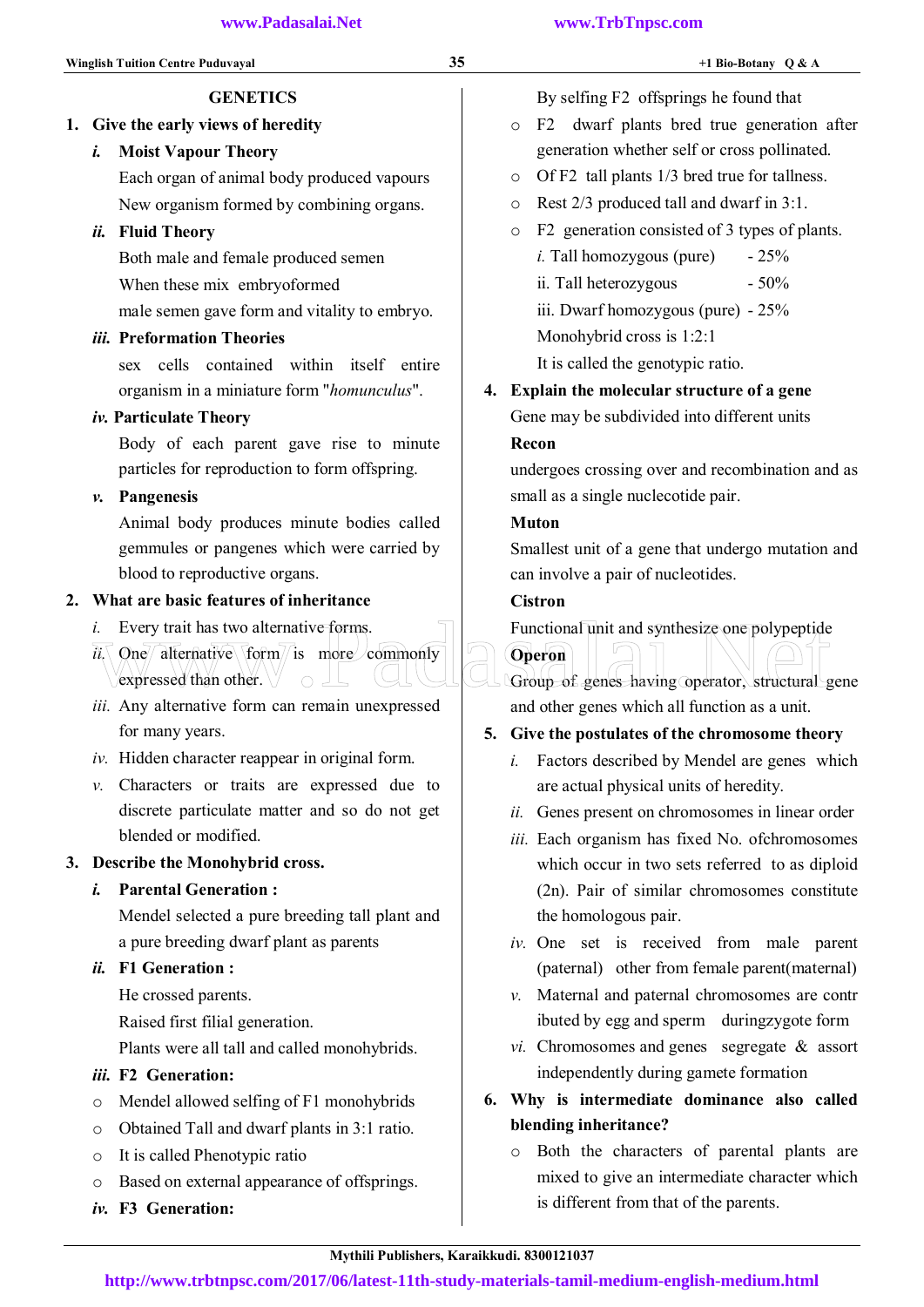## GENETICS

**1. Give the early views of heredity**

***i.* Moist Vapour Theory**

Each organ of animal body produced vapours

New organism formed by combining organs.

***ii.* Fluid Theory**

Both male and female produced semen

When these mix embryoformed

male semen gave form and vitality to embryo.

***iii.* Preformation Theories**

sex cells contained within itself entire organism in a miniature form "*homunculus*".

***iv.* Particulate Theory**

Body of each parent gave rise to minute particles for reproduction to form offspring.

***v.* Pangenesis**

Animal body produces minute bodies called gemmules or pangenes which were carried by blood to reproductive organs.

**2. What are basic features of inheritance**

*i.* Every trait has two alternative forms.

*ii.* One alternative form is more commonly expressed than other.

*iii.* Any alternative form can remain unexpressed for many years.

*iv.* Hidden character reappear in original form.

*v.* Characters or traits are expressed due to discrete particulate matter and so do not get blended or modified.

**3. Describe the Monohybrid cross.**

***i.* Parental Generation :**

Mendel selected a pure breeding tall plant and a pure breeding dwarf plant as parents

***ii.* F1 Generation :**

He crossed parents.

Raised first filial generation.

Plants were all tall and called monohybrids.

***iii.* F2 Generation:**

- Mendel allowed selfing of F1 monohybrids
- Obtained Tall and dwarf plants in 3:1 ratio.
- It is called Phenotypic ratio
- Based on external appearance of offsprings.

***iv.* F3 Generation:**

By selfing F2 offsprings he found that

- F2 dwarf plants bred true generation after generation whether self or cross pollinated.
- Of F2 tall plants 1/3 bred true for tallness.
- Rest 2/3 produced tall and dwarf in 3:1.
- F2 generation consisted of 3 types of plants.

  *i.* Tall homozygous (pure) - 25%

  ii. Tall heterozygous - 50%

  iii. Dwarf homozygous (pure) - 25%

  Monohybrid cross is 1:2:1

  It is called the genotypic ratio.

**4. Explain the molecular structure of a gene**

Gene may be subdivided into different units

**Recon**

undergoes crossing over and recombination and as small as a single nucleotide pair.

**Muton**

Smallest unit of a gene that undergo mutation and can involve a pair of nucleotides.

**Cistron**

Functional unit and synthesize one polypeptide

**Operon**

Group of genes having operator, structural gene and other genes which all function as a unit.

**5. Give the postulates of the chromosome theory**

*i.* Factors described by Mendel are genes which are actual physical units of heredity.

*ii.* Genes present on chromosomes in linear order

*iii.* Each organism has fixed No. ofchromosomes which occur in two sets referred to as diploid (2n). Pair of similar chromosomes constitute the homologous pair.

*iv.* One set is received from male parent (paternal) other from female parent(maternal)

*v.* Maternal and paternal chromosomes are contr ibuted by egg and sperm duringzygote form

*vi.* Chromosomes and genes segregate & assort independently during gamete formation

**6. Why is intermediate dominance also called blending inheritance?**

- Both the characters of parental plants are mixed to give an intermediate character which is different from that of the parents.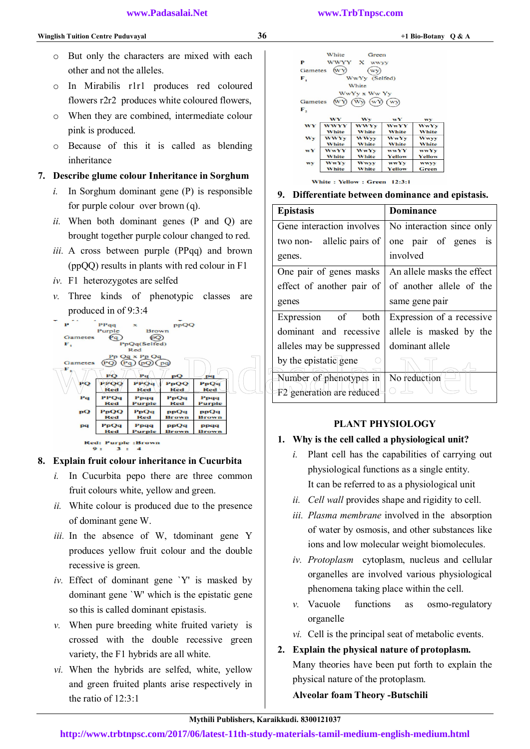- But only the characters are mixed with each other and not the alleles.
- In Mirabilis r1r1 produces red coloured flowers r2r2 produces white coloured flowers,
- When they are combined, intermediate colour pink is produced.
- Because of this it is called as blending inheritance

**7. Describe glume colour Inheritance in Sorghum**

*i.* In Sorghum dominant gene (P) is responsible for purple colour over brown (q).

*ii.* When both dominant genes (P and Q) are brought together purple colour changed to red.

*iii.* A cross between purple (PPqq) and brown (ppQQ) results in plants with red colour in F1

*iv.* F1 heterozygotes are selfed

*v.* Three kinds of phenotypic classes are produced in of 9:3:4

P: PPqq (Purple) × ppQQ (Brown)

Gametes: (Pq) (pQ)

$F_1$: PpQq (Selfed) Red

Pp Qq × Pp Qq

Gametes: (PQ) (Pq) (pQ) (pq)

$F_2$

| | PQ | Pq | pQ | pq |
|---|---|---|---|---|
| PQ | PPQQ Red | PPQq Red | PpQQ Red | PpQq Red |
| Pq | PPQq Red | Ppqq Purple | PpQq Red | Ppqq Purple |
| pQ | PpQQ Red | PpQq Red | ppQQ Brown | ppQq Brown |
| pq | PpQq Red | Ppqq Purple | ppQq Brown | ppqq Brown |

Red: Purple :Brown
9 : 3 : 4

**8. Explain fruit colour inheritance in Cucurbita**

*i.* In Cucurbita pepo there are three common fruit colours white, yellow and green.

*ii.* White colour is produced due to the presence of dominant gene W.

*iii.* In the absence of W, tdominant gene Y produces yellow fruit colour and the double recessive is green.

*iv.* Effect of dominant gene `Y' is masked by dominant gene `W' which is the epistatic gene so this is called dominant epistasis.

*v.* When pure breeding white fruited variety is crossed with the double recessive green variety, the F1 hybrids are all white.

*vi.* When the hybrids are selfed, white, yellow and green fruited plants arise respectively in the ratio of 12:3:1

P: WWYY (White) × wwyy (Green)

Gametes: (WY) (wy)

$F_1$: WwYy (Selfed) White

WwYy x Ww Yy

Gametes: (WY) (Wy) (wY) (wy)

$F_2$

| | WY | Wy | wY | wy |
|---|---|---|---|---|
| WY | WWYY White | WWYy White | WwYY White | WwYy White |
| Wy | WWYy White | WWyy White | WwYy White | Wwyy White |
| wY | WwYY White | WwYy White | wwYY Yellow | wwYy Yellow |
| wy | WwYy White | Wwyy White | wwYy Yellow | wwyy Green |

White : Yellow : Green 12:3:1

**9. Differentiate between dominance and epistasis.**

| Epistasis | Dominance |
|---|---|
| Gene interaction involves two non- allelic pairs of genes. | No interaction since only one pair of genes is involved |
| One pair of genes masks effect of another pair of genes | An allele masks the effect of another allele of the same gene pair |
| Expression of both dominant and recessive alleles may be suppressed by the epistatic gene | Expression of a recessive allele is masked by the dominant allele |
| Number of phenotypes in F2 generation are reduced | No reduction |

## PLANT PHYSIOLOGY

**1. Why is the cell called a physiological unit?**

*i.* Plant cell has the capabilities of carrying out physiological functions as a single entity. It can be referred to as a physiological unit

*ii.* *Cell wall* provides shape and rigidity to cell.

*iii.* *Plasma membrane* involved in the absorption of water by osmosis, and other substances like ions and low molecular weight biomolecules.

*iv.* *Protoplasm* cytoplasm, nucleus and cellular organelles are involved various physiological phenomena taking place within the cell.

*v.* Vacuole functions as osmo-regulatory organelle

*vi.* Cell is the principal seat of metabolic events.

**2. Explain the physical nature of protoplasm.**

Many theories have been put forth to explain the physical nature of the protoplasm.

**Alveolar foam Theory -Butschili**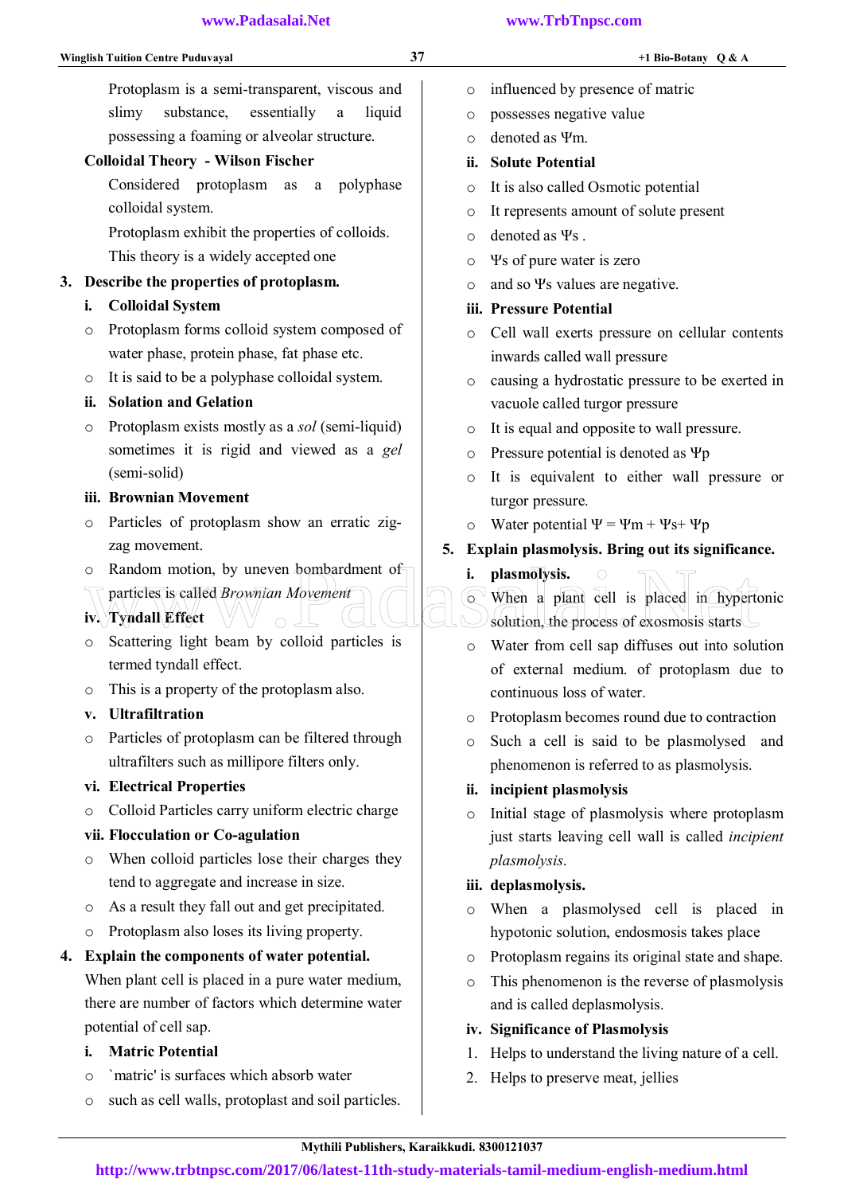Protoplasm is a semi-transparent, viscous and slimy substance, essentially a liquid possessing a foaming or alveolar structure.

**Colloidal Theory - Wilson Fischer**

Considered protoplasm as a polyphase colloidal system.

Protoplasm exhibit the properties of colloids.

This theory is a widely accepted one

**3. Describe the properties of protoplasm.**

**i. Colloidal System**

- Protoplasm forms colloid system composed of water phase, protein phase, fat phase etc.
- It is said to be a polyphase colloidal system.

**ii. Solation and Gelation**

- Protoplasm exists mostly as a *sol* (semi-liquid) sometimes it is rigid and viewed as a *gel* (semi-solid)

**iii. Brownian Movement**

- Particles of protoplasm show an erratic zig-zag movement.
- Random motion, by uneven bombardment of particles is called *Brownian Movement*

**iv. Tyndall Effect**

- Scattering light beam by colloid particles is termed tyndall effect.
- This is a property of the protoplasm also.

**v. Ultrafiltration**

- Particles of protoplasm can be filtered through ultrafilters such as millipore filters only.

**vi. Electrical Properties**

- Colloid Particles carry uniform electric charge

**vii. Flocculation or Co-agulation**

- When colloid particles lose their charges they tend to aggregate and increase in size.
- As a result they fall out and get precipitated.
- Protoplasm also loses its living property.

**4. Explain the components of water potential.**

When plant cell is placed in a pure water medium, there are number of factors which determine water potential of cell sap.

**i. Matric Potential**

- `matric' is surfaces which absorb water
- such as cell walls, protoplast and soil particles.
- influenced by presence of matric
- possesses negative value
- denoted as $\Psi m$.

**ii. Solute Potential**

- It is also called Osmotic potential
- It represents amount of solute present
- denoted as $\Psi s$ .
- $\Psi s$ of pure water is zero
- and so $\Psi s$ values are negative.

**iii. Pressure Potential**

- Cell wall exerts pressure on cellular contents inwards called wall pressure
- causing a hydrostatic pressure to be exerted in vacuole called turgor pressure
- It is equal and opposite to wall pressure.
- Pressure potential is denoted as $\Psi p$
- It is equivalent to either wall pressure or turgor pressure.
- Water potential $\Psi = \Psi m + \Psi s + \Psi p$

**5. Explain plasmolysis. Bring out its significance.**

**i. plasmolysis.**

- When a plant cell is placed in hypertonic solution, the process of exosmosis starts
- Water from cell sap diffuses out into solution of external medium. of protoplasm due to continuous loss of water.
- Protoplasm becomes round due to contraction
- Such a cell is said to be plasmolysed and phenomenon is referred to as plasmolysis.

**ii. incipient plasmolysis**

- Initial stage of plasmolysis where protoplasm just starts leaving cell wall is called *incipient plasmolysis*.

**iii. deplasmolysis.**

- When a plasmolysed cell is placed in hypotonic solution, endosmosis takes place
- Protoplasm regains its original state and shape.
- This phenomenon is the reverse of plasmolysis and is called deplasmolysis.

**iv. Significance of Plasmolysis**

1. Helps to understand the living nature of a cell.
2. Helps to preserve meat, jellies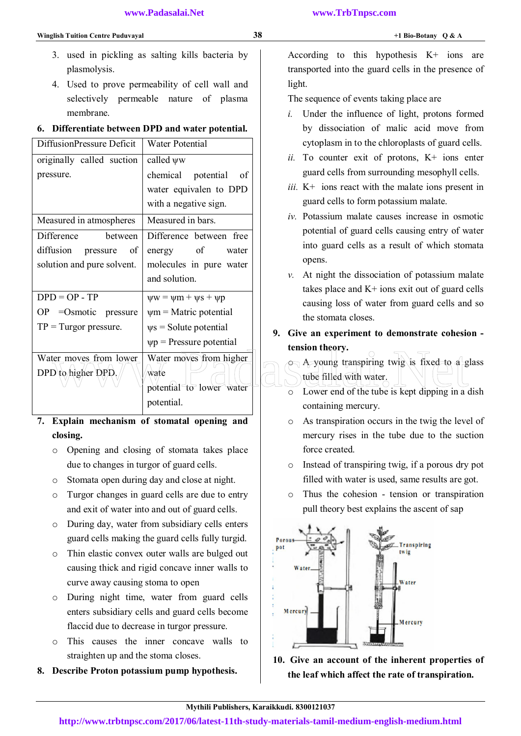3. used in pickling as salting kills bacteria by plasmolysis.
4. Used to prove permeability of cell wall and selectively permeable nature of plasma membrane.

**6. Differentiate between DPD and water potential.**

| DiffusionPressure Deficit | Water Potential |
|---|---|
| originally called suction pressure. | called ψw chemical potential of water equivalen to DPD with a negative sign. |
| Measured in atmospheres | Measured in bars. |
| Difference between diffusion pressure of solution and pure solvent. | Difference between free energy of water molecules in pure water and solution. |
| DPD = OP - TP<br>OP =Osmotic pressure<br>TP = Turgor pressure. | ψw = ψm + ψs + ψp<br>ψm = Matric potential<br>ψs = Solute potential<br>ψp = Pressure potential |
| Water moves from lower DPD to higher DPD. | Water moves from higher wate potential to lower water potential. |

**7. Explain mechanism of stomatal opening and closing.**

- Opening and closing of stomata takes place due to changes in turgor of guard cells.
- Stomata open during day and close at night.
- Turgor changes in guard cells are due to entry and exit of water into and out of guard cells.
- During day, water from subsidiary cells enters guard cells making the guard cells fully turgid.
- Thin elastic convex outer walls are bulged out causing thick and rigid concave inner walls to curve away causing stoma to open
- During night time, water from guard cells enters subsidiary cells and guard cells become flaccid due to decrease in turgor pressure.
- This causes the inner concave walls to straighten up and the stoma closes.

**8. Describe Proton potassium pump hypothesis.**

According to this hypothesis K+ ions are transported into the guard cells in the presence of light.

The sequence of events taking place are

*i.* Under the influence of light, protons formed by dissociation of malic acid move from cytoplasm in to the chloroplasts of guard cells.

*ii.* To counter exit of protons, K+ ions enter guard cells from surrounding mesophyll cells.

*iii.* K+ ions react with the malate ions present in guard cells to form potassium malate.

*iv.* Potassium malate causes increase in osmotic potential of guard cells causing entry of water into guard cells as a result of which stomata opens.

*v.* At night the dissociation of potassium malate takes place and K+ ions exit out of guard cells causing loss of water from guard cells and so the stomata closes.

**9. Give an experiment to demonstrate cohesion - tension theory.**

- A young transpiring twig is fixed to a glass tube filled with water.
- Lower end of the tube is kept dipping in a dish containing mercury.
- As transpiration occurs in the twig the level of mercury rises in the tube due to the suction force created.
- Instead of transpiring twig, if a porous dry pot filled with water is used, same results are got.
- Thus the cohesion - tension or transpiration pull theory best explains the ascent of sap

**10. Give an account of the inherent properties of the leaf which affect the rate of transpiration.**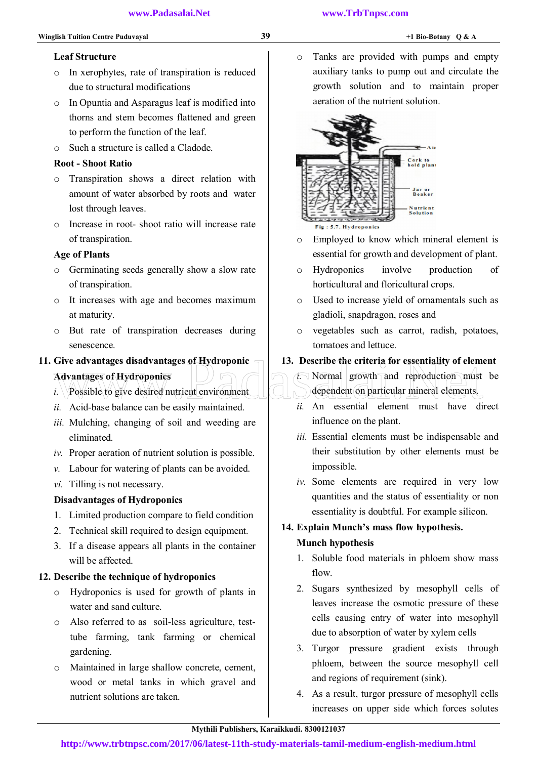**Leaf Structure**

- In xerophytes, rate of transpiration is reduced due to structural modifications
- In Opuntia and Asparagus leaf is modified into thorns and stem becomes flattened and green to perform the function of the leaf.
- Such a structure is called a Cladode.

**Root - Shoot Ratio**

- Transpiration shows a direct relation with amount of water absorbed by roots and water lost through leaves.
- Increase in root- shoot ratio will increase rate of transpiration.

**Age of Plants**

- Germinating seeds generally show a slow rate of transpiration.
- It increases with age and becomes maximum at maturity.
- But rate of transpiration decreases during senescence.

**11. Give advantages disadvantages of Hydroponic**

**Advantages of Hydroponics**

i. Possible to give desired nutrient environment
ii. Acid-base balance can be easily maintained.
iii. Mulching, changing of soil and weeding are eliminated.
iv. Proper aeration of nutrient solution is possible.
v. Labour for watering of plants can be avoided.
vi. Tilling is not necessary.

**Disadvantages of Hydroponics**

1. Limited production compare to field condition
2. Technical skill required to design equipment.
3. If a disease appears all plants in the container will be affected.

**12. Describe the technique of hydroponics**

- Hydroponics is used for growth of plants in water and sand culture.
- Also referred to as soil-less agriculture, test-tube farming, tank farming or chemical gardening.
- Maintained in large shallow concrete, cement, wood or metal tanks in which gravel and nutrient solutions are taken.
- Tanks are provided with pumps and empty auxiliary tanks to pump out and circulate the growth solution and to maintain proper aeration of the nutrient solution.

Air
Cork to hold plant
Jar or Beaker
Nutrient Solution

Fig : 5.7. Hydroponics

- Employed to know which mineral element is essential for growth and development of plant.
- Hydroponics involve production of horticultural and floricultural crops.
- Used to increase yield of ornamentals such as gladioli, snapdragon, roses and
- vegetables such as carrot, radish, potatoes, tomatoes and lettuce.

**13. Describe the criteria for essentiality of element**

i. Normal growth and reproduction must be dependent on particular mineral elements.
ii. An essential element must have direct influence on the plant.
iii. Essential elements must be indispensable and their substitution by other elements must be impossible.
iv. Some elements are required in very low quantities and the status of essentiality or non essentiality is doubtful. For example silicon.

**14. Explain Munch's mass flow hypothesis.**

**Munch hypothesis**

1. Soluble food materials in phloem show mass flow.
2. Sugars synthesized by mesophyll cells of leaves increase the osmotic pressure of these cells causing entry of water into mesophyll due to absorption of water by xylem cells
3. Turgor pressure gradient exists through phloem, between the source mesophyll cell and regions of requirement (sink).
4. As a result, turgor pressure of mesophyll cells increases on upper side which forces solutes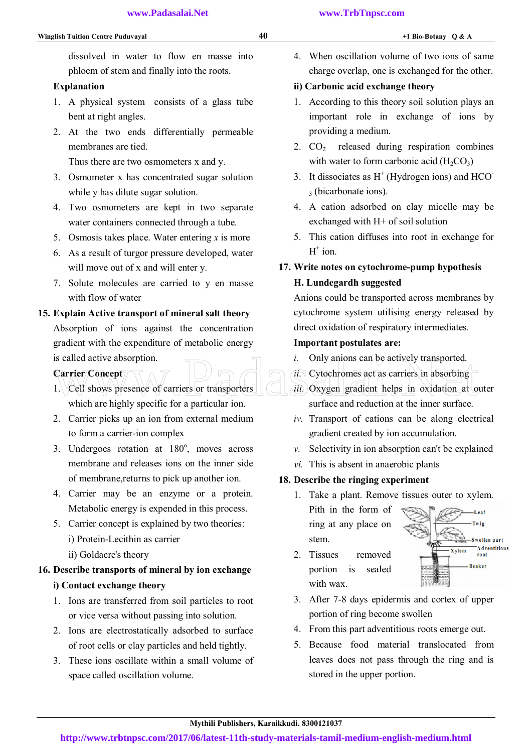dissolved in water to flow en masse into phloem of stem and finally into the roots.

**Explanation**

1. A physical system consists of a glass tube bent at right angles.
2. At the two ends differentially permeable membranes are tied.
   Thus there are two osmometers x and y.
3. Osmometer x has concentrated sugar solution while y has dilute sugar solution.
4. Two osmometers are kept in two separate water containers connected through a tube.
5. Osmosis takes place. Water entering *x* is more
6. As a result of turgor pressure developed, water will move out of x and will enter y.
7. Solute molecules are carried to y en masse with flow of water

**15. Explain Active transport of mineral salt theory**

Absorption of ions against the concentration gradient with the expenditure of metabolic energy is called active absorption.

**Carrier Concept**

1. Cell shows presence of carriers or transporters which are highly specific for a particular ion.
2. Carrier picks up an ion from external medium to form a carrier-ion complex
3. Undergoes rotation at $180^o$, moves across membrane and releases ions on the inner side of membrane,returns to pick up another ion.
4. Carrier may be an enzyme or a protein. Metabolic energy is expended in this process.
5. Carrier concept is explained by two theories:
   i) Protein-Lecithin as carrier
   ii) Goldacre's theory

**16. Describe transports of mineral by ion exchange**

**i) Contact exchange theory**

1. Ions are transferred from soil particles to root or vice versa without passing into solution.
2. Ions are electrostatically adsorbed to surface of root cells or clay particles and held tightly.
3. These ions oscillate within a small volume of space called oscillation volume.
4. When oscillation volume of two ions of same charge overlap, one is exchanged for the other.

**ii) Carbonic acid exchange theory**

1. According to this theory soil solution plays an important role in exchange of ions by providing a medium.
2. $CO_2$ released during respiration combines with water to form carbonic acid ($H_2CO_3$)
3. It dissociates as $H^+$ (Hydrogen ions) and $HCO_3^-$ (bicarbonate ions).
4. A cation adsorbed on clay micelle may be exchanged with H+ of soil solution
5. This cation diffuses into root in exchange for $H^+$ ion.

**17. Write notes on cytochrome-pump hypothesis**

**H. Lundegardh suggested**

Anions could be transported across membranes by cytochrome system utilising energy released by direct oxidation of respiratory intermediates.

**Important postulates are:**

*i.* Only anions can be actively transported.
*ii.* Cytochromes act as carriers in absorbing
*iii.* Oxygen gradient helps in oxidation at outer surface and reduction at the inner surface.
*iv.* Transport of cations can be along electrical gradient created by ion accumulation.
*v.* Selectivity in ion absorption can't be explained
*vi.* This is absent in anaerobic plants

**18. Describe the ringing experiment**

1. Take a plant. Remove tissues outer to xylem. Pith in the form of ring at any place on stem.
2. Tissues removed portion is sealed with wax.
3. After 7-8 days epidermis and cortex of upper portion of ring become swollen
4. From this part adventitious roots emerge out.
5. Because food material translocated from leaves does not pass through the ring and is stored in the upper portion.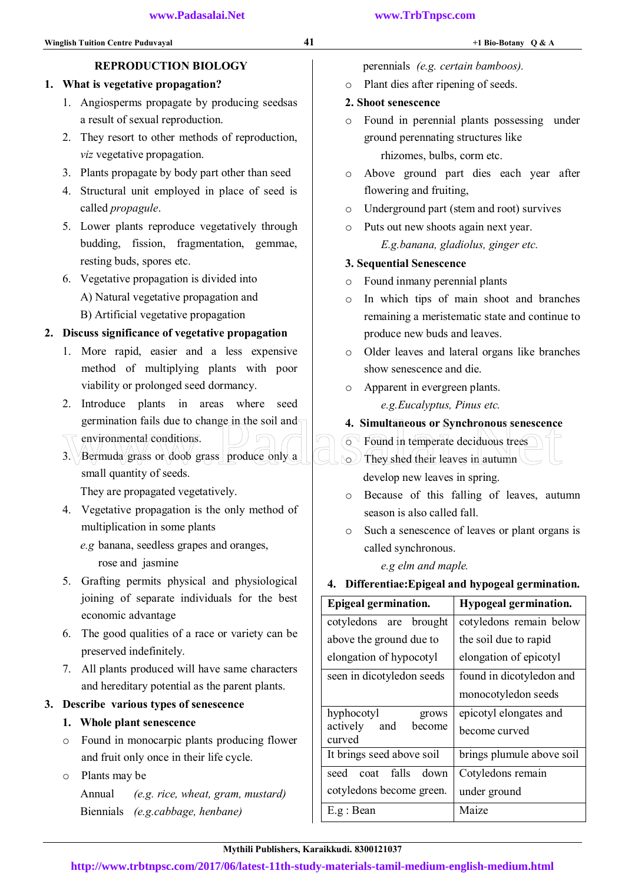## REPRODUCTION BIOLOGY

**1. What is vegetative propagation?**

1. Angiosperms propagate by producing seedsas a result of sexual reproduction.
2. They resort to other methods of reproduction, *viz* vegetative propagation.
3. Plants propagate by body part other than seed
4. Structural unit employed in place of seed is called *propagule*.
5. Lower plants reproduce vegetatively through budding, fission, fragmentation, gemmae, resting buds, spores etc.
6. Vegetative propagation is divided into
   A) Natural vegetative propagation and
   B) Artificial vegetative propagation

**2. Discuss significance of vegetative propagation**

1. More rapid, easier and a less expensive method of multiplying plants with poor viability or prolonged seed dormancy.
2. Introduce plants in areas where seed germination fails due to change in the soil and environmental conditions.
3. Bermuda grass or doob grass produce only a small quantity of seeds.
   They are propagated vegetatively.
4. Vegetative propagation is the only method of multiplication in some plants
   *e.g* banana, seedless grapes and oranges, rose and jasmine
5. Grafting permits physical and physiological joining of separate individuals for the best economic advantage
6. The good qualities of a race or variety can be preserved indefinitely.
7. All plants produced will have same characters and hereditary potential as the parent plants.

**3. Describe various types of senescence**

**1. Whole plant senescence**

- Found in monocarpic plants producing flower and fruit only once in their life cycle.
- Plants may be
  Annual *(e.g. rice, wheat, gram, mustard)*
  Biennials *(e.g.cabbage, henbane)*
  perennials *(e.g. certain bamboos).*
- Plant dies after ripening of seeds.

**2. Shoot senescence**

- Found in perennial plants possessing under ground perennating structures like rhizomes, bulbs, corm etc.
- Above ground part dies each year after flowering and fruiting,
- Underground part (stem and root) survives
- Puts out new shoots again next year.
  *E.g.banana, gladiolus, ginger etc.*

**3. Sequential Senescence**

- Found inmany perennial plants
- In which tips of main shoot and branches remaining a meristematic state and continue to produce new buds and leaves.
- Older leaves and lateral organs like branches show senescence and die.
- Apparent in evergreen plants.
  *e.g.Eucalyptus, Pinus etc.*

**4. Simultaneous or Synchronous senescence**

- Found in temperate deciduous trees
- They shed their leaves in autumn develop new leaves in spring.
- Because of this falling of leaves, autumn season is also called fall.
- Such a senescence of leaves or plant organs is called synchronous.
  *e.g elm and maple.*

**4. Differentiae:Epigeal and hypogeal germination.**

| Epigeal germination. | Hypogeal germination. |
|---|---|
| cotyledons are brought above the ground due to elongation of hypocotyl | cotyledons remain below the soil due to rapid elongation of epicotyl |
| seen in dicotyledon seeds | found in dicotyledon and monocotyledon seeds |
| hyphocotyl grows actively and become curved | epicotyl elongates and become curved |
| It brings seed above soil | brings plumule above soil |
| seed coat falls down cotyledons become green. | Cotyledons remain under ground |
| E.g : Bean | Maize |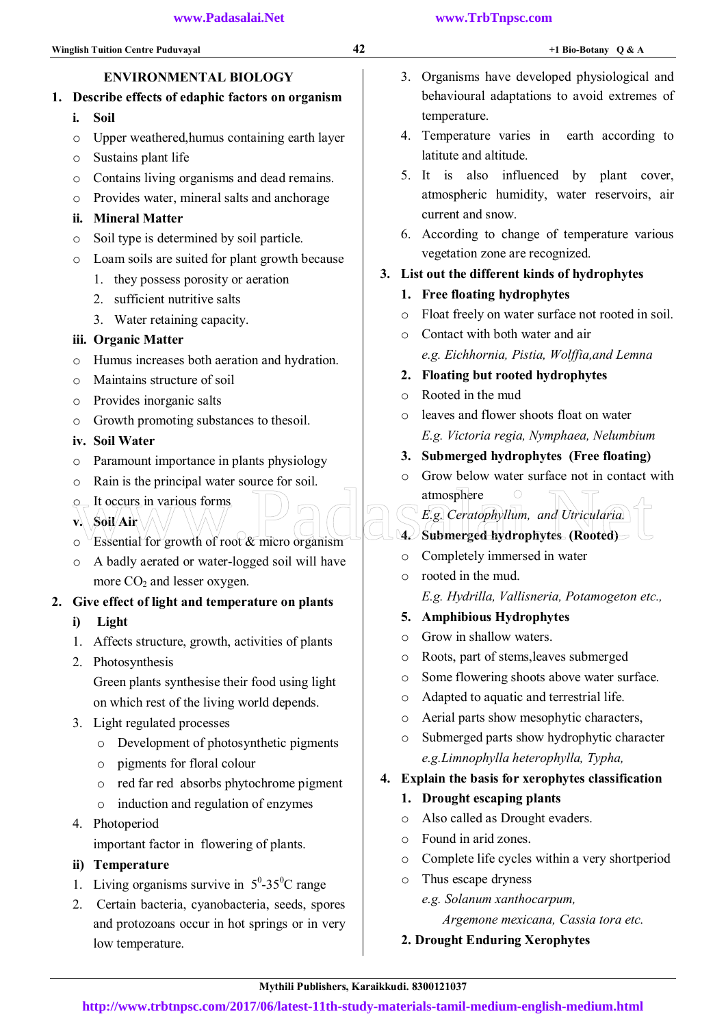## ENVIRONMENTAL BIOLOGY

**1. Describe effects of edaphic factors on organism**

**i. Soil**

- Upper weathered,humus containing earth layer
- Sustains plant life
- Contains living organisms and dead remains.
- Provides water, mineral salts and anchorage

**ii. Mineral Matter**

- Soil type is determined by soil particle.
- Loam soils are suited for plant growth because
  1. they possess porosity or aeration
  2. sufficient nutritive salts
  3. Water retaining capacity.

**iii. Organic Matter**

- Humus increases both aeration and hydration.
- Maintains structure of soil
- Provides inorganic salts
- Growth promoting substances to thesoil.

**iv. Soil Water**

- Paramount importance in plants physiology
- Rain is the principal water source for soil.
- It occurs in various forms

**v. Soil Air**

- Essential for growth of root & micro organism
- A badly aerated or water-logged soil will have more $CO_2$ and lesser oxygen.

**2. Give effect of light and temperature on plants**

**i) Light**

1. Affects structure, growth, activities of plants
2. Photosynthesis
   Green plants synthesise their food using light on which rest of the living world depends.
3. Light regulated processes
   - Development of photosynthetic pigments
   - pigments for floral colour
   - red far red absorbs phytochrome pigment
   - induction and regulation of enzymes
4. Photoperiod
   important factor in flowering of plants.

**ii) Temperature**

1. Living organisms survive in $5^0$-$35^0$C range
2. Certain bacteria, cyanobacteria, seeds, spores and protozoans occur in hot springs or in very low temperature.
3. Organisms have developed physiological and behavioural adaptations to avoid extremes of temperature.
4. Temperature varies in earth according to latitute and altitude.
5. It is also influenced by plant cover, atmospheric humidity, water reservoirs, air current and snow.
6. According to change of temperature various vegetation zone are recognized.

**3. List out the different kinds of hydrophytes**

**1. Free floating hydrophytes**

- Float freely on water surface not rooted in soil.
- Contact with both water and air

  *e.g. Eichhornia, Pistia, Wolffia,and Lemna*

**2. Floating but rooted hydrophytes**

- Rooted in the mud
- leaves and flower shoots float on water

  *E.g. Victoria regia, Nymphaea, Nelumbium*

**3. Submerged hydrophytes (Free floating)**

- Grow below water surface not in contact with atmosphere

  *E.g. Ceratophyllum, and Utricularia.*

**4. Submerged hydrophytes (Rooted)**

- Completely immersed in water
- rooted in the mud.

  *E.g. Hydrilla, Vallisneria, Potamogeton etc.,*

**5. Amphibious Hydrophytes**

- Grow in shallow waters.
- Roots, part of stems,leaves submerged
- Some flowering shoots above water surface.
- Adapted to aquatic and terrestrial life.
- Aerial parts show mesophytic characters,
- Submerged parts show hydrophytic character

  *e.g.Limnophylla heterophylla, Typha,*

**4. Explain the basis for xerophytes classification**

**1. Drought escaping plants**

- Also called as Drought evaders.
- Found in arid zones.
- Complete life cycles within a very shortperiod
- Thus escape dryness

  *e.g. Solanum xanthocarpum, Argemone mexicana, Cassia tora etc.*

**2. Drought Enduring Xerophytes**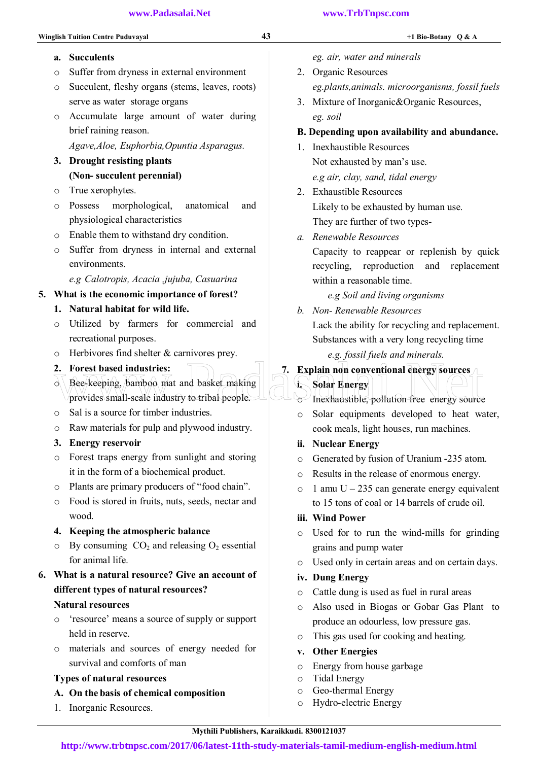**a. Succulents**

- Suffer from dryness in external environment
- Succulent, fleshy organs (stems, leaves, roots) serve as water storage organs
- Accumulate large amount of water during brief raining reason.

  *Agave,Aloe, Euphorbia,Opuntia Asparagus.*

**3. Drought resisting plants (Non- succulent perennial)**

- True xerophytes.
- Possess morphological, anatomical and physiological characteristics
- Enable them to withstand dry condition.
- Suffer from dryness in internal and external environments.

  *e.g Calotropis, Acacia ,jujuba, Casuarina*

**5. What is the economic importance of forest?**

**1. Natural habitat for wild life.**

- Utilized by farmers for commercial and recreational purposes.
- Herbivores find shelter & carnivores prey.

**2. Forest based industries:**

- Bee-keeping, bamboo mat and basket making provides small-scale industry to tribal people.
- Sal is a source for timber industries.
- Raw materials for pulp and plywood industry.

**3. Energy reservoir**

- Forest traps energy from sunlight and storing it in the form of a biochemical product.
- Plants are primary producers of "food chain".
- Food is stored in fruits, nuts, seeds, nectar and wood.

**4. Keeping the atmospheric balance**

- By consuming $CO_2$ and releasing $O_2$ essential for animal life.

**6. What is a natural resource? Give an account of different types of natural resources?**

**Natural resources**

- 'resource' means a source of supply or support held in reserve.
- materials and sources of energy needed for survival and comforts of man

**Types of natural resources**

**A. On the basis of chemical composition**

1. Inorganic Resources.

   *eg. air, water and minerals*

2. Organic Resources

   *eg.plants,animals. microorganisms, fossil fuels*

3. Mixture of Inorganic&Organic Resources,

   *eg. soil*

**B. Depending upon availability and abundance.**

1. Inexhaustible Resources

   Not exhausted by man's use.

   *e.g air, clay, sand, tidal energy*

2. Exhaustible Resources

   Likely to be exhausted by human use.

   They are further of two types-

   a. *Renewable Resources*

   Capacity to reappear or replenish by quick recycling, reproduction and replacement within a reasonable time.

   *e.g Soil and living organisms*

   b. *Non- Renewable Resources*

   Lack the ability for recycling and replacement. Substances with a very long recycling time

   *e.g. fossil fuels and minerals.*

**7. Explain non conventional energy sources**

**i. Solar Energy**

- Inexhaustible, pollution free energy source
- Solar equipments developed to heat water, cook meals, light houses, run machines.

**ii. Nuclear Energy**

- Generated by fusion of Uranium -235 atom.
- Results in the release of enormous energy.
- 1 amu U – 235 can generate energy equivalent to 15 tons of coal or 14 barrels of crude oil.

**iii. Wind Power**

- Used for to run the wind-mills for grinding grains and pump water
- Used only in certain areas and on certain days.

**iv. Dung Energy**

- Cattle dung is used as fuel in rural areas
- Also used in Biogas or Gobar Gas Plant to produce an odourless, low pressure gas.
- This gas used for cooking and heating.

**v. Other Energies**

- Energy from house garbage
- Tidal Energy
- Geo-thermal Energy
- Hydro-electric Energy